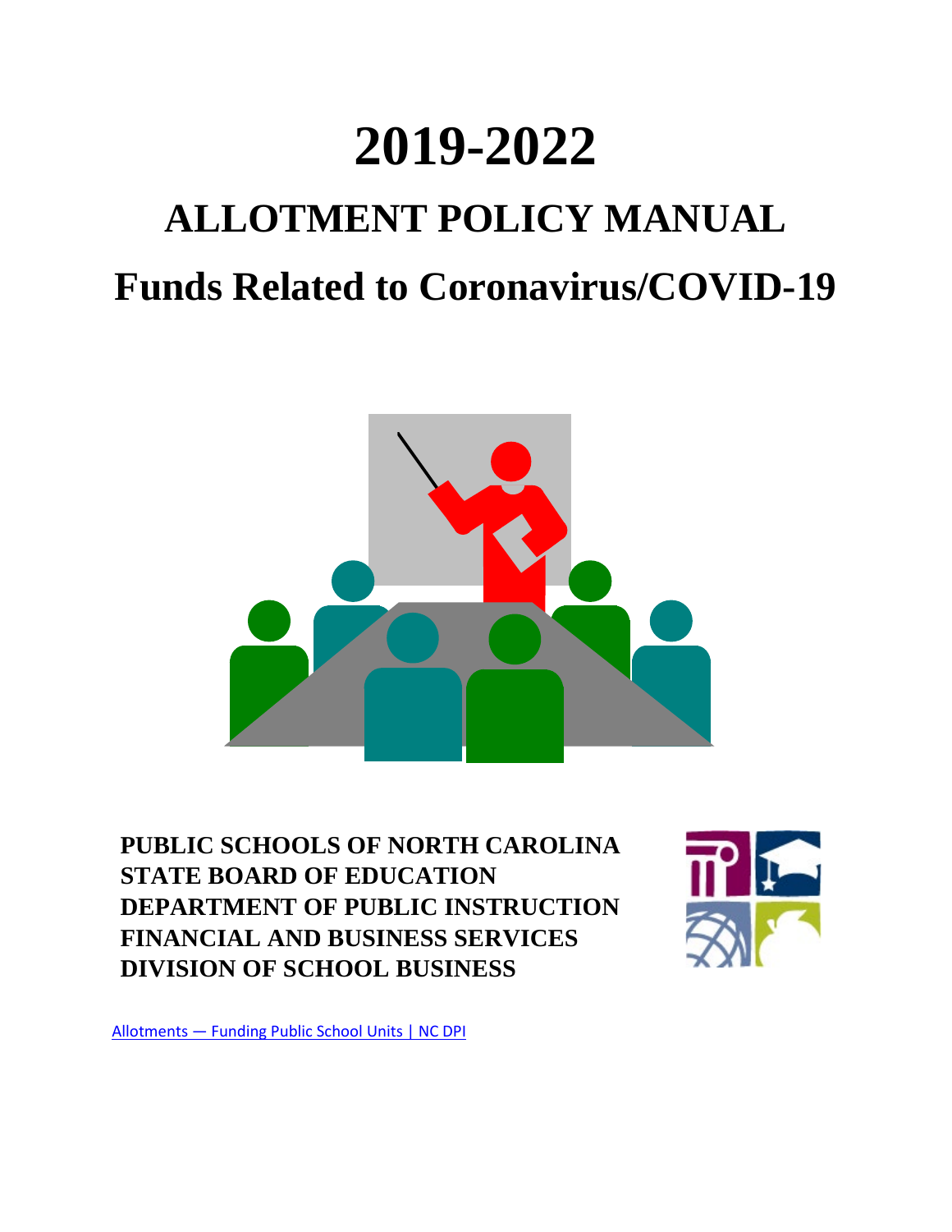# 2019-2022

# ALLOTMENT POLICY MANUAL

# Funds Related to Coronavirus/COVID-19

**PUBLIC SCHOOLS OF NORTH CAROLINA**
**STATE BOARD OF EDUCATION**
**DEPARTMENT OF PUBLIC INSTRUCTION**
**FINANCIAL AND BUSINESS SERVICES**
**DIVISION OF SCHOOL BUSINESS**

[Allotments — Funding Public School Units | NC DPI]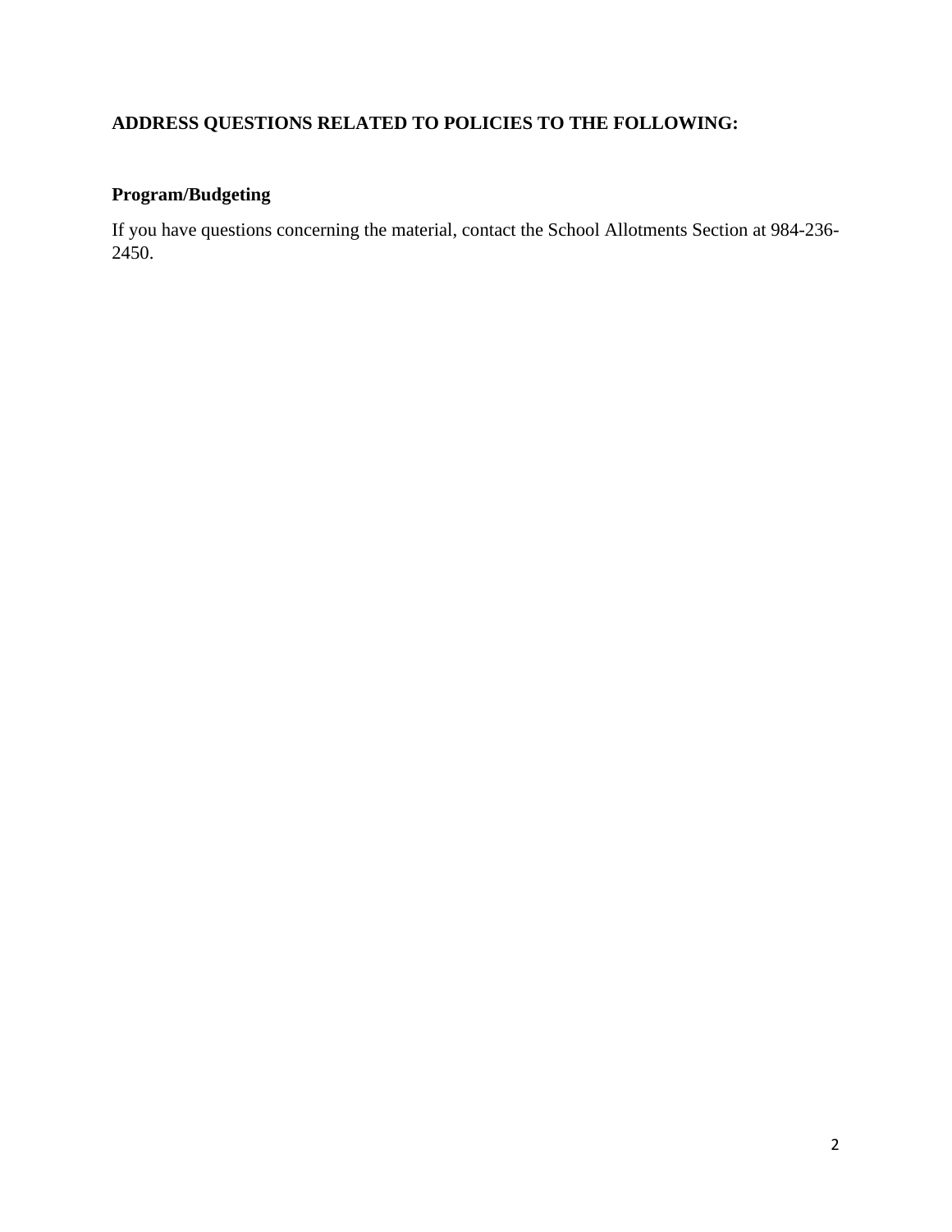**ADDRESS QUESTIONS RELATED TO POLICIES TO THE FOLLOWING:**

**Program/Budgeting**

If you have questions concerning the material, contact the School Allotments Section at 984-236-2450.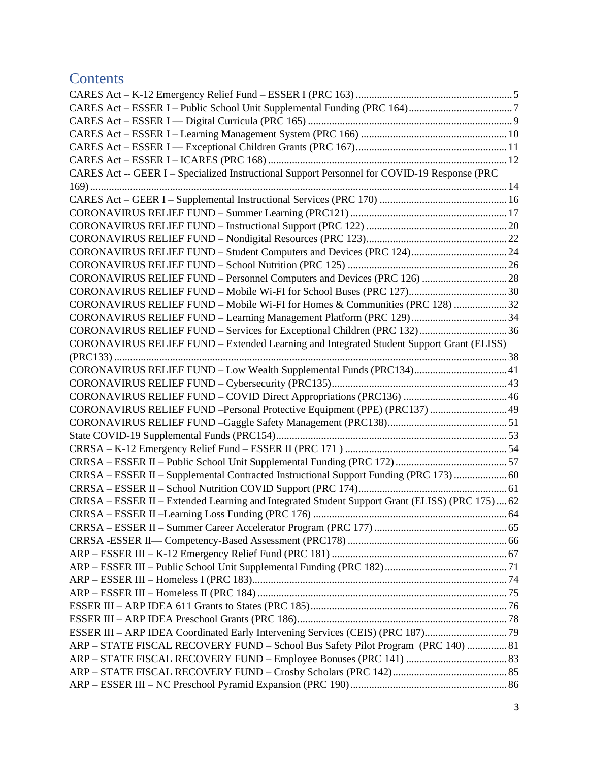# Contents

CARES Act – K-12 Emergency Relief Fund – ESSER I (PRC 163) ........................................................... 5
CARES Act – ESSER I – Public School Unit Supplemental Funding (PRC 164) ....................................... 7
CARES Act – ESSER I — Digital Curricula (PRC 165) ............................................................................ 9
CARES Act – ESSER I – Learning Management System (PRC 166) ....................................................... 10
CARES Act – ESSER I — Exceptional Children Grants (PRC 167) ......................................................... 11
CARES Act – ESSER I – ICARES (PRC 168) ......................................................................................... 12
CARES Act -- GEER I – Specialized Instructional Support Personnel for COVID-19 Response (PRC 169) ........................................................................................................................................... 14
CARES Act – GEER I – Supplemental Instructional Services (PRC 170) ................................................ 16
CORONAVIRUS RELIEF FUND – Summer Learning (PRC121) ........................................................... 17
CORONAVIRUS RELIEF FUND – Instructional Support (PRC 122) ..................................................... 20
CORONAVIRUS RELIEF FUND – Nondigital Resources (PRC 123) ..................................................... 22
CORONAVIRUS RELIEF FUND – Student Computers and Devices (PRC 124) .................................... 24
CORONAVIRUS RELIEF FUND – School Nutrition (PRC 125) ............................................................ 26
CORONAVIRUS RELIEF FUND – Personnel Computers and Devices (PRC 126) ................................ 28
CORONAVIRUS RELIEF FUND – Mobile Wi-FI for School Buses (PRC 127) ..................................... 30
CORONAVIRUS RELIEF FUND – Mobile Wi-FI for Homes & Communities (PRC 128) .................... 32
CORONAVIRUS RELIEF FUND – Learning Management Platform (PRC 129) .................................... 34
CORONAVIRUS RELIEF FUND – Services for Exceptional Children (PRC 132) ................................. 36
CORONAVIRUS RELIEF FUND – Extended Learning and Integrated Student Support Grant (ELISS) (PRC133) ................................................................................................................................... 38
CORONAVIRUS RELIEF FUND – Low Wealth Supplemental Funds (PRC134) ................................... 41
CORONAVIRUS RELIEF FUND – Cybersecurity (PRC135) ................................................................. 43
CORONAVIRUS RELIEF FUND – COVID Direct Appropriations (PRC136) ....................................... 46
CORONAVIRUS RELIEF FUND –Personal Protective Equipment (PPE) (PRC137) ............................. 49
CORONAVIRUS RELIEF FUND –Gaggle Safety Management (PRC138) ............................................. 51
State COVID-19 Supplemental Funds (PRC154) ....................................................................................... 53
CRRSA – K-12 Emergency Relief Fund – ESSER II (PRC 171 ) ............................................................. 54
CRRSA – ESSER II – Public School Unit Supplemental Funding (PRC 172) .......................................... 57
CRRSA – ESSER II – Supplemental Contracted Instructional Support Funding (PRC 173) .................... 60
CRRSA – ESSER II – School Nutrition COVID Support (PRC 174) ........................................................ 61
CRRSA – ESSER II – Extended Learning and Integrated Student Support Grant (ELISS) (PRC 175) .... 62
CRRSA – ESSER II –Learning Loss Funding (PRC 176) ......................................................................... 64
CRRSA – ESSER II – Summer Career Accelerator Program (PRC 177) .................................................. 65
CRRSA -ESSER II— Competency-Based Assessment (PRC178) ............................................................ 66
ARP – ESSER III – K-12 Emergency Relief Fund (PRC 181) .................................................................. 67
ARP – ESSER III – Public School Unit Supplemental Funding (PRC 182) .............................................. 71
ARP – ESSER III – Homeless I (PRC 183) ................................................................................................ 74
ARP – ESSER III – Homeless II (PRC 184) .............................................................................................. 75
ESSER III – ARP IDEA 611 Grants to States (PRC 185) .......................................................................... 76
ESSER III – ARP IDEA Preschool Grants (PRC 186) ............................................................................... 78
ESSER III – ARP IDEA Coordinated Early Intervening Services (CEIS) (PRC 187) ............................... 79
ARP – STATE FISCAL RECOVERY FUND – School Bus Safety Pilot Program (PRC 140) ............... 81
ARP – STATE FISCAL RECOVERY FUND – Employee Bonuses (PRC 141) ...................................... 83
ARP – STATE FISCAL RECOVERY FUND – Crosby Scholars (PRC 142) ........................................... 85
ARP – ESSER III – NC Preschool Pyramid Expansion (PRC 190) ........................................................... 86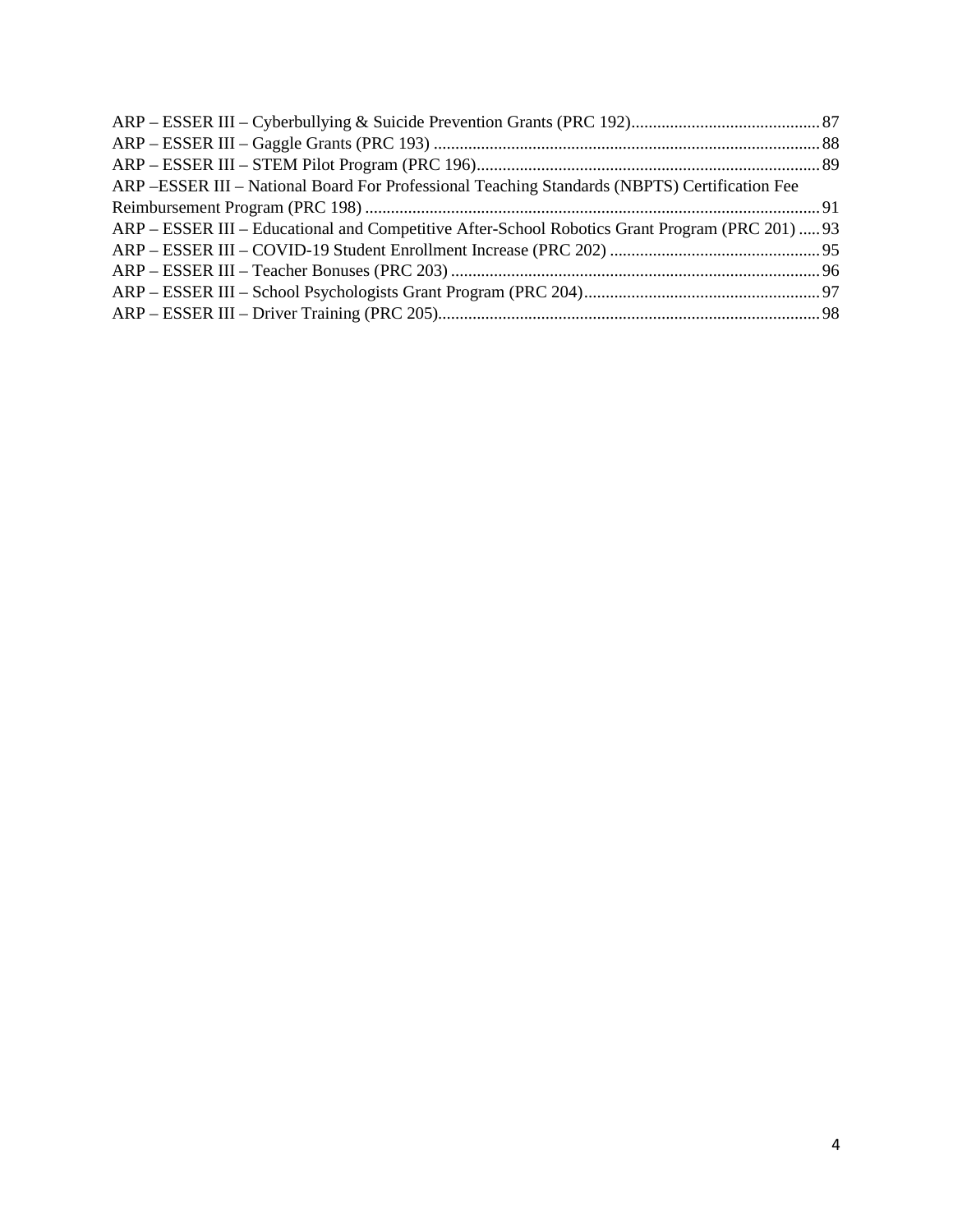ARP – ESSER III – Cyberbullying & Suicide Prevention Grants (PRC 192)............................................87
ARP – ESSER III – Gaggle Grants (PRC 193) ..........................................................................................88
ARP – ESSER III – STEM Pilot Program (PRC 196)................................................................................89
ARP –ESSER III – National Board For Professional Teaching Standards (NBPTS) Certification Fee Reimbursement Program (PRC 198) ..........................................................................................................91
ARP – ESSER III – Educational and Competitive After-School Robotics Grant Program (PRC 201) .....93
ARP – ESSER III – COVID-19 Student Enrollment Increase (PRC 202) .................................................95
ARP – ESSER III – Teacher Bonuses (PRC 203) ......................................................................................96
ARP – ESSER III – School Psychologists Grant Program (PRC 204).......................................................97
ARP – ESSER III – Driver Training (PRC 205).........................................................................................98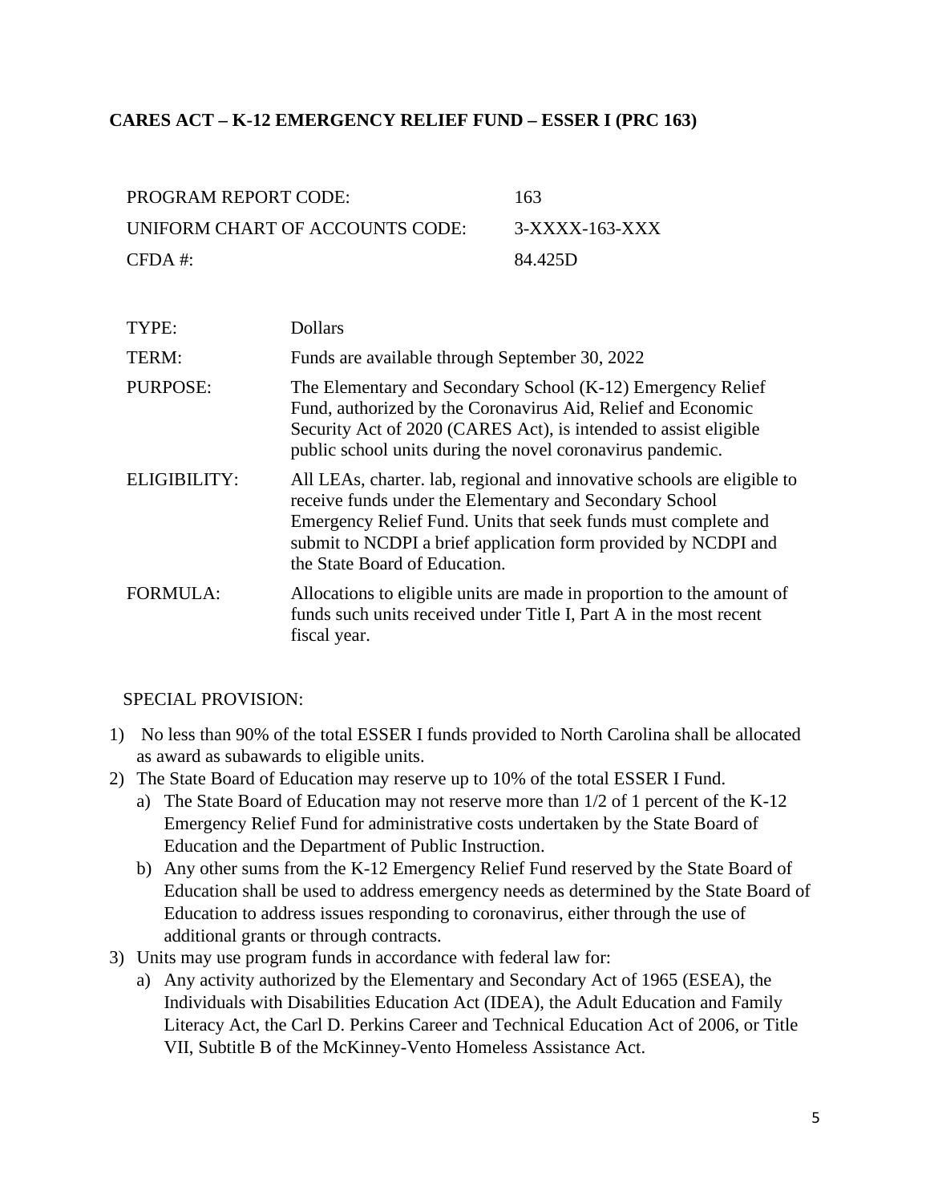## CARES ACT – K-12 EMERGENCY RELIEF FUND – ESSER I (PRC 163)

| | |
|---|---|
| PROGRAM REPORT CODE: | 163 |
| UNIFORM CHART OF ACCOUNTS CODE: | 3-XXXX-163-XXX |
| CFDA #: | 84.425D |

| | |
|---|---|
| TYPE: | Dollars |
| TERM: | Funds are available through September 30, 2022 |
| PURPOSE: | The Elementary and Secondary School (K-12) Emergency Relief Fund, authorized by the Coronavirus Aid, Relief and Economic Security Act of 2020 (CARES Act), is intended to assist eligible public school units during the novel coronavirus pandemic. |
| ELIGIBILITY: | All LEAs, charter. lab, regional and innovative schools are eligible to receive funds under the Elementary and Secondary School Emergency Relief Fund. Units that seek funds must complete and submit to NCDPI a brief application form provided by NCDPI and the State Board of Education. |
| FORMULA: | Allocations to eligible units are made in proportion to the amount of funds such units received under Title I, Part A in the most recent fiscal year. |

SPECIAL PROVISION:

1) No less than 90% of the total ESSER I funds provided to North Carolina shall be allocated as award as subawards to eligible units.
2) The State Board of Education may reserve up to 10% of the total ESSER I Fund.
   a) The State Board of Education may not reserve more than 1/2 of 1 percent of the K-12 Emergency Relief Fund for administrative costs undertaken by the State Board of Education and the Department of Public Instruction.
   b) Any other sums from the K-12 Emergency Relief Fund reserved by the State Board of Education shall be used to address emergency needs as determined by the State Board of Education to address issues responding to coronavirus, either through the use of additional grants or through contracts.
3) Units may use program funds in accordance with federal law for:
   a) Any activity authorized by the Elementary and Secondary Act of 1965 (ESEA), the Individuals with Disabilities Education Act (IDEA), the Adult Education and Family Literacy Act, the Carl D. Perkins Career and Technical Education Act of 2006, or Title VII, Subtitle B of the McKinney-Vento Homeless Assistance Act.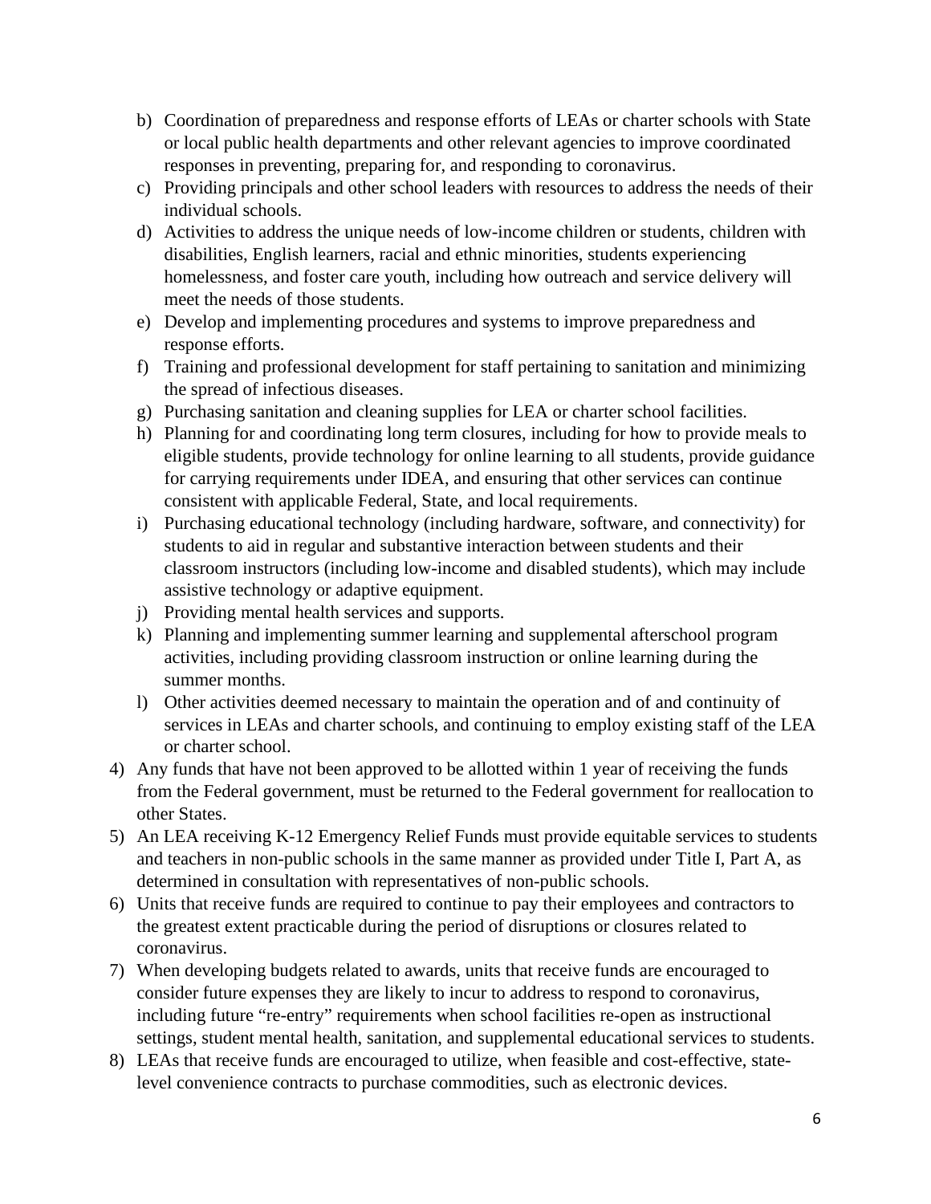b) Coordination of preparedness and response efforts of LEAs or charter schools with State or local public health departments and other relevant agencies to improve coordinated responses in preventing, preparing for, and responding to coronavirus.
c) Providing principals and other school leaders with resources to address the needs of their individual schools.
d) Activities to address the unique needs of low-income children or students, children with disabilities, English learners, racial and ethnic minorities, students experiencing homelessness, and foster care youth, including how outreach and service delivery will meet the needs of those students.
e) Develop and implementing procedures and systems to improve preparedness and response efforts.
f) Training and professional development for staff pertaining to sanitation and minimizing the spread of infectious diseases.
g) Purchasing sanitation and cleaning supplies for LEA or charter school facilities.
h) Planning for and coordinating long term closures, including for how to provide meals to eligible students, provide technology for online learning to all students, provide guidance for carrying requirements under IDEA, and ensuring that other services can continue consistent with applicable Federal, State, and local requirements.
i) Purchasing educational technology (including hardware, software, and connectivity) for students to aid in regular and substantive interaction between students and their classroom instructors (including low-income and disabled students), which may include assistive technology or adaptive equipment.
j) Providing mental health services and supports.
k) Planning and implementing summer learning and supplemental afterschool program activities, including providing classroom instruction or online learning during the summer months.
l) Other activities deemed necessary to maintain the operation and of and continuity of services in LEAs and charter schools, and continuing to employ existing staff of the LEA or charter school.

4) Any funds that have not been approved to be allotted within 1 year of receiving the funds from the Federal government, must be returned to the Federal government for reallocation to other States.
5) An LEA receiving K-12 Emergency Relief Funds must provide equitable services to students and teachers in non-public schools in the same manner as provided under Title I, Part A, as determined in consultation with representatives of non-public schools.
6) Units that receive funds are required to continue to pay their employees and contractors to the greatest extent practicable during the period of disruptions or closures related to coronavirus.
7) When developing budgets related to awards, units that receive funds are encouraged to consider future expenses they are likely to incur to address to respond to coronavirus, including future "re-entry" requirements when school facilities re-open as instructional settings, student mental health, sanitation, and supplemental educational services to students.
8) LEAs that receive funds are encouraged to utilize, when feasible and cost-effective, state-level convenience contracts to purchase commodities, such as electronic devices.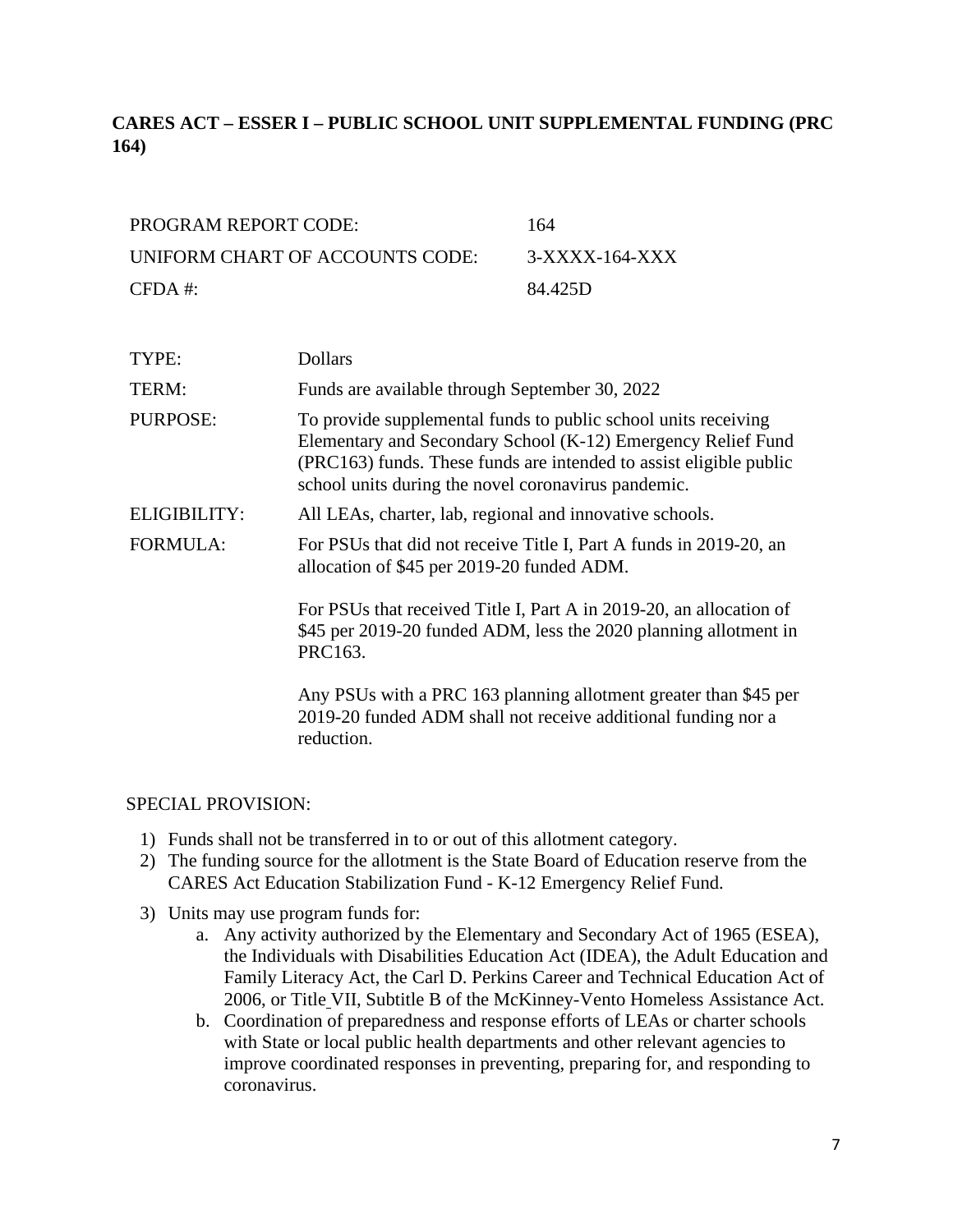## CARES ACT – ESSER I – PUBLIC SCHOOL UNIT SUPPLEMENTAL FUNDING (PRC 164)

| | |
|---|---|
| PROGRAM REPORT CODE: | 164 |
| UNIFORM CHART OF ACCOUNTS CODE: | 3-XXXX-164-XXX |
| CFDA #: | 84.425D |

| | |
|---|---|
| TYPE: | Dollars |
| TERM: | Funds are available through September 30, 2022 |
| PURPOSE: | To provide supplemental funds to public school units receiving Elementary and Secondary School (K-12) Emergency Relief Fund (PRC163) funds. These funds are intended to assist eligible public school units during the novel coronavirus pandemic. |
| ELIGIBILITY: | All LEAs, charter, lab, regional and innovative schools. |
| FORMULA: | For PSUs that did not receive Title I, Part A funds in 2019-20, an allocation of \$45 per 2019-20 funded ADM.<br><br>For PSUs that received Title I, Part A in 2019-20, an allocation of \$45 per 2019-20 funded ADM, less the 2020 planning allotment in PRC163.<br><br>Any PSUs with a PRC 163 planning allotment greater than \$45 per 2019-20 funded ADM shall not receive additional funding nor a reduction. |

SPECIAL PROVISION:

1) Funds shall not be transferred in to or out of this allotment category.
2) The funding source for the allotment is the State Board of Education reserve from the CARES Act Education Stabilization Fund - K-12 Emergency Relief Fund.
3) Units may use program funds for:
   a. Any activity authorized by the Elementary and Secondary Act of 1965 (ESEA), the Individuals with Disabilities Education Act (IDEA), the Adult Education and Family Literacy Act, the Carl D. Perkins Career and Technical Education Act of 2006, or Title VII, Subtitle B of the McKinney-Vento Homeless Assistance Act.
   b. Coordination of preparedness and response efforts of LEAs or charter schools with State or local public health departments and other relevant agencies to improve coordinated responses in preventing, preparing for, and responding to coronavirus.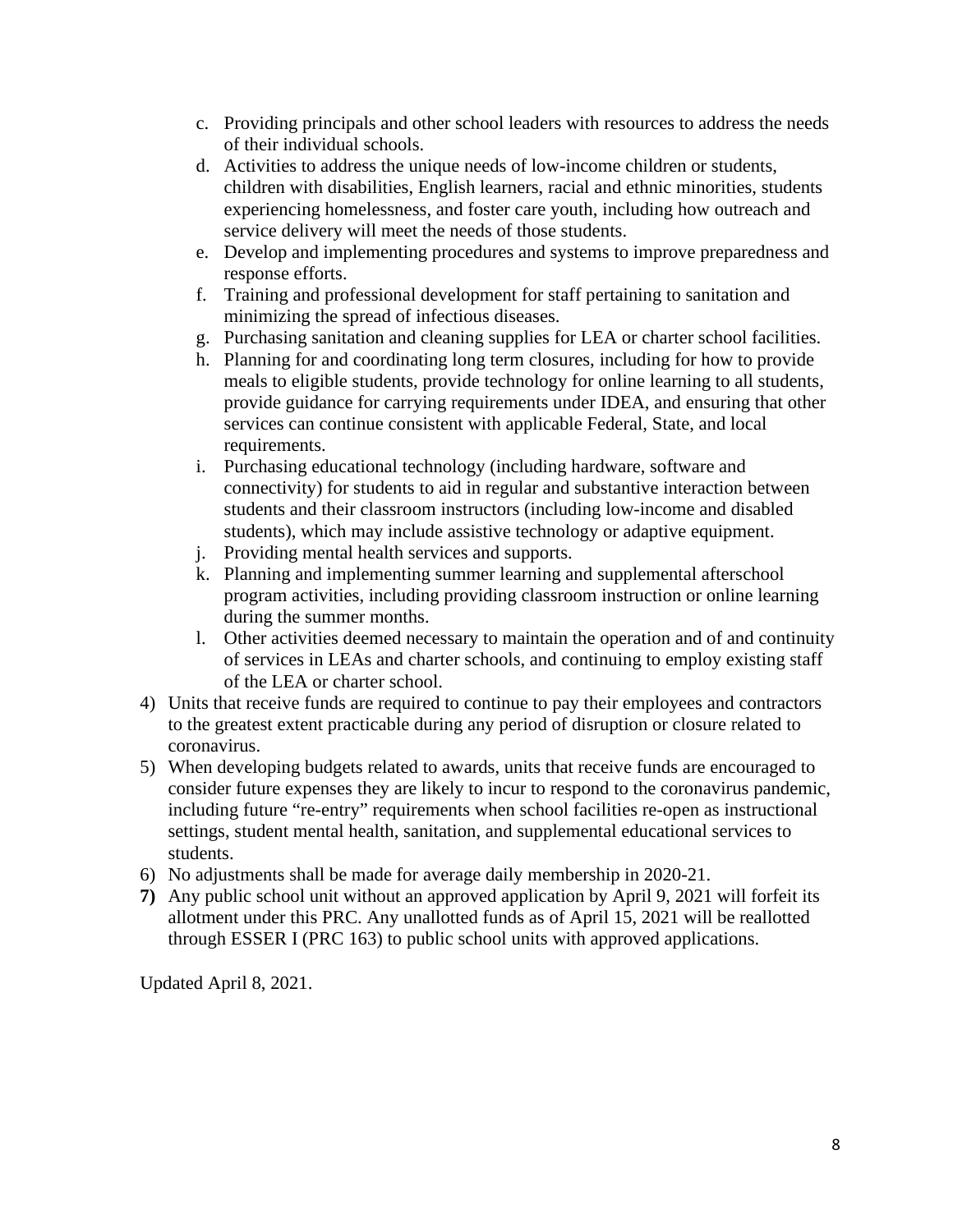c. Providing principals and other school leaders with resources to address the needs of their individual schools.
   d. Activities to address the unique needs of low-income children or students, children with disabilities, English learners, racial and ethnic minorities, students experiencing homelessness, and foster care youth, including how outreach and service delivery will meet the needs of those students.
   e. Develop and implementing procedures and systems to improve preparedness and response efforts.
   f. Training and professional development for staff pertaining to sanitation and minimizing the spread of infectious diseases.
   g. Purchasing sanitation and cleaning supplies for LEA or charter school facilities.
   h. Planning for and coordinating long term closures, including for how to provide meals to eligible students, provide technology for online learning to all students, provide guidance for carrying requirements under IDEA, and ensuring that other services can continue consistent with applicable Federal, State, and local requirements.
   i. Purchasing educational technology (including hardware, software and connectivity) for students to aid in regular and substantive interaction between students and their classroom instructors (including low-income and disabled students), which may include assistive technology or adaptive equipment.
   j. Providing mental health services and supports.
   k. Planning and implementing summer learning and supplemental afterschool program activities, including providing classroom instruction or online learning during the summer months.
   l. Other activities deemed necessary to maintain the operation and of and continuity of services in LEAs and charter schools, and continuing to employ existing staff of the LEA or charter school.

4) Units that receive funds are required to continue to pay their employees and contractors to the greatest extent practicable during any period of disruption or closure related to coronavirus.
5) When developing budgets related to awards, units that receive funds are encouraged to consider future expenses they are likely to incur to respond to the coronavirus pandemic, including future "re-entry" requirements when school facilities re-open as instructional settings, student mental health, sanitation, and supplemental educational services to students.
6) No adjustments shall be made for average daily membership in 2020-21.
**7)** Any public school unit without an approved application by April 9, 2021 will forfeit its allotment under this PRC. Any unallotted funds as of April 15, 2021 will be reallotted through ESSER I (PRC 163) to public school units with approved applications.

Updated April 8, 2021.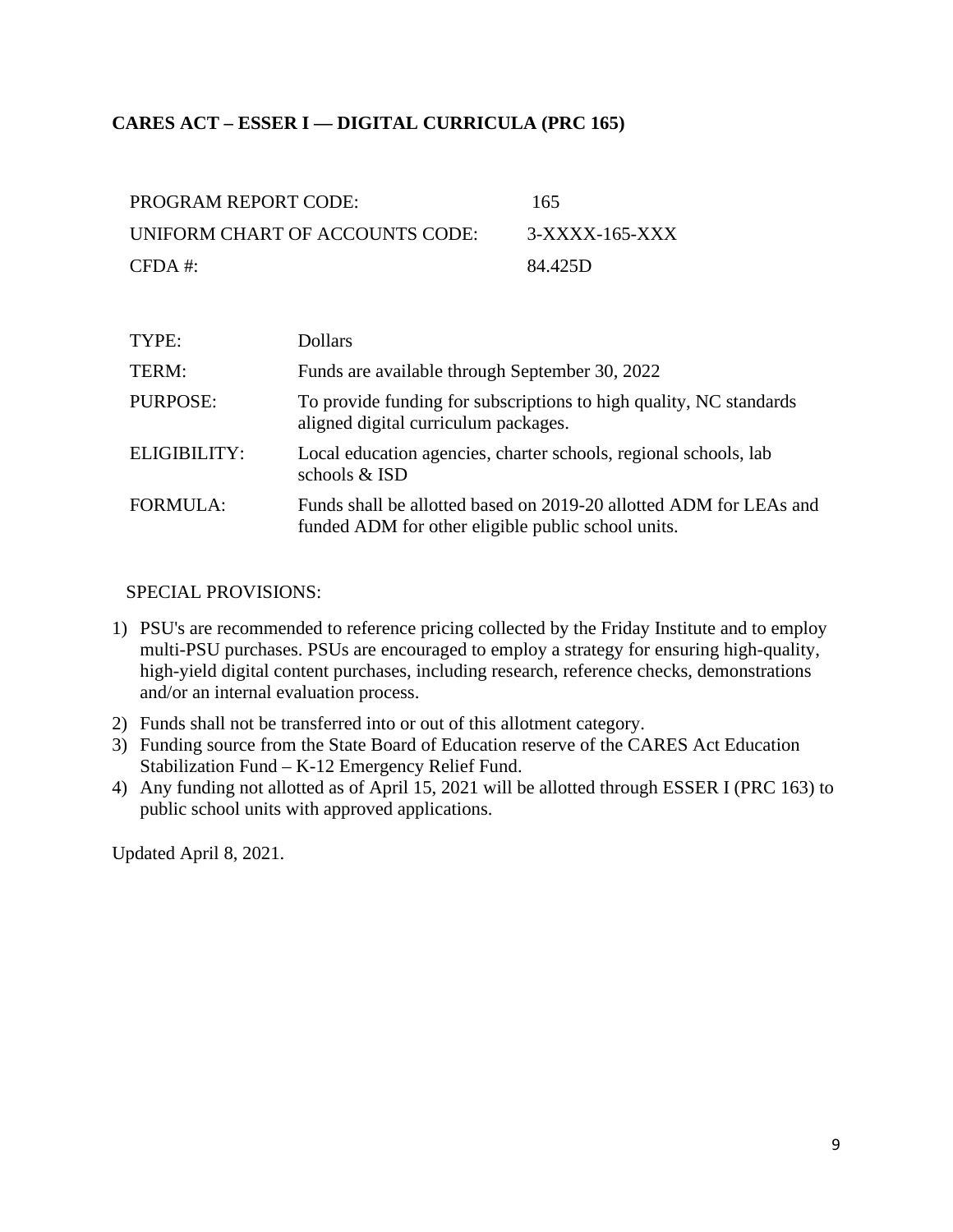## CARES ACT – ESSER I — DIGITAL CURRICULA (PRC 165)

| | |
|---|---|
| PROGRAM REPORT CODE: | 165 |
| UNIFORM CHART OF ACCOUNTS CODE: | 3-XXXX-165-XXX |
| CFDA #: | 84.425D |

| | |
|---|---|
| TYPE: | Dollars |
| TERM: | Funds are available through September 30, 2022 |
| PURPOSE: | To provide funding for subscriptions to high quality, NC standards aligned digital curriculum packages. |
| ELIGIBILITY: | Local education agencies, charter schools, regional schools, lab schools & ISD |
| FORMULA: | Funds shall be allotted based on 2019-20 allotted ADM for LEAs and funded ADM for other eligible public school units. |

SPECIAL PROVISIONS:

1) PSU's are recommended to reference pricing collected by the Friday Institute and to employ multi-PSU purchases. PSUs are encouraged to employ a strategy for ensuring high-quality, high-yield digital content purchases, including research, reference checks, demonstrations and/or an internal evaluation process.
2) Funds shall not be transferred into or out of this allotment category.
3) Funding source from the State Board of Education reserve of the CARES Act Education Stabilization Fund – K-12 Emergency Relief Fund.
4) Any funding not allotted as of April 15, 2021 will be allotted through ESSER I (PRC 163) to public school units with approved applications.

Updated April 8, 2021.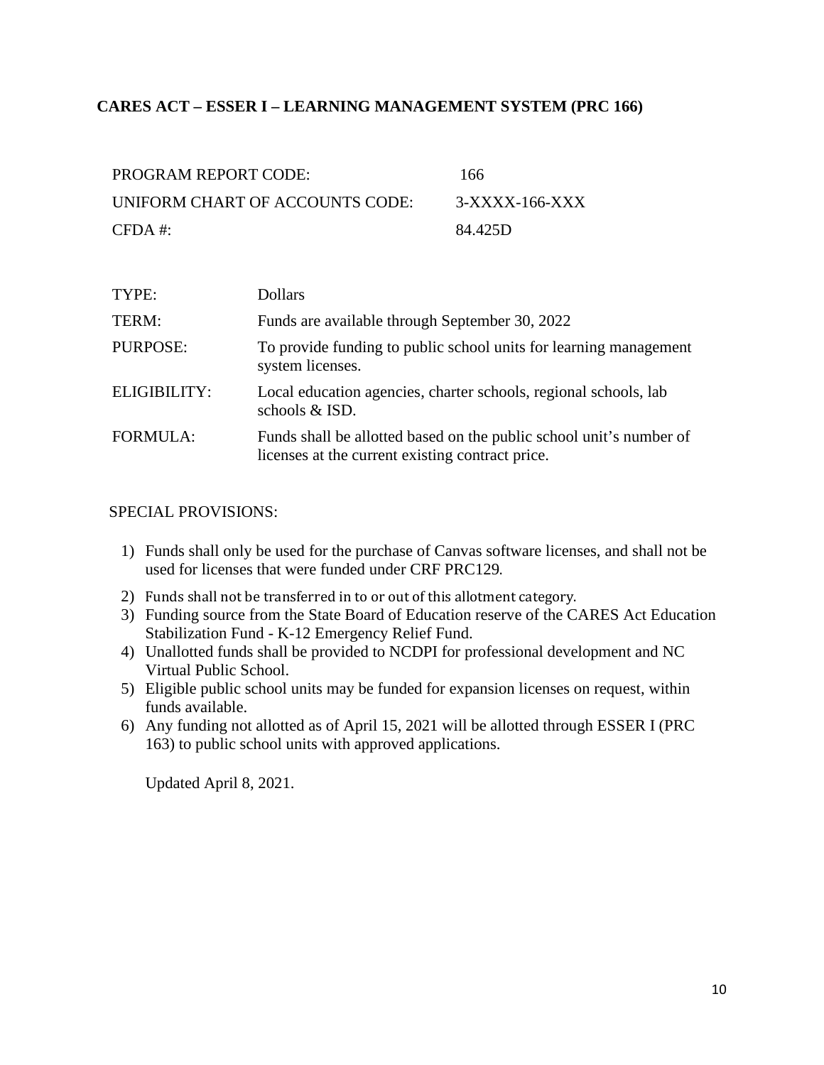## CARES ACT – ESSER I – LEARNING MANAGEMENT SYSTEM (PRC 166)

| | |
|---|---|
| PROGRAM REPORT CODE: | 166 |
| UNIFORM CHART OF ACCOUNTS CODE: | 3-XXXX-166-XXX |
| CFDA #: | 84.425D |

| | |
|---|---|
| TYPE: | Dollars |
| TERM: | Funds are available through September 30, 2022 |
| PURPOSE: | To provide funding to public school units for learning management system licenses. |
| ELIGIBILITY: | Local education agencies, charter schools, regional schools, lab schools & ISD. |
| FORMULA: | Funds shall be allotted based on the public school unit's number of licenses at the current existing contract price. |

SPECIAL PROVISIONS:

1) Funds shall only be used for the purchase of Canvas software licenses, and shall not be used for licenses that were funded under CRF PRC129.
2) Funds shall not be transferred in to or out of this allotment category.
3) Funding source from the State Board of Education reserve of the CARES Act Education Stabilization Fund - K-12 Emergency Relief Fund.
4) Unallotted funds shall be provided to NCDPI for professional development and NC Virtual Public School.
5) Eligible public school units may be funded for expansion licenses on request, within funds available.
6) Any funding not allotted as of April 15, 2021 will be allotted through ESSER I (PRC 163) to public school units with approved applications.

Updated April 8, 2021.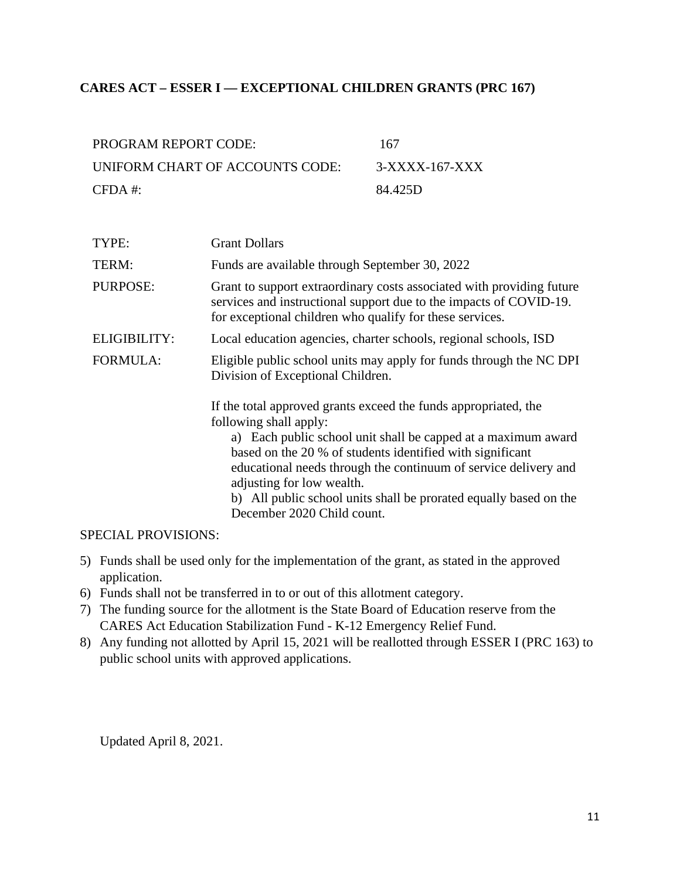## CARES ACT – ESSER I — EXCEPTIONAL CHILDREN GRANTS (PRC 167)

| | |
|---|---|
| PROGRAM REPORT CODE: | 167 |
| UNIFORM CHART OF ACCOUNTS CODE: | 3-XXXX-167-XXX |
| CFDA #: | 84.425D |

| | |
|---|---|
| TYPE: | Grant Dollars |
| TERM: | Funds are available through September 30, 2022 |
| PURPOSE: | Grant to support extraordinary costs associated with providing future services and instructional support due to the impacts of COVID-19. for exceptional children who qualify for these services. |
| ELIGIBILITY: | Local education agencies, charter schools, regional schools, ISD |
| FORMULA: | Eligible public school units may apply for funds through the NC DPI Division of Exceptional Children.<br><br>If the total approved grants exceed the funds appropriated, the following shall apply:<br>a) Each public school unit shall be capped at a maximum award based on the 20 % of students identified with significant educational needs through the continuum of service delivery and adjusting for low wealth.<br>b) All public school units shall be prorated equally based on the December 2020 Child count. |

SPECIAL PROVISIONS:

5) Funds shall be used only for the implementation of the grant, as stated in the approved application.
6) Funds shall not be transferred in to or out of this allotment category.
7) The funding source for the allotment is the State Board of Education reserve from the CARES Act Education Stabilization Fund - K-12 Emergency Relief Fund.
8) Any funding not allotted by April 15, 2021 will be reallotted through ESSER I (PRC 163) to public school units with approved applications.

Updated April 8, 2021.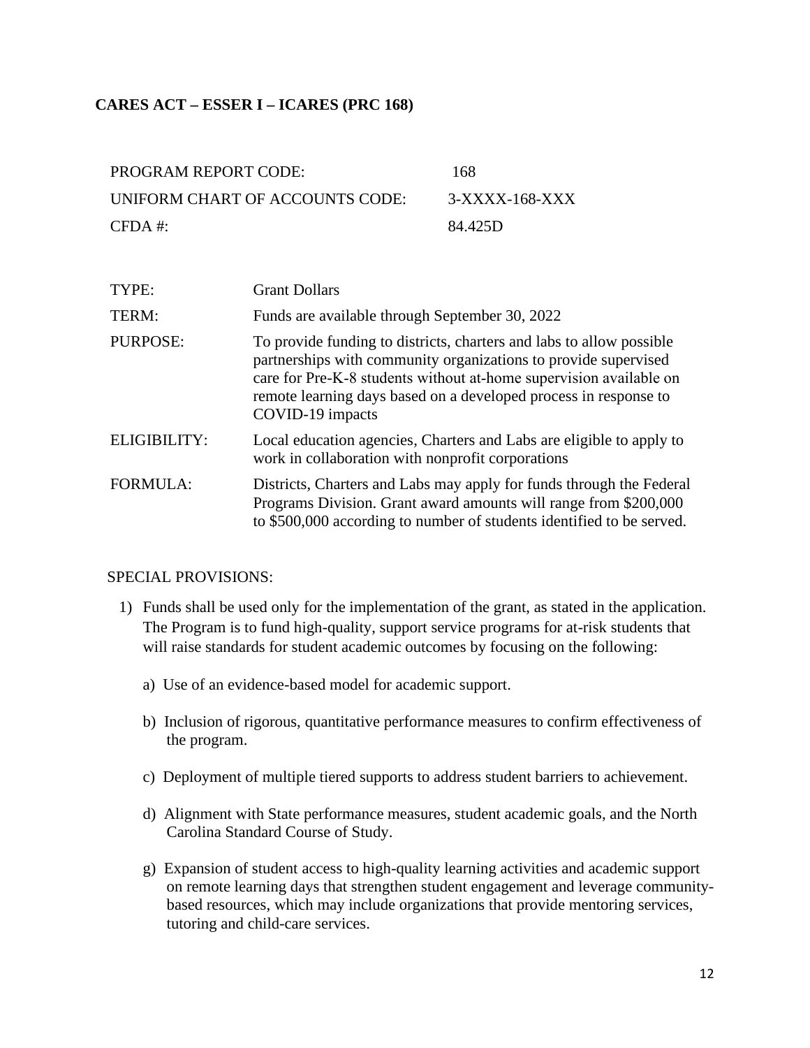## CARES ACT – ESSER I – ICARES (PRC 168)

| | |
|---|---|
| PROGRAM REPORT CODE: | 168 |
| UNIFORM CHART OF ACCOUNTS CODE: | 3-XXXX-168-XXX |
| CFDA #: | 84.425D |

| | |
|---|---|
| TYPE: | Grant Dollars |
| TERM: | Funds are available through September 30, 2022 |
| PURPOSE: | To provide funding to districts, charters and labs to allow possible partnerships with community organizations to provide supervised care for Pre-K-8 students without at-home supervision available on remote learning days based on a developed process in response to COVID-19 impacts |
| ELIGIBILITY: | Local education agencies, Charters and Labs are eligible to apply to work in collaboration with nonprofit corporations |
| FORMULA: | Districts, Charters and Labs may apply for funds through the Federal Programs Division. Grant award amounts will range from $200,000 to $500,000 according to number of students identified to be served. |

SPECIAL PROVISIONS:

1) Funds shall be used only for the implementation of the grant, as stated in the application. The Program is to fund high-quality, support service programs for at-risk students that will raise standards for student academic outcomes by focusing on the following:

   a) Use of an evidence-based model for academic support.

   b) Inclusion of rigorous, quantitative performance measures to confirm effectiveness of the program.

   c) Deployment of multiple tiered supports to address student barriers to achievement.

   d) Alignment with State performance measures, student academic goals, and the North Carolina Standard Course of Study.

   g) Expansion of student access to high-quality learning activities and academic support on remote learning days that strengthen student engagement and leverage community-based resources, which may include organizations that provide mentoring services, tutoring and child-care services.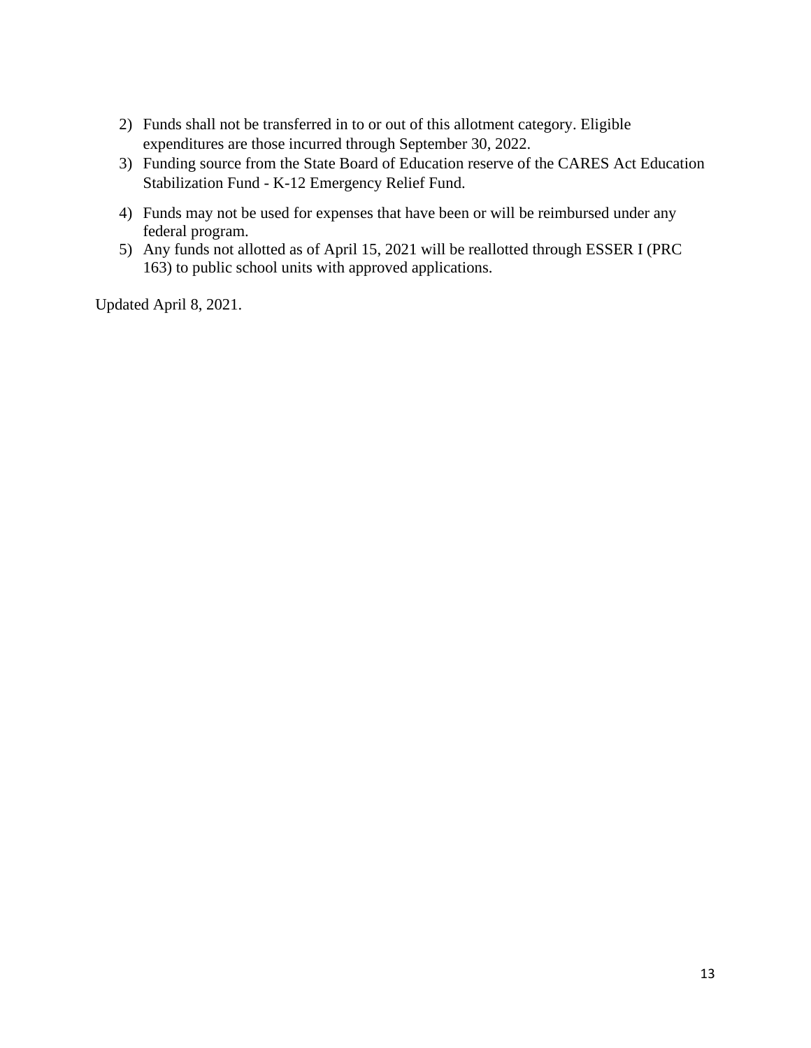2) Funds shall not be transferred in to or out of this allotment category. Eligible expenditures are those incurred through September 30, 2022.
3) Funding source from the State Board of Education reserve of the CARES Act Education Stabilization Fund - K-12 Emergency Relief Fund.
4) Funds may not be used for expenses that have been or will be reimbursed under any federal program.
5) Any funds not allotted as of April 15, 2021 will be reallotted through ESSER I (PRC 163) to public school units with approved applications.

Updated April 8, 2021.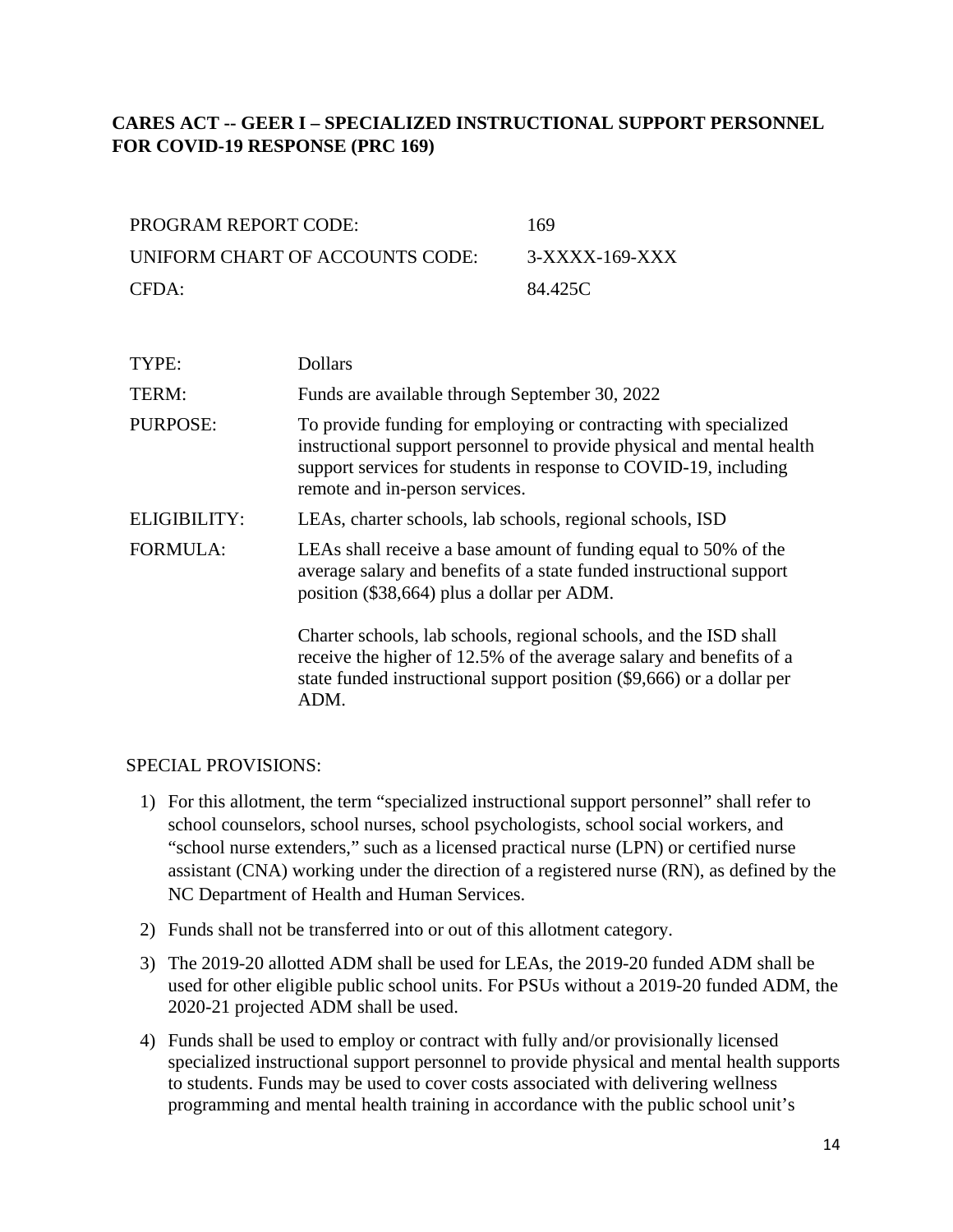**CARES ACT -- GEER I – SPECIALIZED INSTRUCTIONAL SUPPORT PERSONNEL FOR COVID-19 RESPONSE (PRC 169)**

| | |
|---|---|
| PROGRAM REPORT CODE: | 169 |
| UNIFORM CHART OF ACCOUNTS CODE: | 3-XXXX-169-XXX |
| CFDA: | 84.425C |

| | |
|---|---|
| TYPE: | Dollars |
| TERM: | Funds are available through September 30, 2022 |
| PURPOSE: | To provide funding for employing or contracting with specialized instructional support personnel to provide physical and mental health support services for students in response to COVID-19, including remote and in-person services. |
| ELIGIBILITY: | LEAs, charter schools, lab schools, regional schools, ISD |
| FORMULA: | LEAs shall receive a base amount of funding equal to 50% of the average salary and benefits of a state funded instructional support position ($38,664) plus a dollar per ADM.<br><br>Charter schools, lab schools, regional schools, and the ISD shall receive the higher of 12.5% of the average salary and benefits of a state funded instructional support position ($9,666) or a dollar per ADM. |

SPECIAL PROVISIONS:

1) For this allotment, the term "specialized instructional support personnel" shall refer to school counselors, school nurses, school psychologists, school social workers, and "school nurse extenders," such as a licensed practical nurse (LPN) or certified nurse assistant (CNA) working under the direction of a registered nurse (RN), as defined by the NC Department of Health and Human Services.
2) Funds shall not be transferred into or out of this allotment category.
3) The 2019-20 allotted ADM shall be used for LEAs, the 2019-20 funded ADM shall be used for other eligible public school units. For PSUs without a 2019-20 funded ADM, the 2020-21 projected ADM shall be used.
4) Funds shall be used to employ or contract with fully and/or provisionally licensed specialized instructional support personnel to provide physical and mental health supports to students. Funds may be used to cover costs associated with delivering wellness programming and mental health training in accordance with the public school unit's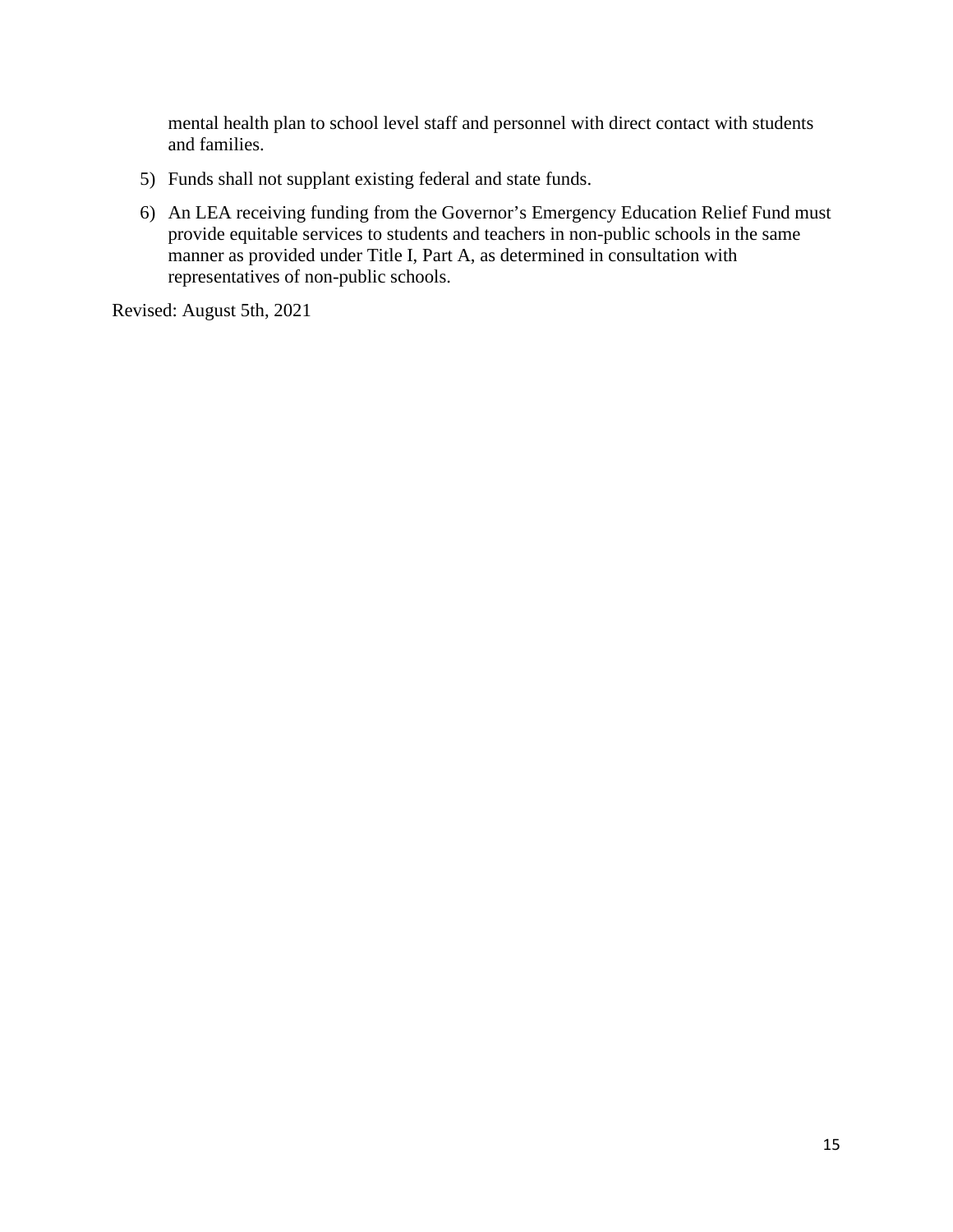mental health plan to school level staff and personnel with direct contact with students and families.

5) Funds shall not supplant existing federal and state funds.

6) An LEA receiving funding from the Governor's Emergency Education Relief Fund must provide equitable services to students and teachers in non-public schools in the same manner as provided under Title I, Part A, as determined in consultation with representatives of non-public schools.

Revised: August 5th, 2021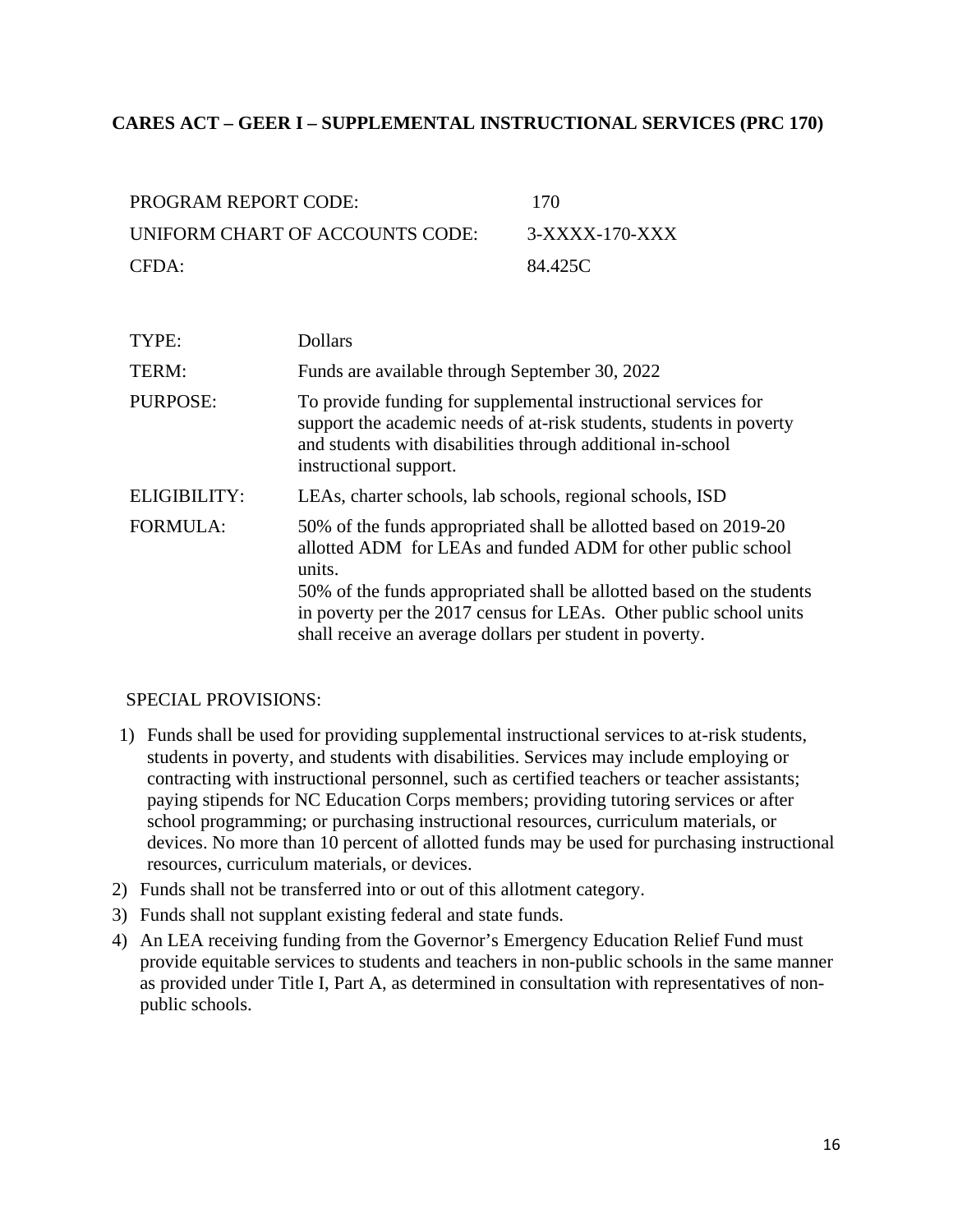## CARES ACT – GEER I – SUPPLEMENTAL INSTRUCTIONAL SERVICES (PRC 170)

| | |
|---|---|
| PROGRAM REPORT CODE: | 170 |
| UNIFORM CHART OF ACCOUNTS CODE: | 3-XXXX-170-XXX |
| CFDA: | 84.425C |

| | |
|---|---|
| TYPE: | Dollars |
| TERM: | Funds are available through September 30, 2022 |
| PURPOSE: | To provide funding for supplemental instructional services for support the academic needs of at-risk students, students in poverty and students with disabilities through additional in-school instructional support. |
| ELIGIBILITY: | LEAs, charter schools, lab schools, regional schools, ISD |
| FORMULA: | 50% of the funds appropriated shall be allotted based on 2019-20 allotted ADM for LEAs and funded ADM for other public school units.<br>50% of the funds appropriated shall be allotted based on the students in poverty per the 2017 census for LEAs. Other public school units shall receive an average dollars per student in poverty. |

SPECIAL PROVISIONS:

1) Funds shall be used for providing supplemental instructional services to at-risk students, students in poverty, and students with disabilities. Services may include employing or contracting with instructional personnel, such as certified teachers or teacher assistants; paying stipends for NC Education Corps members; providing tutoring services or after school programming; or purchasing instructional resources, curriculum materials, or devices. No more than 10 percent of allotted funds may be used for purchasing instructional resources, curriculum materials, or devices.
2) Funds shall not be transferred into or out of this allotment category.
3) Funds shall not supplant existing federal and state funds.
4) An LEA receiving funding from the Governor's Emergency Education Relief Fund must provide equitable services to students and teachers in non-public schools in the same manner as provided under Title I, Part A, as determined in consultation with representatives of non-public schools.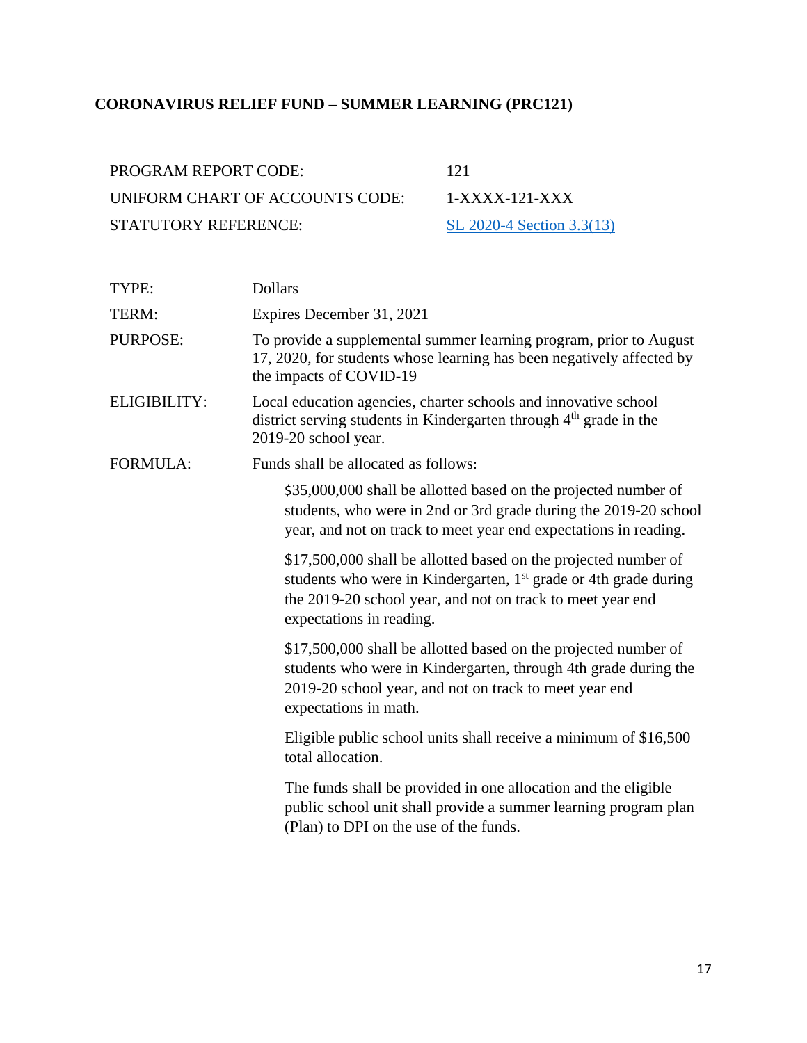## CORONAVIRUS RELIEF FUND – SUMMER LEARNING (PRC121)

| | |
|---|---|
| PROGRAM REPORT CODE: | 121 |
| UNIFORM CHART OF ACCOUNTS CODE: | 1-XXXX-121-XXX |
| STATUTORY REFERENCE: | SL 2020-4 Section 3.3(13) |

| | |
|---|---|
| TYPE: | Dollars |
| TERM: | Expires December 31, 2021 |
| PURPOSE: | To provide a supplemental summer learning program, prior to August 17, 2020, for students whose learning has been negatively affected by the impacts of COVID-19 |
| ELIGIBILITY: | Local education agencies, charter schools and innovative school district serving students in Kindergarten through 4th grade in the 2019-20 school year. |
| FORMULA: | Funds shall be allocated as follows: |

$35,000,000 shall be allotted based on the projected number of students, who were in 2nd or 3rd grade during the 2019-20 school year, and not on track to meet year end expectations in reading.

$17,500,000 shall be allotted based on the projected number of students who were in Kindergarten, 1st grade or 4th grade during the 2019-20 school year, and not on track to meet year end expectations in reading.

$17,500,000 shall be allotted based on the projected number of students who were in Kindergarten, through 4th grade during the 2019-20 school year, and not on track to meet year end expectations in math.

Eligible public school units shall receive a minimum of $16,500 total allocation.

The funds shall be provided in one allocation and the eligible public school unit shall provide a summer learning program plan (Plan) to DPI on the use of the funds.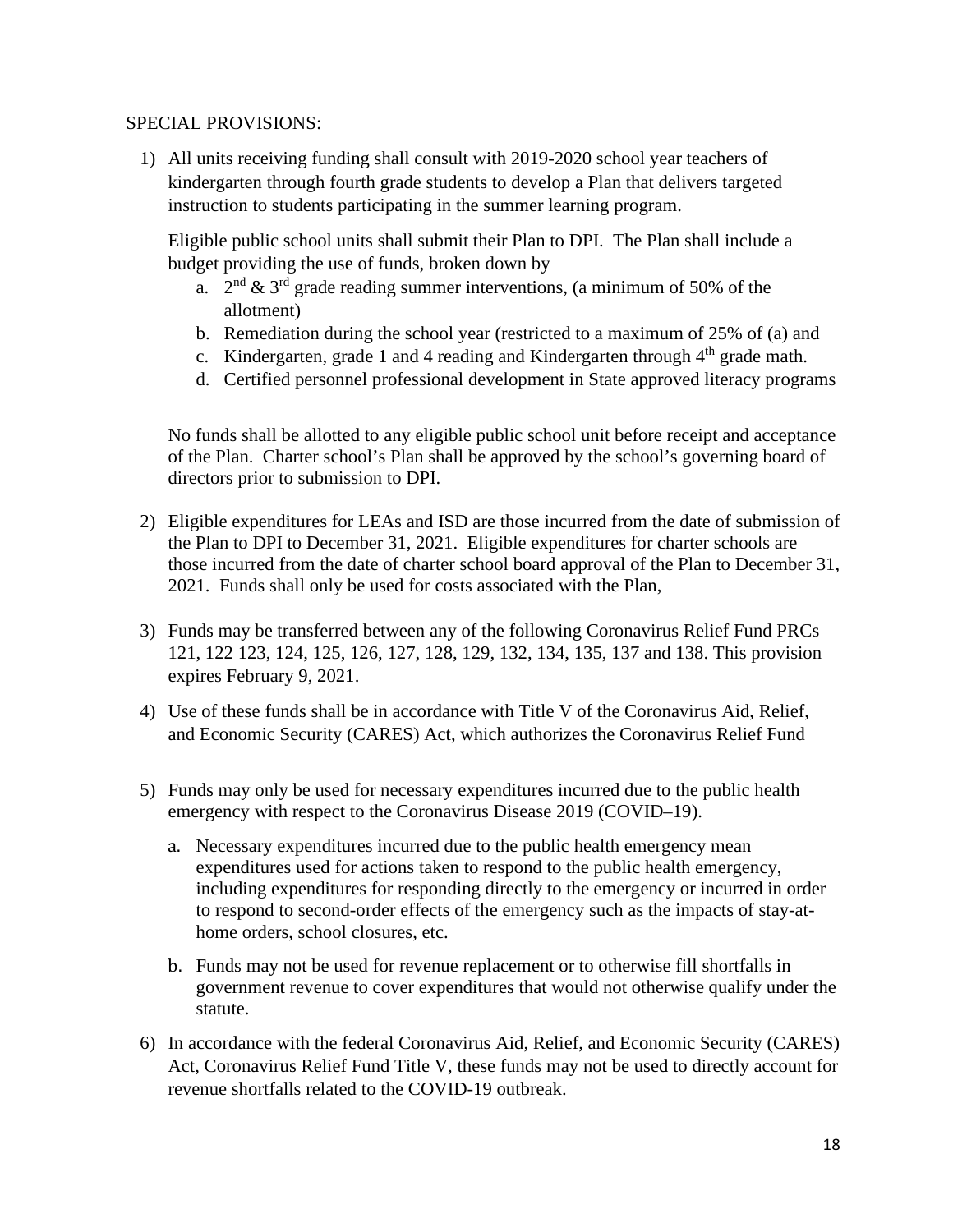SPECIAL PROVISIONS:

1) All units receiving funding shall consult with 2019-2020 school year teachers of kindergarten through fourth grade students to develop a Plan that delivers targeted instruction to students participating in the summer learning program.

   Eligible public school units shall submit their Plan to DPI. The Plan shall include a budget providing the use of funds, broken down by

   a. 2nd & 3rd grade reading summer interventions, (a minimum of 50% of the allotment)
   b. Remediation during the school year (restricted to a maximum of 25% of (a) and
   c. Kindergarten, grade 1 and 4 reading and Kindergarten through 4th grade math.
   d. Certified personnel professional development in State approved literacy programs

   No funds shall be allotted to any eligible public school unit before receipt and acceptance of the Plan. Charter school's Plan shall be approved by the school's governing board of directors prior to submission to DPI.

2) Eligible expenditures for LEAs and ISD are those incurred from the date of submission of the Plan to DPI to December 31, 2021. Eligible expenditures for charter schools are those incurred from the date of charter school board approval of the Plan to December 31, 2021. Funds shall only be used for costs associated with the Plan,

3) Funds may be transferred between any of the following Coronavirus Relief Fund PRCs 121, 122 123, 124, 125, 126, 127, 128, 129, 132, 134, 135, 137 and 138. This provision expires February 9, 2021.

4) Use of these funds shall be in accordance with Title V of the Coronavirus Aid, Relief, and Economic Security (CARES) Act, which authorizes the Coronavirus Relief Fund

5) Funds may only be used for necessary expenditures incurred due to the public health emergency with respect to the Coronavirus Disease 2019 (COVID–19).

   a. Necessary expenditures incurred due to the public health emergency mean expenditures used for actions taken to respond to the public health emergency, including expenditures for responding directly to the emergency or incurred in order to respond to second-order effects of the emergency such as the impacts of stay-at-home orders, school closures, etc.

   b. Funds may not be used for revenue replacement or to otherwise fill shortfalls in government revenue to cover expenditures that would not otherwise qualify under the statute.

6) In accordance with the federal Coronavirus Aid, Relief, and Economic Security (CARES) Act, Coronavirus Relief Fund Title V, these funds may not be used to directly account for revenue shortfalls related to the COVID-19 outbreak.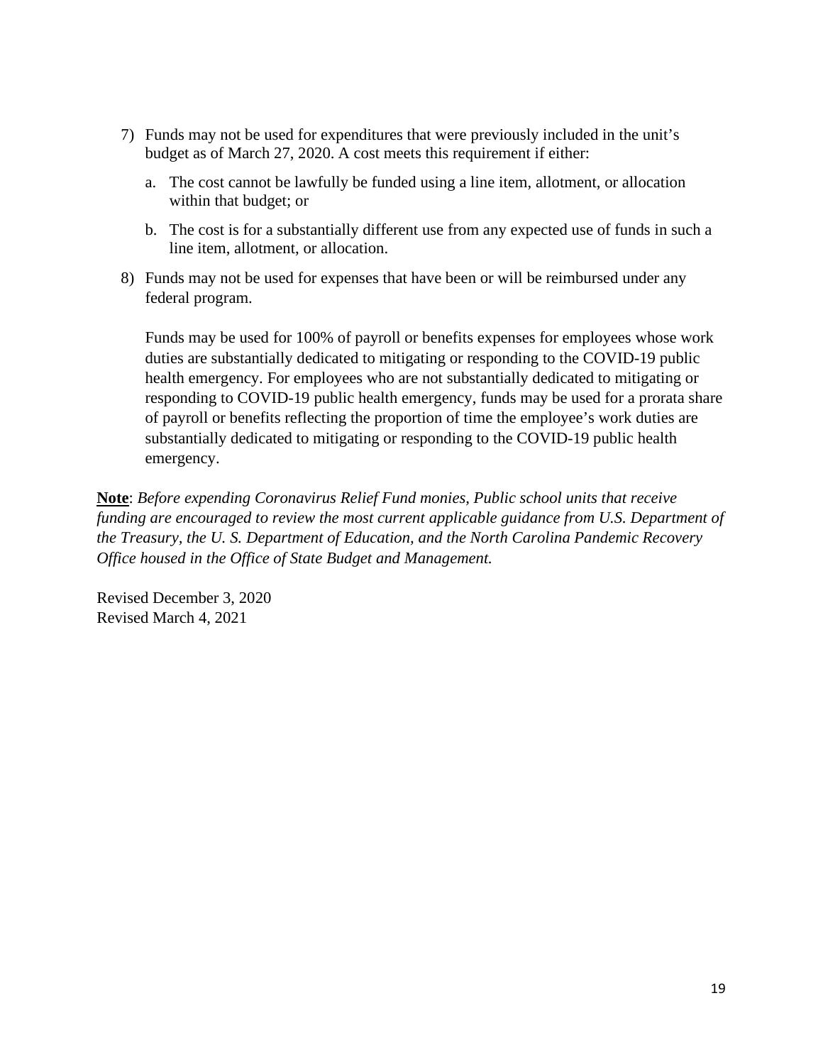7) Funds may not be used for expenditures that were previously included in the unit's budget as of March 27, 2020. A cost meets this requirement if either:

    a. The cost cannot be lawfully be funded using a line item, allotment, or allocation within that budget; or

    b. The cost is for a substantially different use from any expected use of funds in such a line item, allotment, or allocation.

8) Funds may not be used for expenses that have been or will be reimbursed under any federal program.

    Funds may be used for 100% of payroll or benefits expenses for employees whose work duties are substantially dedicated to mitigating or responding to the COVID-19 public health emergency. For employees who are not substantially dedicated to mitigating or responding to COVID-19 public health emergency, funds may be used for a prorata share of payroll or benefits reflecting the proportion of time the employee's work duties are substantially dedicated to mitigating or responding to the COVID-19 public health emergency.

**Note**: *Before expending Coronavirus Relief Fund monies, Public school units that receive funding are encouraged to review the most current applicable guidance from U.S. Department of the Treasury, the U. S. Department of Education, and the North Carolina Pandemic Recovery Office housed in the Office of State Budget and Management.*

Revised December 3, 2020
Revised March 4, 2021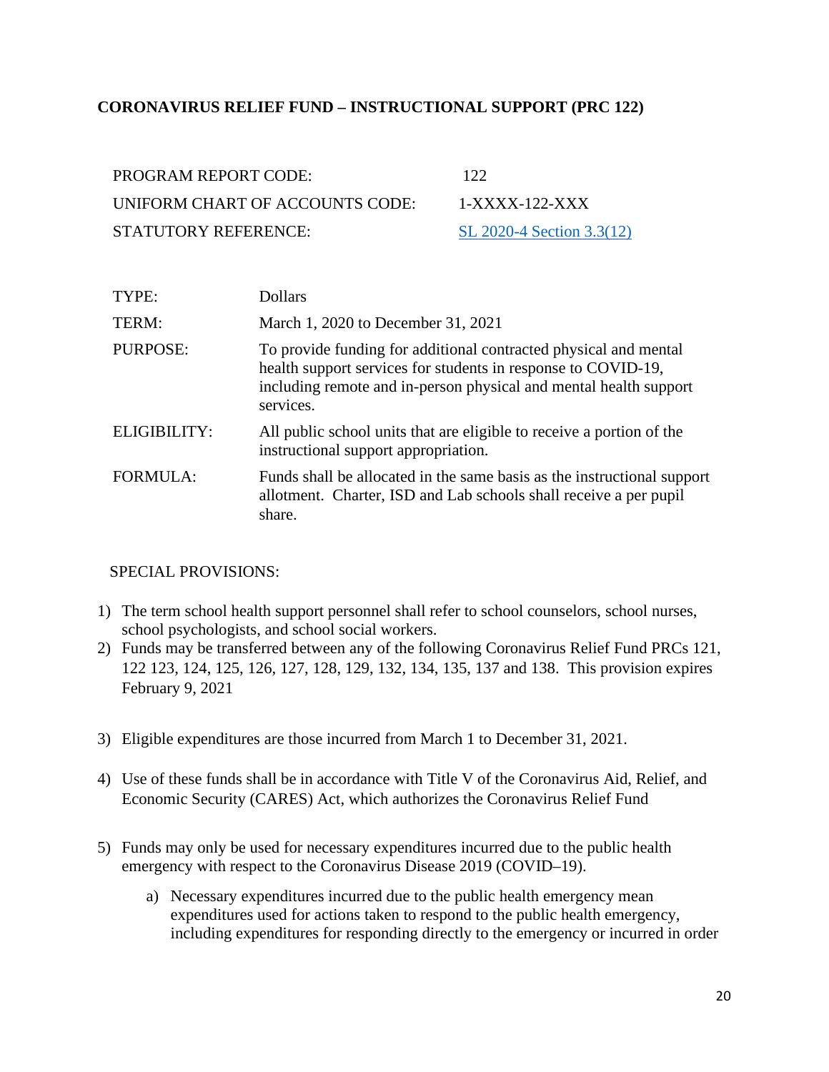**CORONAVIRUS RELIEF FUND – INSTRUCTIONAL SUPPORT (PRC 122)**

| | |
|---|---|
| PROGRAM REPORT CODE: | 122 |
| UNIFORM CHART OF ACCOUNTS CODE: | 1-XXXX-122-XXX |
| STATUTORY REFERENCE: | SL 2020-4 Section 3.3(12) |

| | |
|---|---|
| TYPE: | Dollars |
| TERM: | March 1, 2020 to December 31, 2021 |
| PURPOSE: | To provide funding for additional contracted physical and mental health support services for students in response to COVID-19, including remote and in-person physical and mental health support services. |
| ELIGIBILITY: | All public school units that are eligible to receive a portion of the instructional support appropriation. |
| FORMULA: | Funds shall be allocated in the same basis as the instructional support allotment. Charter, ISD and Lab schools shall receive a per pupil share. |

SPECIAL PROVISIONS:

1) The term school health support personnel shall refer to school counselors, school nurses, school psychologists, and school social workers.
2) Funds may be transferred between any of the following Coronavirus Relief Fund PRCs 121, 122 123, 124, 125, 126, 127, 128, 129, 132, 134, 135, 137 and 138. This provision expires February 9, 2021
3) Eligible expenditures are those incurred from March 1 to December 31, 2021.
4) Use of these funds shall be in accordance with Title V of the Coronavirus Aid, Relief, and Economic Security (CARES) Act, which authorizes the Coronavirus Relief Fund
5) Funds may only be used for necessary expenditures incurred due to the public health emergency with respect to the Coronavirus Disease 2019 (COVID–19).
   a) Necessary expenditures incurred due to the public health emergency mean expenditures used for actions taken to respond to the public health emergency, including expenditures for responding directly to the emergency or incurred in order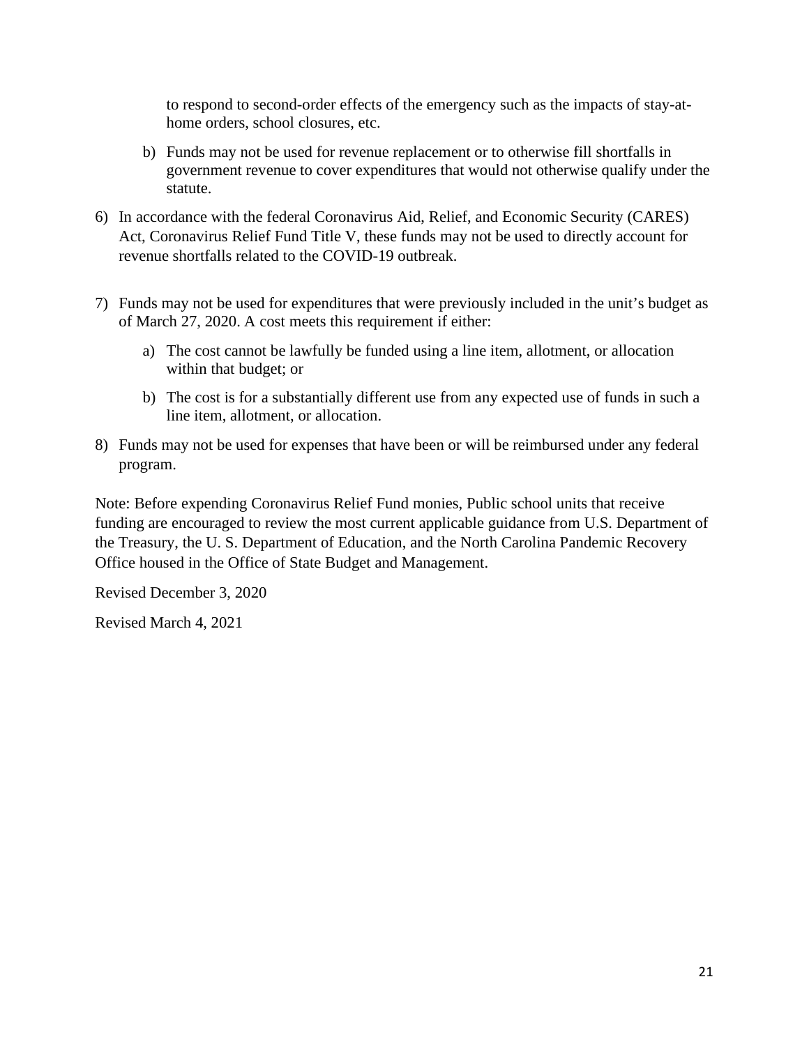to respond to second-order effects of the emergency such as the impacts of stay-at-home orders, school closures, etc.

   b) Funds may not be used for revenue replacement or to otherwise fill shortfalls in government revenue to cover expenditures that would not otherwise qualify under the statute.

6) In accordance with the federal Coronavirus Aid, Relief, and Economic Security (CARES) Act, Coronavirus Relief Fund Title V, these funds may not be used to directly account for revenue shortfalls related to the COVID-19 outbreak.

7) Funds may not be used for expenditures that were previously included in the unit's budget as of March 27, 2020. A cost meets this requirement if either:

   a) The cost cannot be lawfully be funded using a line item, allotment, or allocation within that budget; or

   b) The cost is for a substantially different use from any expected use of funds in such a line item, allotment, or allocation.

8) Funds may not be used for expenses that have been or will be reimbursed under any federal program.

Note: Before expending Coronavirus Relief Fund monies, Public school units that receive funding are encouraged to review the most current applicable guidance from U.S. Department of the Treasury, the U. S. Department of Education, and the North Carolina Pandemic Recovery Office housed in the Office of State Budget and Management.

Revised December 3, 2020

Revised March 4, 2021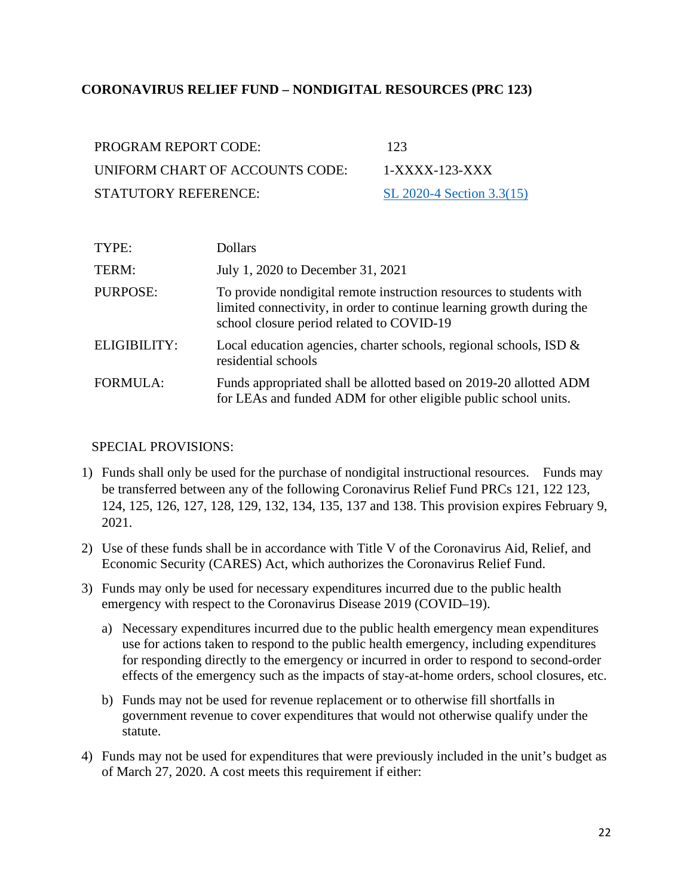**CORONAVIRUS RELIEF FUND – NONDIGITAL RESOURCES (PRC 123)**

| | |
|---|---|
| PROGRAM REPORT CODE: | 123 |
| UNIFORM CHART OF ACCOUNTS CODE: | 1-XXXX-123-XXX |
| STATUTORY REFERENCE: | SL 2020-4 Section 3.3(15) |

| | |
|---|---|
| TYPE: | Dollars |
| TERM: | July 1, 2020 to December 31, 2021 |
| PURPOSE: | To provide nondigital remote instruction resources to students with limited connectivity, in order to continue learning growth during the school closure period related to COVID-19 |
| ELIGIBILITY: | Local education agencies, charter schools, regional schools, ISD & residential schools |
| FORMULA: | Funds appropriated shall be allotted based on 2019-20 allotted ADM for LEAs and funded ADM for other eligible public school units. |

SPECIAL PROVISIONS:

1) Funds shall only be used for the purchase of nondigital instructional resources. Funds may be transferred between any of the following Coronavirus Relief Fund PRCs 121, 122 123, 124, 125, 126, 127, 128, 129, 132, 134, 135, 137 and 138. This provision expires February 9, 2021.
2) Use of these funds shall be in accordance with Title V of the Coronavirus Aid, Relief, and Economic Security (CARES) Act, which authorizes the Coronavirus Relief Fund.
3) Funds may only be used for necessary expenditures incurred due to the public health emergency with respect to the Coronavirus Disease 2019 (COVID–19).
   a) Necessary expenditures incurred due to the public health emergency mean expenditures use for actions taken to respond to the public health emergency, including expenditures for responding directly to the emergency or incurred in order to respond to second-order effects of the emergency such as the impacts of stay-at-home orders, school closures, etc.
   b) Funds may not be used for revenue replacement or to otherwise fill shortfalls in government revenue to cover expenditures that would not otherwise qualify under the statute.
4) Funds may not be used for expenditures that were previously included in the unit's budget as of March 27, 2020. A cost meets this requirement if either: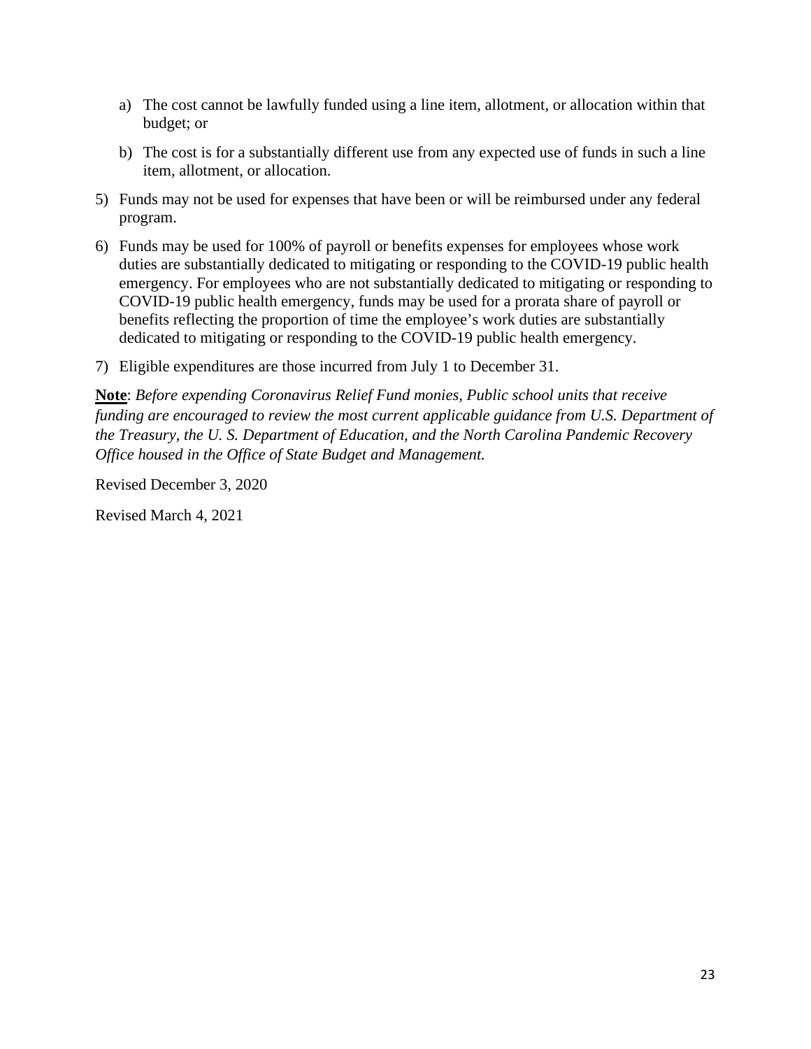a) The cost cannot be lawfully funded using a line item, allotment, or allocation within that budget; or

   b) The cost is for a substantially different use from any expected use of funds in such a line item, allotment, or allocation.

5) Funds may not be used for expenses that have been or will be reimbursed under any federal program.

6) Funds may be used for 100% of payroll or benefits expenses for employees whose work duties are substantially dedicated to mitigating or responding to the COVID-19 public health emergency. For employees who are not substantially dedicated to mitigating or responding to COVID-19 public health emergency, funds may be used for a prorata share of payroll or benefits reflecting the proportion of time the employee's work duties are substantially dedicated to mitigating or responding to the COVID-19 public health emergency.

7) Eligible expenditures are those incurred from July 1 to December 31.

**Note**: *Before expending Coronavirus Relief Fund monies, Public school units that receive funding are encouraged to review the most current applicable guidance from U.S. Department of the Treasury, the U. S. Department of Education, and the North Carolina Pandemic Recovery Office housed in the Office of State Budget and Management.*

Revised December 3, 2020

Revised March 4, 2021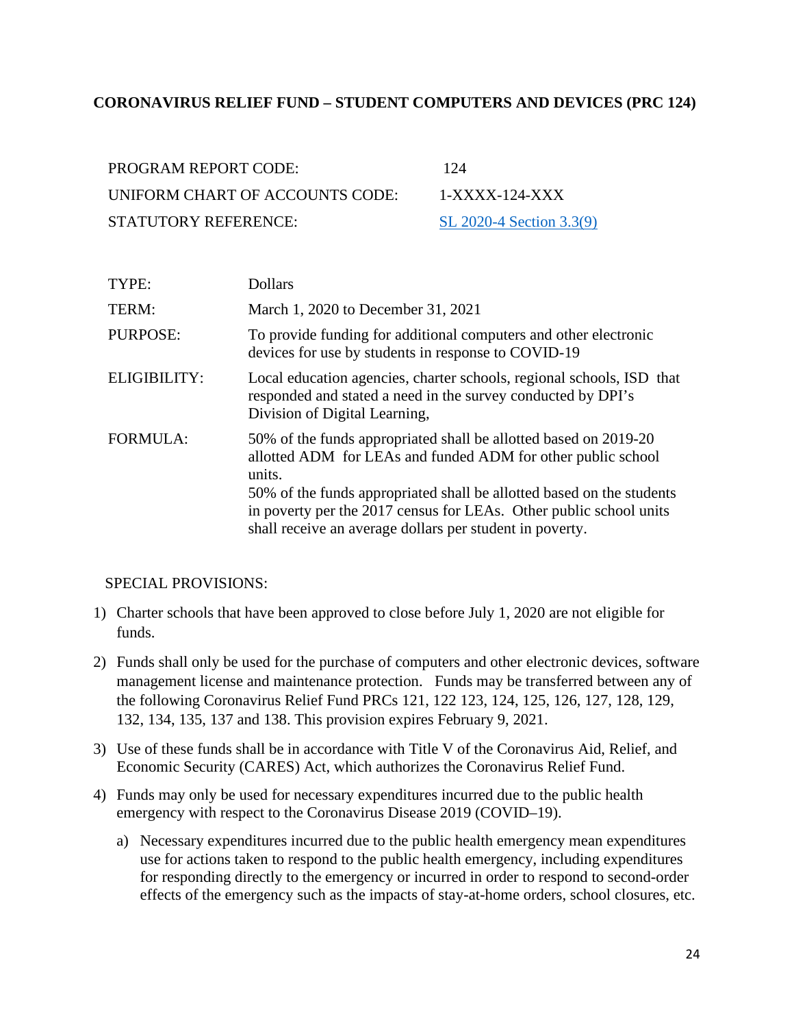## CORONAVIRUS RELIEF FUND – STUDENT COMPUTERS AND DEVICES (PRC 124)

| | |
|---|---|
| PROGRAM REPORT CODE: | 124 |
| UNIFORM CHART OF ACCOUNTS CODE: | 1-XXXX-124-XXX |
| STATUTORY REFERENCE: | [SL 2020-4 Section 3.3(9)] |

| | |
|---|---|
| TYPE: | Dollars |
| TERM: | March 1, 2020 to December 31, 2021 |
| PURPOSE: | To provide funding for additional computers and other electronic devices for use by students in response to COVID-19 |
| ELIGIBILITY: | Local education agencies, charter schools, regional schools, ISD that responded and stated a need in the survey conducted by DPI's Division of Digital Learning, |
| FORMULA: | 50% of the funds appropriated shall be allotted based on 2019-20 allotted ADM for LEAs and funded ADM for other public school units.<br>50% of the funds appropriated shall be allotted based on the students in poverty per the 2017 census for LEAs. Other public school units shall receive an average dollars per student in poverty. |

SPECIAL PROVISIONS:

1) Charter schools that have been approved to close before July 1, 2020 are not eligible for funds.
2) Funds shall only be used for the purchase of computers and other electronic devices, software management license and maintenance protection. Funds may be transferred between any of the following Coronavirus Relief Fund PRCs 121, 122 123, 124, 125, 126, 127, 128, 129, 132, 134, 135, 137 and 138. This provision expires February 9, 2021.
3) Use of these funds shall be in accordance with Title V of the Coronavirus Aid, Relief, and Economic Security (CARES) Act, which authorizes the Coronavirus Relief Fund.
4) Funds may only be used for necessary expenditures incurred due to the public health emergency with respect to the Coronavirus Disease 2019 (COVID–19).
   a) Necessary expenditures incurred due to the public health emergency mean expenditures use for actions taken to respond to the public health emergency, including expenditures for responding directly to the emergency or incurred in order to respond to second-order effects of the emergency such as the impacts of stay-at-home orders, school closures, etc.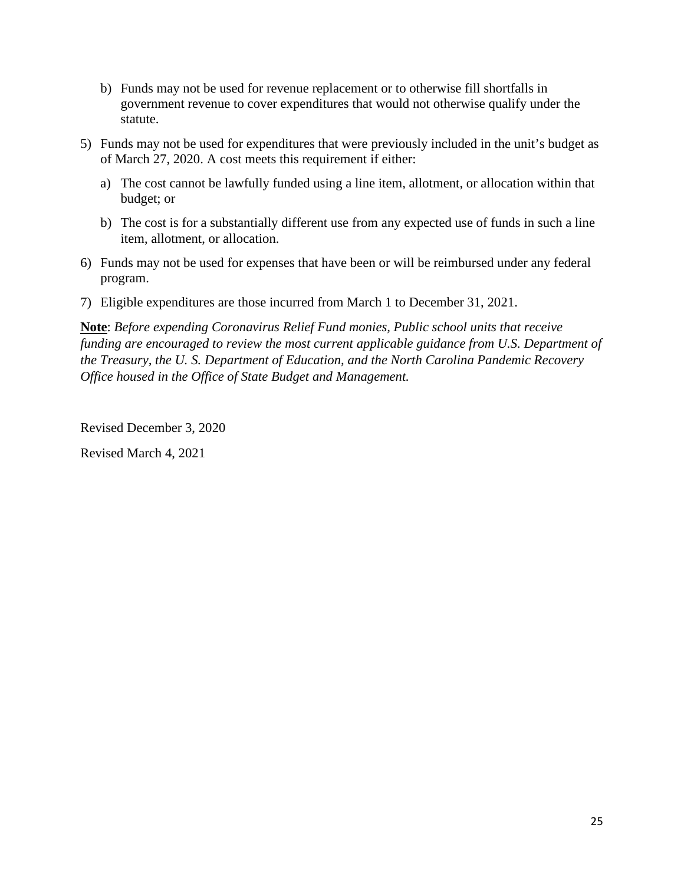b) Funds may not be used for revenue replacement or to otherwise fill shortfalls in government revenue to cover expenditures that would not otherwise qualify under the statute.

5) Funds may not be used for expenditures that were previously included in the unit's budget as of March 27, 2020. A cost meets this requirement if either:

   a) The cost cannot be lawfully funded using a line item, allotment, or allocation within that budget; or

   b) The cost is for a substantially different use from any expected use of funds in such a line item, allotment, or allocation.

6) Funds may not be used for expenses that have been or will be reimbursed under any federal program.

7) Eligible expenditures are those incurred from March 1 to December 31, 2021.

**Note**: *Before expending Coronavirus Relief Fund monies, Public school units that receive funding are encouraged to review the most current applicable guidance from U.S. Department of the Treasury, the U. S. Department of Education, and the North Carolina Pandemic Recovery Office housed in the Office of State Budget and Management.*

Revised December 3, 2020

Revised March 4, 2021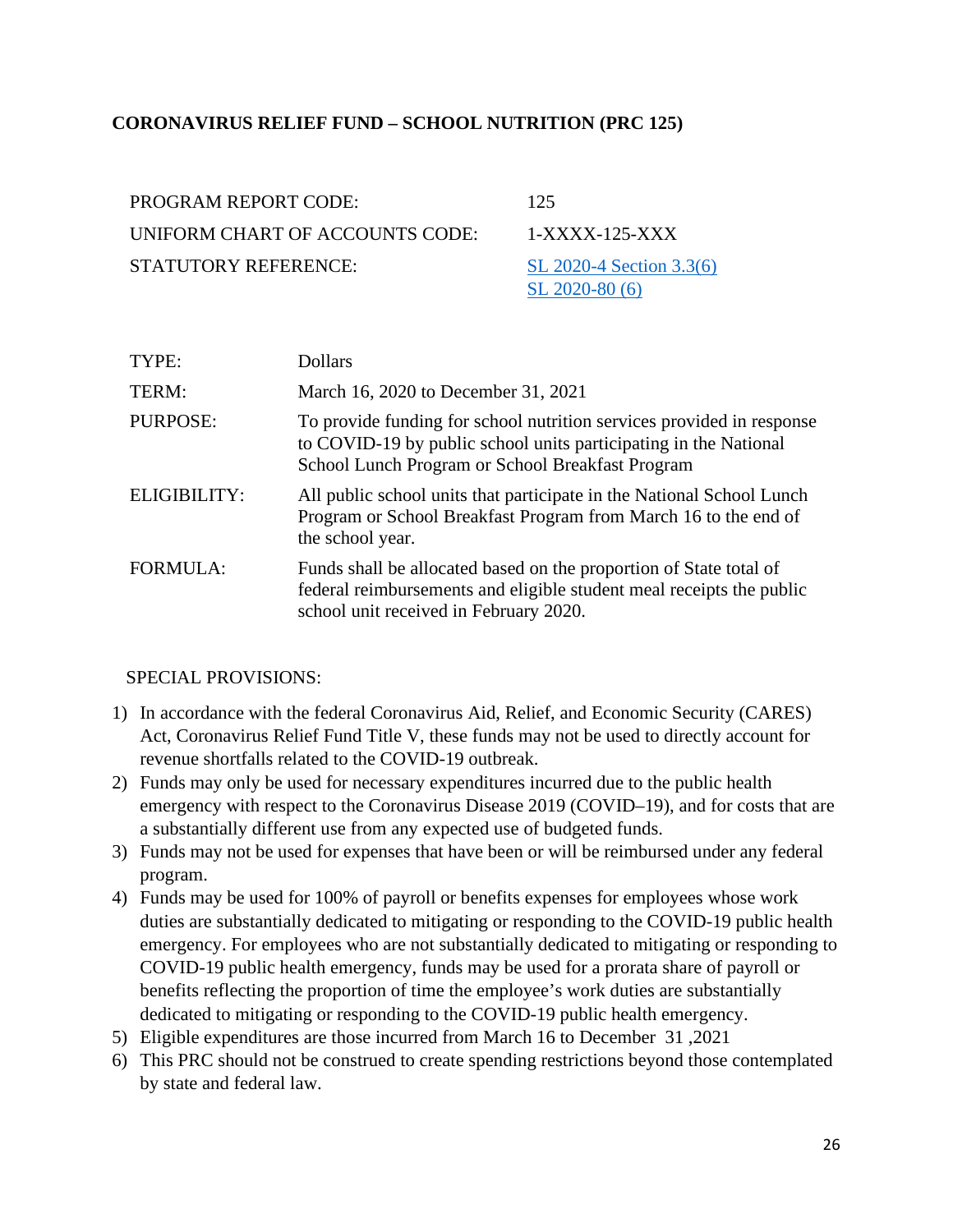## CORONAVIRUS RELIEF FUND – SCHOOL NUTRITION (PRC 125)

| | |
|---|---|
| PROGRAM REPORT CODE: | 125 |
| UNIFORM CHART OF ACCOUNTS CODE: | 1-XXXX-125-XXX |
| STATUTORY REFERENCE: | SL 2020-4 Section 3.3(6)<br>SL 2020-80 (6) |

| | |
|---|---|
| TYPE: | Dollars |
| TERM: | March 16, 2020 to December 31, 2021 |
| PURPOSE: | To provide funding for school nutrition services provided in response to COVID-19 by public school units participating in the National School Lunch Program or School Breakfast Program |
| ELIGIBILITY: | All public school units that participate in the National School Lunch Program or School Breakfast Program from March 16 to the end of the school year. |
| FORMULA: | Funds shall be allocated based on the proportion of State total of federal reimbursements and eligible student meal receipts the public school unit received in February 2020. |

SPECIAL PROVISIONS:

1) In accordance with the federal Coronavirus Aid, Relief, and Economic Security (CARES) Act, Coronavirus Relief Fund Title V, these funds may not be used to directly account for revenue shortfalls related to the COVID-19 outbreak.
2) Funds may only be used for necessary expenditures incurred due to the public health emergency with respect to the Coronavirus Disease 2019 (COVID–19), and for costs that are a substantially different use from any expected use of budgeted funds.
3) Funds may not be used for expenses that have been or will be reimbursed under any federal program.
4) Funds may be used for 100% of payroll or benefits expenses for employees whose work duties are substantially dedicated to mitigating or responding to the COVID-19 public health emergency. For employees who are not substantially dedicated to mitigating or responding to COVID-19 public health emergency, funds may be used for a prorata share of payroll or benefits reflecting the proportion of time the employee's work duties are substantially dedicated to mitigating or responding to the COVID-19 public health emergency.
5) Eligible expenditures are those incurred from March 16 to December 31 ,2021
6) This PRC should not be construed to create spending restrictions beyond those contemplated by state and federal law.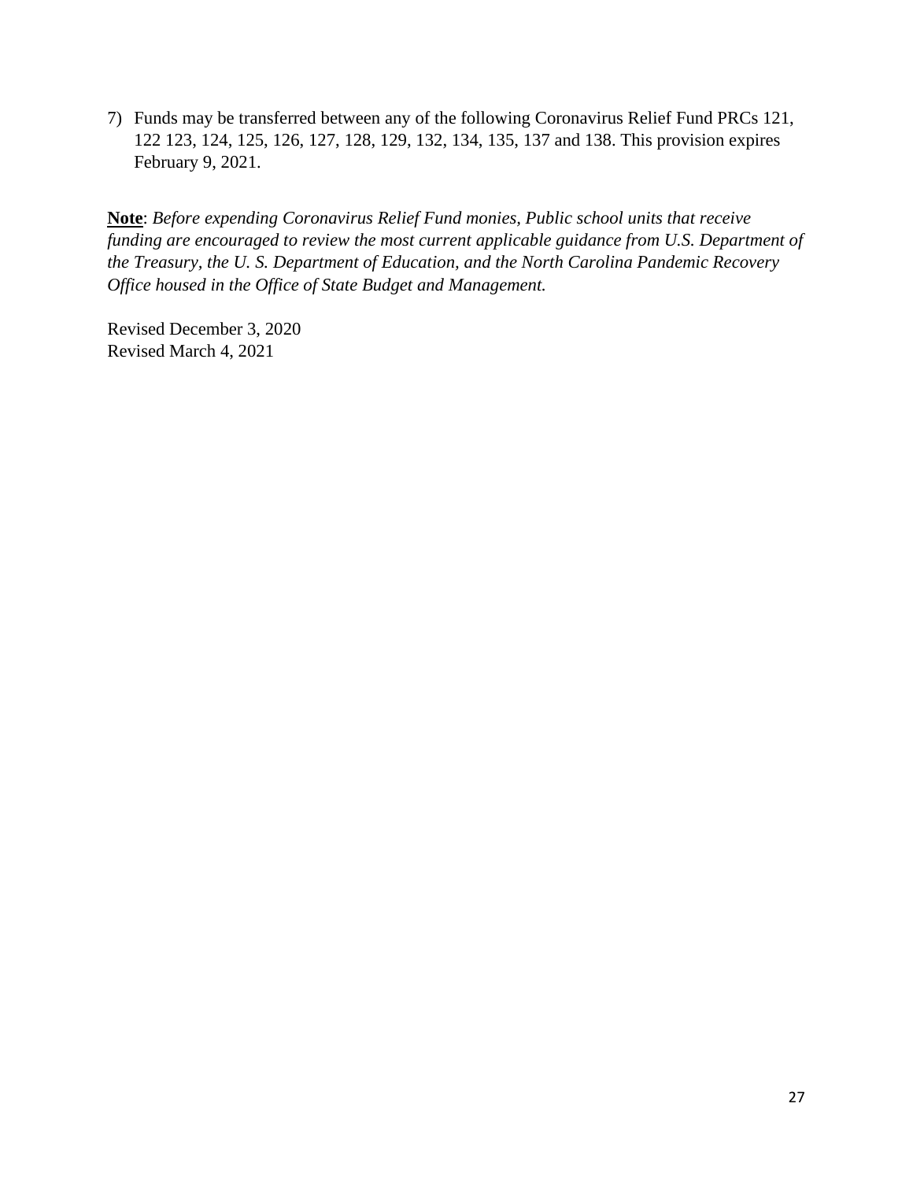7) Funds may be transferred between any of the following Coronavirus Relief Fund PRCs 121, 122 123, 124, 125, 126, 127, 128, 129, 132, 134, 135, 137 and 138. This provision expires February 9, 2021.

**Note**: *Before expending Coronavirus Relief Fund monies, Public school units that receive funding are encouraged to review the most current applicable guidance from U.S. Department of the Treasury, the U. S. Department of Education, and the North Carolina Pandemic Recovery Office housed in the Office of State Budget and Management.*

Revised December 3, 2020
Revised March 4, 2021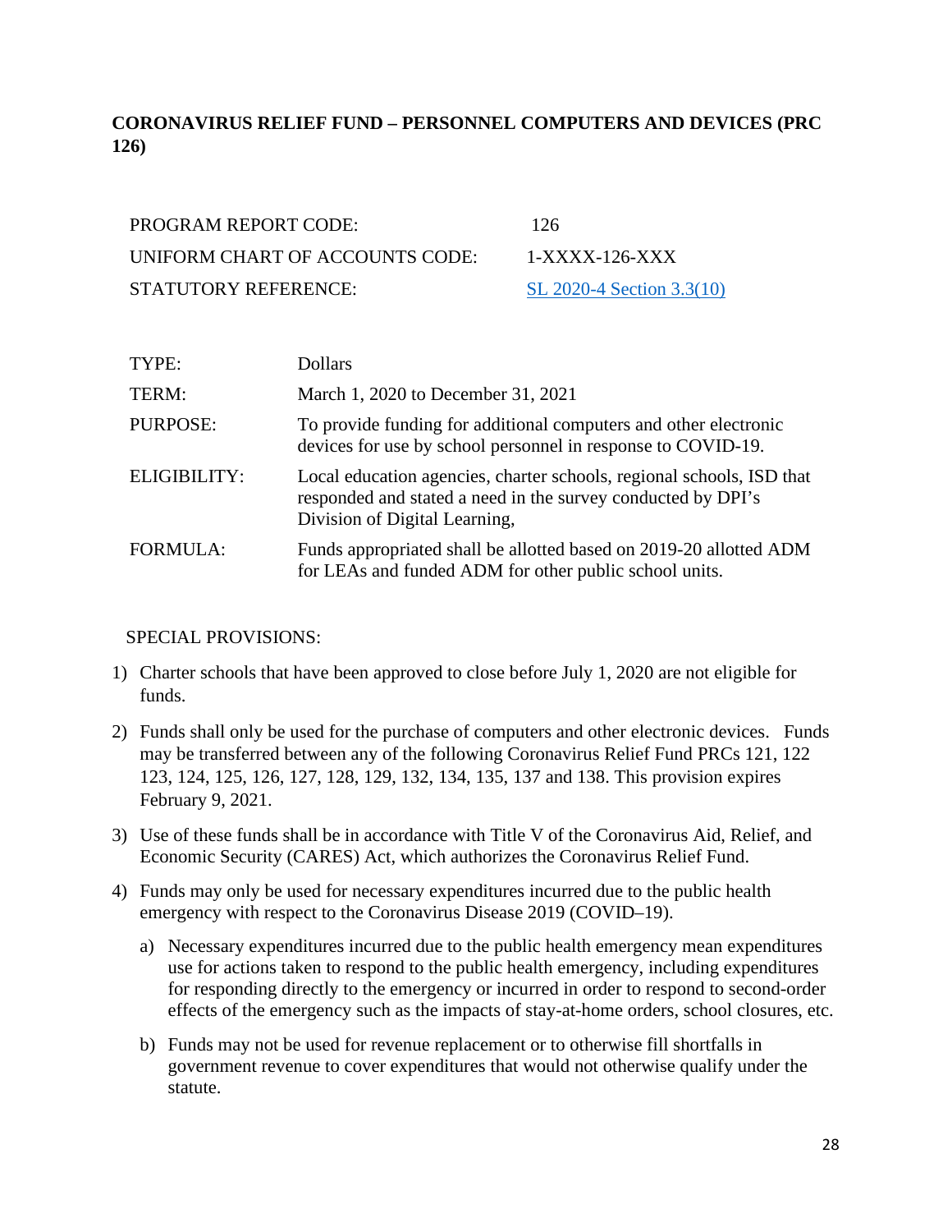## CORONAVIRUS RELIEF FUND – PERSONNEL COMPUTERS AND DEVICES (PRC 126)

| | |
|---|---|
| PROGRAM REPORT CODE: | 126 |
| UNIFORM CHART OF ACCOUNTS CODE: | 1-XXXX-126-XXX |
| STATUTORY REFERENCE: | SL 2020-4 Section 3.3(10) |

| | |
|---|---|
| TYPE: | Dollars |
| TERM: | March 1, 2020 to December 31, 2021 |
| PURPOSE: | To provide funding for additional computers and other electronic devices for use by school personnel in response to COVID-19. |
| ELIGIBILITY: | Local education agencies, charter schools, regional schools, ISD that responded and stated a need in the survey conducted by DPI's Division of Digital Learning, |
| FORMULA: | Funds appropriated shall be allotted based on 2019-20 allotted ADM for LEAs and funded ADM for other public school units. |

SPECIAL PROVISIONS:

1) Charter schools that have been approved to close before July 1, 2020 are not eligible for funds.
2) Funds shall only be used for the purchase of computers and other electronic devices. Funds may be transferred between any of the following Coronavirus Relief Fund PRCs 121, 122 123, 124, 125, 126, 127, 128, 129, 132, 134, 135, 137 and 138. This provision expires February 9, 2021.
3) Use of these funds shall be in accordance with Title V of the Coronavirus Aid, Relief, and Economic Security (CARES) Act, which authorizes the Coronavirus Relief Fund.
4) Funds may only be used for necessary expenditures incurred due to the public health emergency with respect to the Coronavirus Disease 2019 (COVID–19).
    a) Necessary expenditures incurred due to the public health emergency mean expenditures use for actions taken to respond to the public health emergency, including expenditures for responding directly to the emergency or incurred in order to respond to second-order effects of the emergency such as the impacts of stay-at-home orders, school closures, etc.
    b) Funds may not be used for revenue replacement or to otherwise fill shortfalls in government revenue to cover expenditures that would not otherwise qualify under the statute.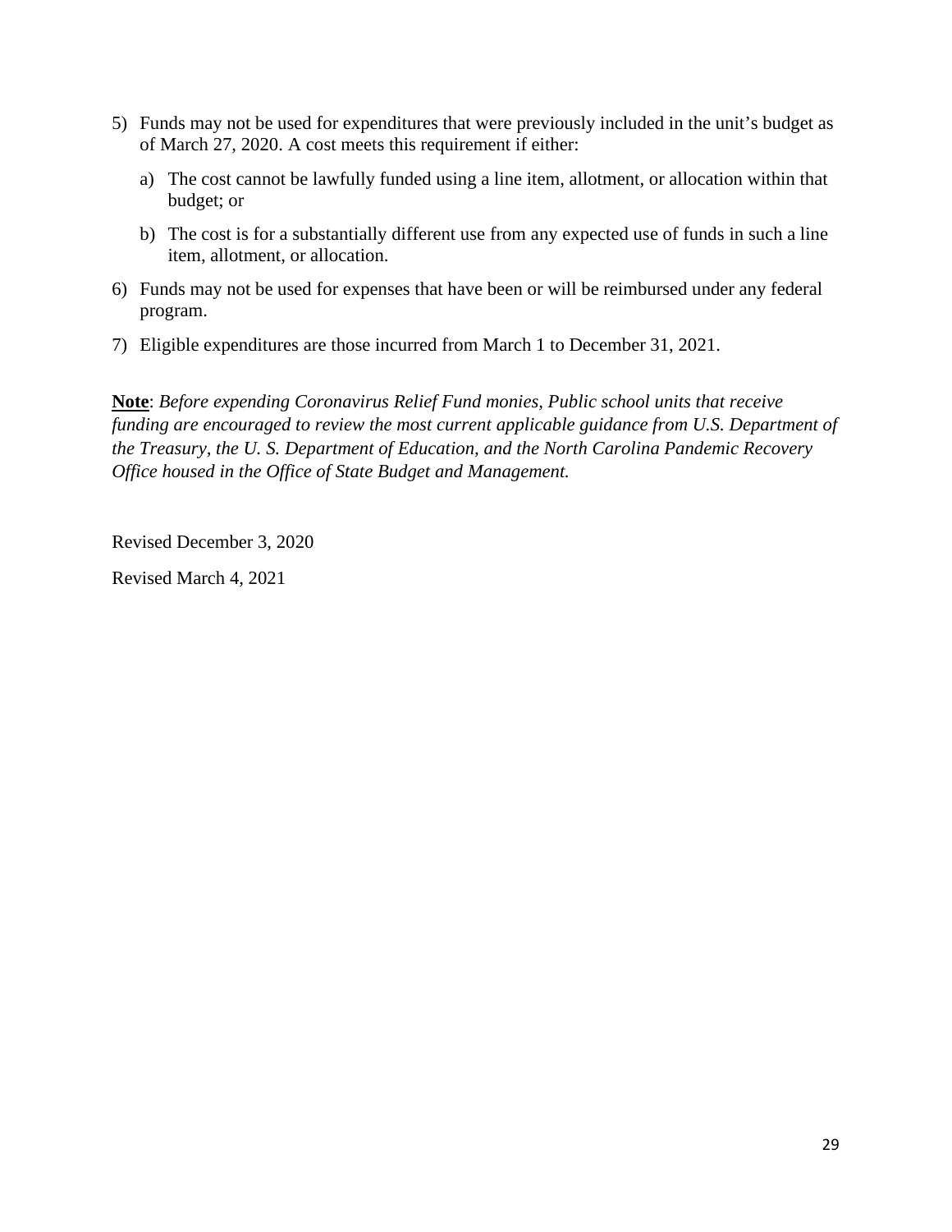5) Funds may not be used for expenditures that were previously included in the unit's budget as of March 27, 2020. A cost meets this requirement if either:

   a) The cost cannot be lawfully funded using a line item, allotment, or allocation within that budget; or

   b) The cost is for a substantially different use from any expected use of funds in such a line item, allotment, or allocation.

6) Funds may not be used for expenses that have been or will be reimbursed under any federal program.

7) Eligible expenditures are those incurred from March 1 to December 31, 2021.

**Note**: *Before expending Coronavirus Relief Fund monies, Public school units that receive funding are encouraged to review the most current applicable guidance from U.S. Department of the Treasury, the U. S. Department of Education, and the North Carolina Pandemic Recovery Office housed in the Office of State Budget and Management.*

Revised December 3, 2020

Revised March 4, 2021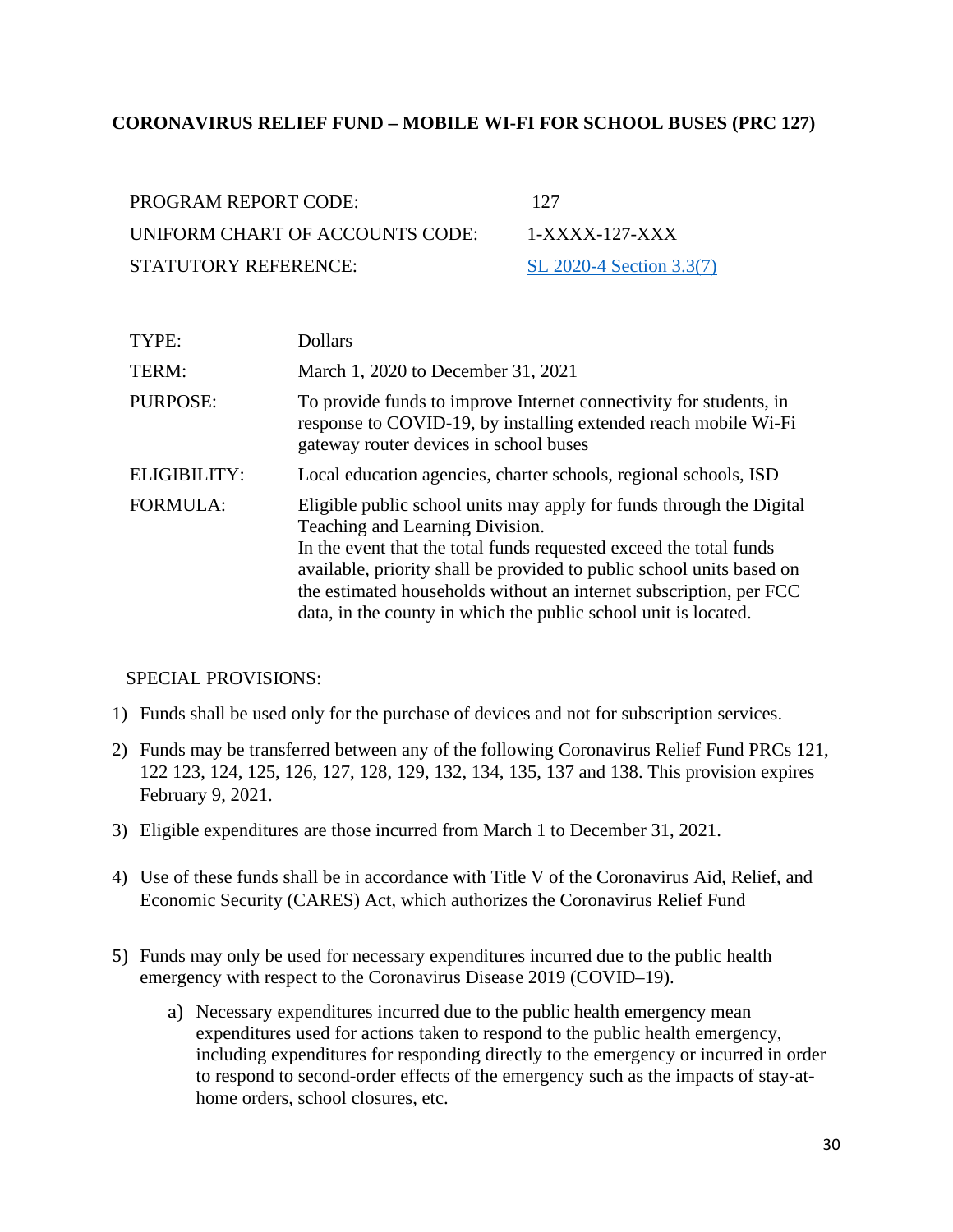## CORONAVIRUS RELIEF FUND – MOBILE WI-FI FOR SCHOOL BUSES (PRC 127)

| | |
|---|---|
| PROGRAM REPORT CODE: | 127 |
| UNIFORM CHART OF ACCOUNTS CODE: | 1-XXXX-127-XXX |
| STATUTORY REFERENCE: | [SL 2020-4 Section 3.3(7)] |

| | |
|---|---|
| TYPE: | Dollars |
| TERM: | March 1, 2020 to December 31, 2021 |
| PURPOSE: | To provide funds to improve Internet connectivity for students, in response to COVID-19, by installing extended reach mobile Wi-Fi gateway router devices in school buses |
| ELIGIBILITY: | Local education agencies, charter schools, regional schools, ISD |
| FORMULA: | Eligible public school units may apply for funds through the Digital Teaching and Learning Division. In the event that the total funds requested exceed the total funds available, priority shall be provided to public school units based on the estimated households without an internet subscription, per FCC data, in the county in which the public school unit is located. |

SPECIAL PROVISIONS:

1) Funds shall be used only for the purchase of devices and not for subscription services.
2) Funds may be transferred between any of the following Coronavirus Relief Fund PRCs 121, 122 123, 124, 125, 126, 127, 128, 129, 132, 134, 135, 137 and 138. This provision expires February 9, 2021.
3) Eligible expenditures are those incurred from March 1 to December 31, 2021.
4) Use of these funds shall be in accordance with Title V of the Coronavirus Aid, Relief, and Economic Security (CARES) Act, which authorizes the Coronavirus Relief Fund
5) Funds may only be used for necessary expenditures incurred due to the public health emergency with respect to the Coronavirus Disease 2019 (COVID–19).
    a) Necessary expenditures incurred due to the public health emergency mean expenditures used for actions taken to respond to the public health emergency, including expenditures for responding directly to the emergency or incurred in order to respond to second-order effects of the emergency such as the impacts of stay-at-home orders, school closures, etc.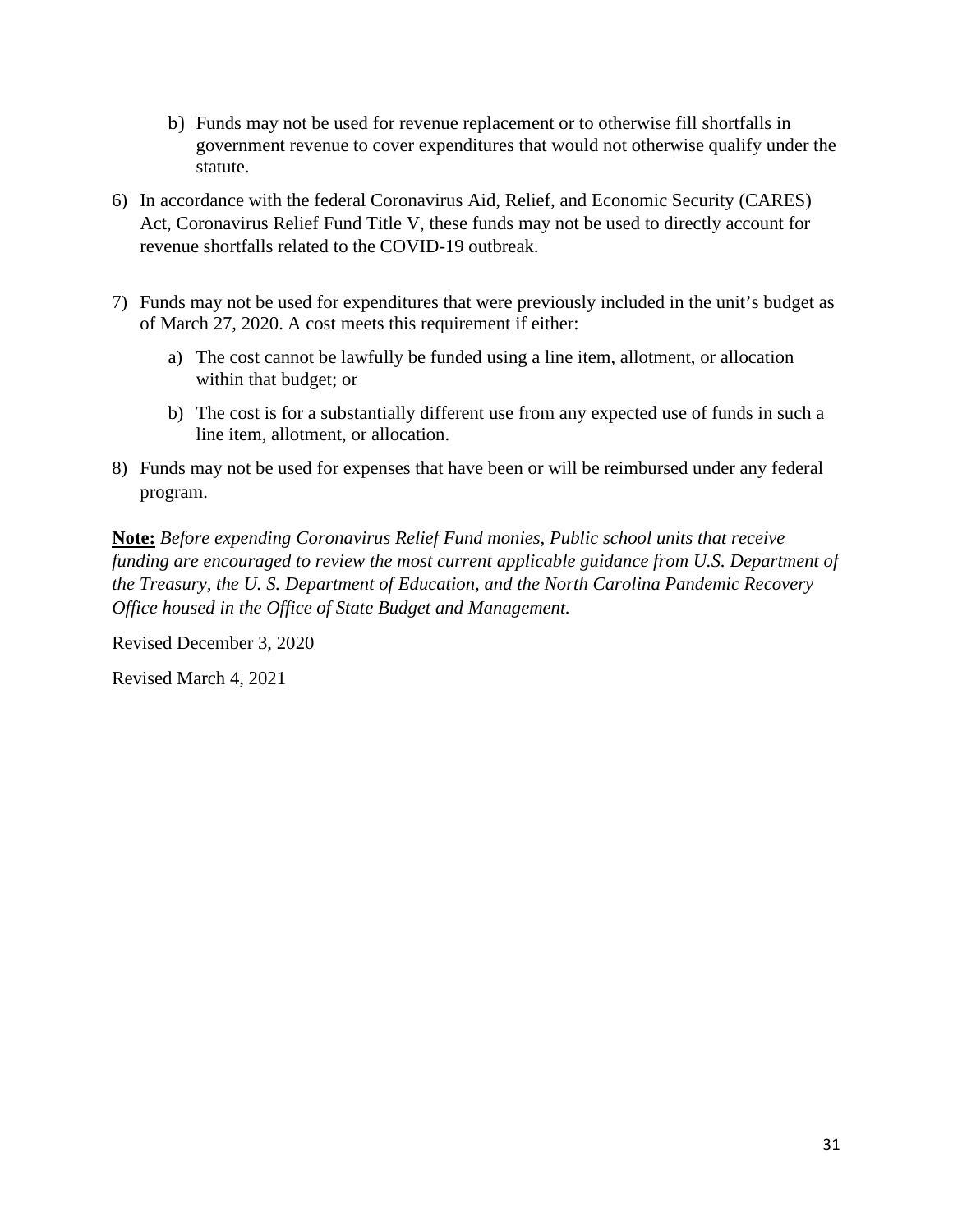b) Funds may not be used for revenue replacement or to otherwise fill shortfalls in government revenue to cover expenditures that would not otherwise qualify under the statute.

6) In accordance with the federal Coronavirus Aid, Relief, and Economic Security (CARES) Act, Coronavirus Relief Fund Title V, these funds may not be used to directly account for revenue shortfalls related to the COVID-19 outbreak.

7) Funds may not be used for expenditures that were previously included in the unit's budget as of March 27, 2020. A cost meets this requirement if either:

   a) The cost cannot be lawfully be funded using a line item, allotment, or allocation within that budget; or

   b) The cost is for a substantially different use from any expected use of funds in such a line item, allotment, or allocation.

8) Funds may not be used for expenses that have been or will be reimbursed under any federal program.

**<u>Note:</u>** *Before expending Coronavirus Relief Fund monies, Public school units that receive funding are encouraged to review the most current applicable guidance from U.S. Department of the Treasury, the U. S. Department of Education, and the North Carolina Pandemic Recovery Office housed in the Office of State Budget and Management.*

Revised December 3, 2020

Revised March 4, 2021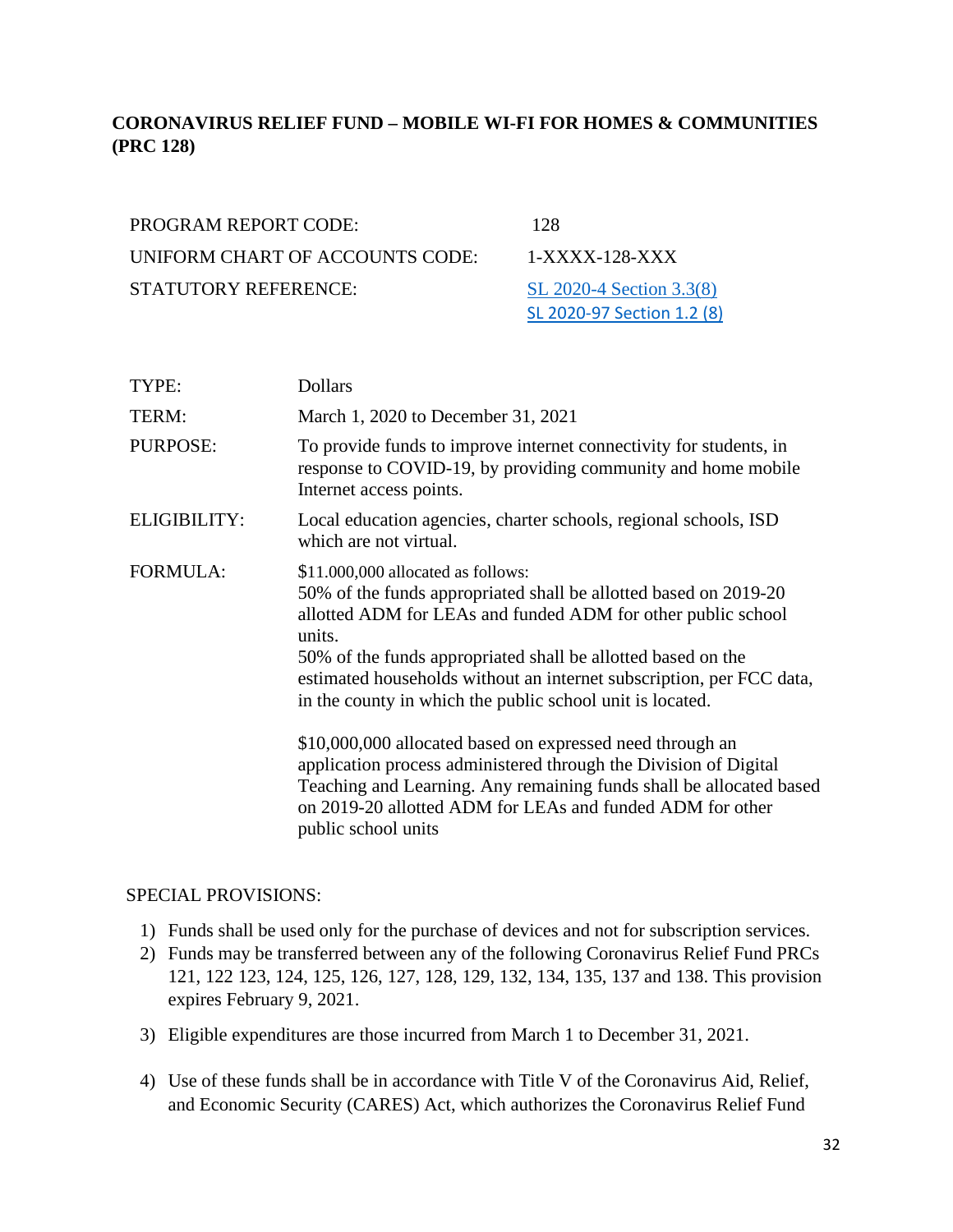## CORONAVIRUS RELIEF FUND – MOBILE WI-FI FOR HOMES & COMMUNITIES (PRC 128)

| | |
|---|---|
| PROGRAM REPORT CODE: | 128 |
| UNIFORM CHART OF ACCOUNTS CODE: | 1-XXXX-128-XXX |
| STATUTORY REFERENCE: | SL 2020-4 Section 3.3(8)<br>SL 2020-97 Section 1.2 (8) |

| | |
|---|---|
| TYPE: | Dollars |
| TERM: | March 1, 2020 to December 31, 2021 |
| PURPOSE: | To provide funds to improve internet connectivity for students, in response to COVID-19, by providing community and home mobile Internet access points. |
| ELIGIBILITY: | Local education agencies, charter schools, regional schools, ISD which are not virtual. |
| FORMULA: | $11.000,000 allocated as follows:<br>50% of the funds appropriated shall be allotted based on 2019-20 allotted ADM for LEAs and funded ADM for other public school units.<br>50% of the funds appropriated shall be allotted based on the estimated households without an internet subscription, per FCC data, in the county in which the public school unit is located.<br><br>$10,000,000 allocated based on expressed need through an application process administered through the Division of Digital Teaching and Learning. Any remaining funds shall be allocated based on 2019-20 allotted ADM for LEAs and funded ADM for other public school units |

SPECIAL PROVISIONS:

1) Funds shall be used only for the purchase of devices and not for subscription services.
2) Funds may be transferred between any of the following Coronavirus Relief Fund PRCs 121, 122 123, 124, 125, 126, 127, 128, 129, 132, 134, 135, 137 and 138. This provision expires February 9, 2021.
3) Eligible expenditures are those incurred from March 1 to December 31, 2021.
4) Use of these funds shall be in accordance with Title V of the Coronavirus Aid, Relief, and Economic Security (CARES) Act, which authorizes the Coronavirus Relief Fund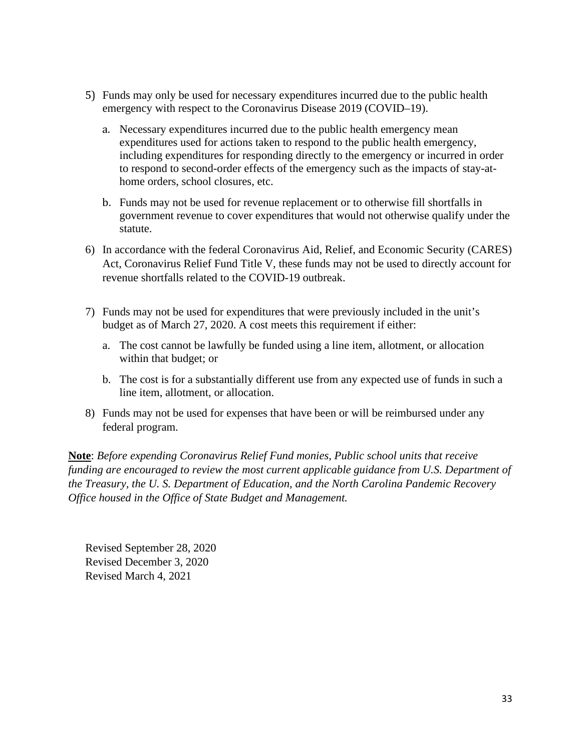5) Funds may only be used for necessary expenditures incurred due to the public health emergency with respect to the Coronavirus Disease 2019 (COVID–19).

   a. Necessary expenditures incurred due to the public health emergency mean expenditures used for actions taken to respond to the public health emergency, including expenditures for responding directly to the emergency or incurred in order to respond to second-order effects of the emergency such as the impacts of stay-at-home orders, school closures, etc.

   b. Funds may not be used for revenue replacement or to otherwise fill shortfalls in government revenue to cover expenditures that would not otherwise qualify under the statute.

6) In accordance with the federal Coronavirus Aid, Relief, and Economic Security (CARES) Act, Coronavirus Relief Fund Title V, these funds may not be used to directly account for revenue shortfalls related to the COVID-19 outbreak.

7) Funds may not be used for expenditures that were previously included in the unit's budget as of March 27, 2020. A cost meets this requirement if either:

   a. The cost cannot be lawfully be funded using a line item, allotment, or allocation within that budget; or

   b. The cost is for a substantially different use from any expected use of funds in such a line item, allotment, or allocation.

8) Funds may not be used for expenses that have been or will be reimbursed under any federal program.

**Note**: *Before expending Coronavirus Relief Fund monies, Public school units that receive funding are encouraged to review the most current applicable guidance from U.S. Department of the Treasury, the U. S. Department of Education, and the North Carolina Pandemic Recovery Office housed in the Office of State Budget and Management.*

Revised September 28, 2020
Revised December 3, 2020
Revised March 4, 2021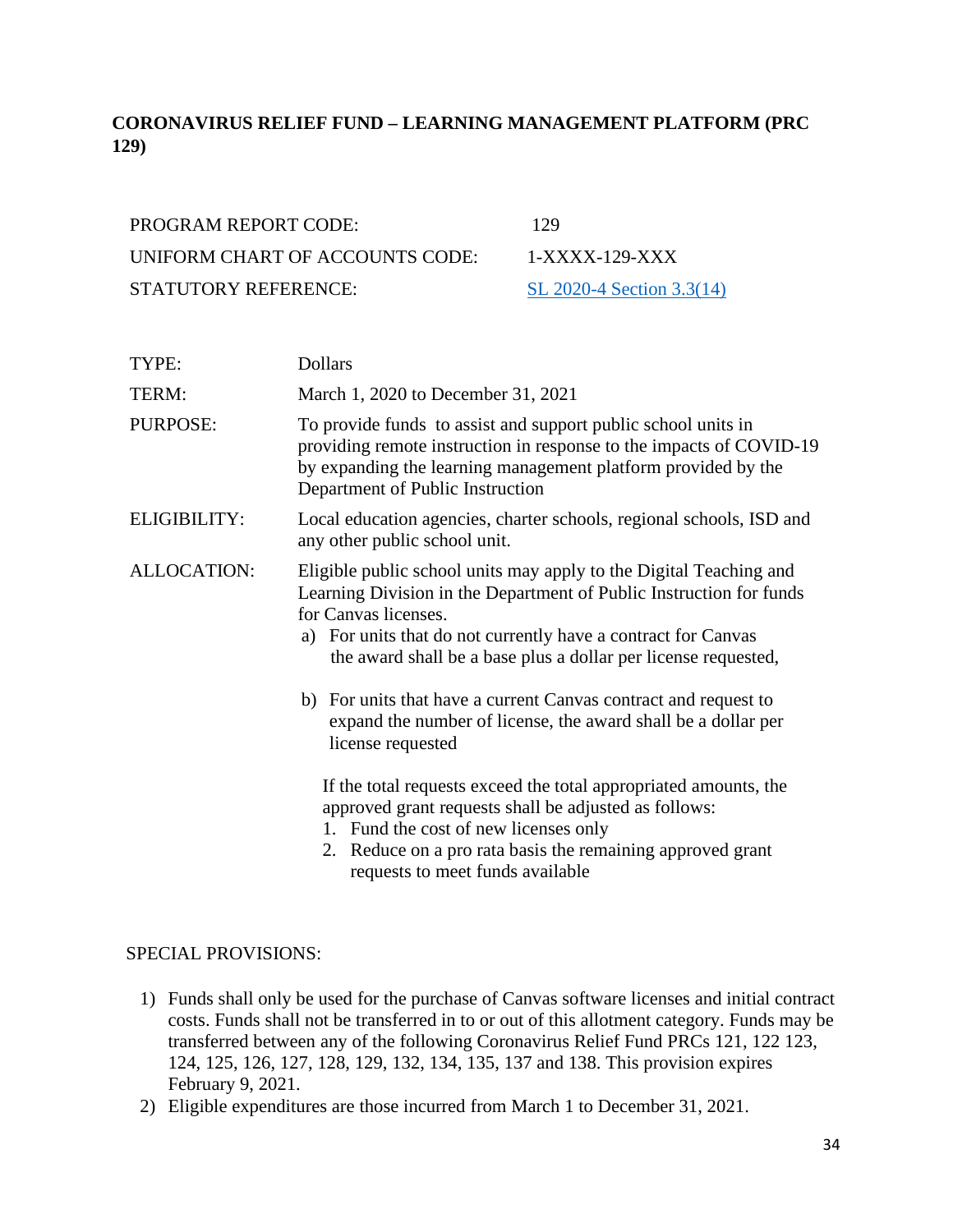## CORONAVIRUS RELIEF FUND – LEARNING MANAGEMENT PLATFORM (PRC 129)

| | |
|---|---|
| PROGRAM REPORT CODE: | 129 |
| UNIFORM CHART OF ACCOUNTS CODE: | 1-XXXX-129-XXX |
| STATUTORY REFERENCE: | SL 2020-4 Section 3.3(14) |

| | |
|---|---|
| TYPE: | Dollars |
| TERM: | March 1, 2020 to December 31, 2021 |
| PURPOSE: | To provide funds to assist and support public school units in providing remote instruction in response to the impacts of COVID-19 by expanding the learning management platform provided by the Department of Public Instruction |
| ELIGIBILITY: | Local education agencies, charter schools, regional schools, ISD and any other public school unit. |
| ALLOCATION: | Eligible public school units may apply to the Digital Teaching and Learning Division in the Department of Public Instruction for funds for Canvas licenses. a) For units that do not currently have a contract for Canvas the award shall be a base plus a dollar per license requested, b) For units that have a current Canvas contract and request to expand the number of license, the award shall be a dollar per license requested. If the total requests exceed the total appropriated amounts, the approved grant requests shall be adjusted as follows: 1. Fund the cost of new licenses only 2. Reduce on a pro rata basis the remaining approved grant requests to meet funds available |

SPECIAL PROVISIONS:

1) Funds shall only be used for the purchase of Canvas software licenses and initial contract costs. Funds shall not be transferred in to or out of this allotment category. Funds may be transferred between any of the following Coronavirus Relief Fund PRCs 121, 122 123, 124, 125, 126, 127, 128, 129, 132, 134, 135, 137 and 138. This provision expires February 9, 2021.
2) Eligible expenditures are those incurred from March 1 to December 31, 2021.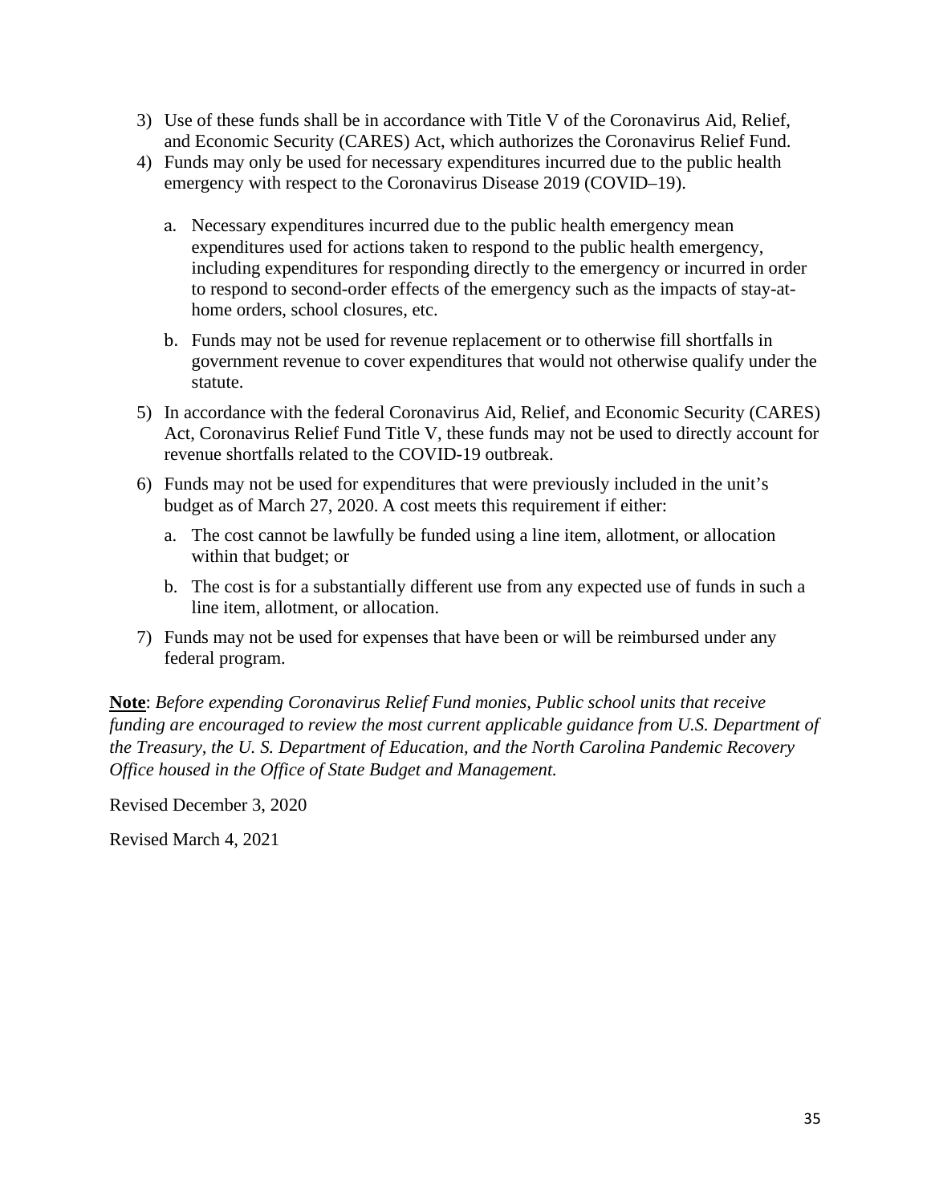3) Use of these funds shall be in accordance with Title V of the Coronavirus Aid, Relief, and Economic Security (CARES) Act, which authorizes the Coronavirus Relief Fund.
4) Funds may only be used for necessary expenditures incurred due to the public health emergency with respect to the Coronavirus Disease 2019 (COVID–19).
   a. Necessary expenditures incurred due to the public health emergency mean expenditures used for actions taken to respond to the public health emergency, including expenditures for responding directly to the emergency or incurred in order to respond to second-order effects of the emergency such as the impacts of stay-at-home orders, school closures, etc.
   b. Funds may not be used for revenue replacement or to otherwise fill shortfalls in government revenue to cover expenditures that would not otherwise qualify under the statute.
5) In accordance with the federal Coronavirus Aid, Relief, and Economic Security (CARES) Act, Coronavirus Relief Fund Title V, these funds may not be used to directly account for revenue shortfalls related to the COVID-19 outbreak.
6) Funds may not be used for expenditures that were previously included in the unit's budget as of March 27, 2020. A cost meets this requirement if either:
   a. The cost cannot be lawfully be funded using a line item, allotment, or allocation within that budget; or
   b. The cost is for a substantially different use from any expected use of funds in such a line item, allotment, or allocation.
7) Funds may not be used for expenses that have been or will be reimbursed under any federal program.

**Note**: *Before expending Coronavirus Relief Fund monies, Public school units that receive funding are encouraged to review the most current applicable guidance from U.S. Department of the Treasury, the U. S. Department of Education, and the North Carolina Pandemic Recovery Office housed in the Office of State Budget and Management.*

Revised December 3, 2020

Revised March 4, 2021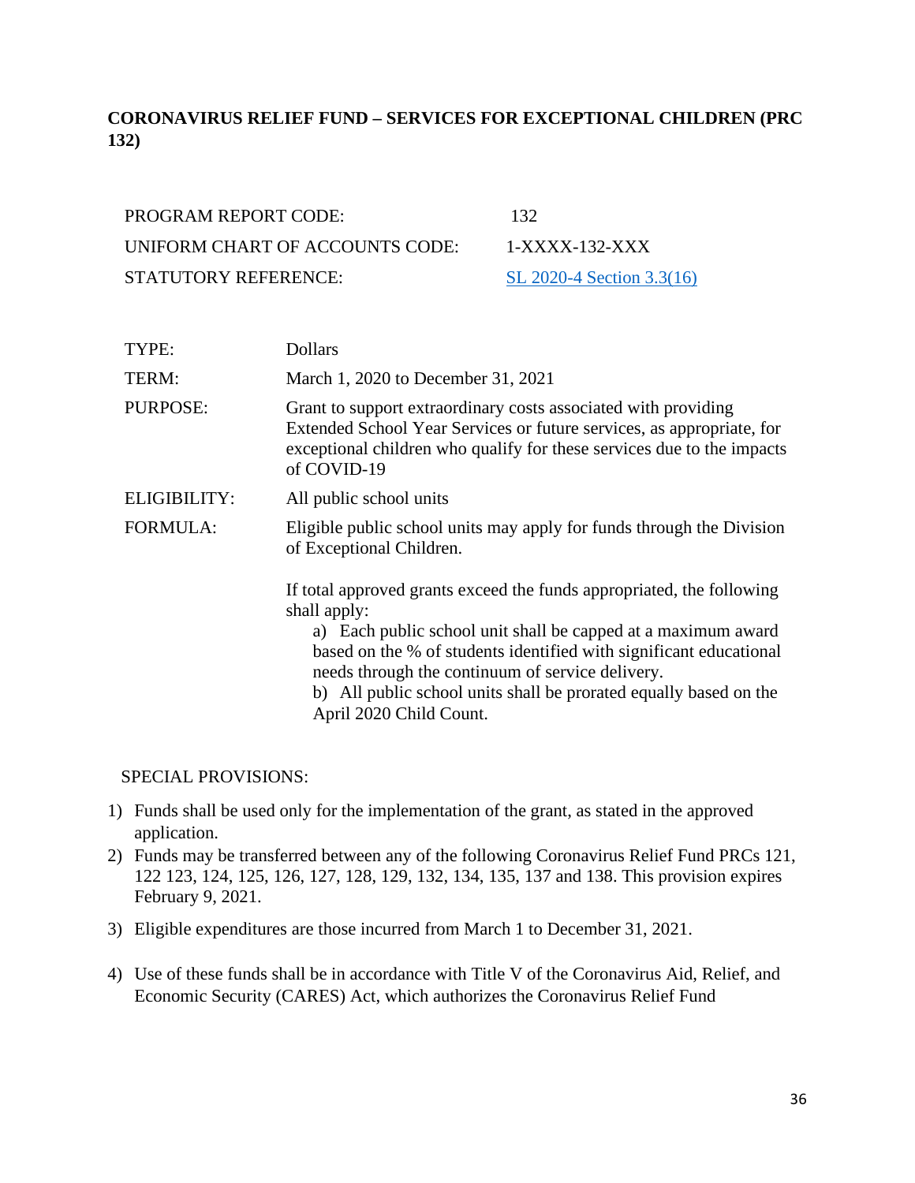## CORONAVIRUS RELIEF FUND – SERVICES FOR EXCEPTIONAL CHILDREN (PRC 132)

| | |
|---|---|
| PROGRAM REPORT CODE: | 132 |
| UNIFORM CHART OF ACCOUNTS CODE: | 1-XXXX-132-XXX |
| STATUTORY REFERENCE: | SL 2020-4 Section 3.3(16) |

| | |
|---|---|
| TYPE: | Dollars |
| TERM: | March 1, 2020 to December 31, 2021 |
| PURPOSE: | Grant to support extraordinary costs associated with providing Extended School Year Services or future services, as appropriate, for exceptional children who qualify for these services due to the impacts of COVID-19 |
| ELIGIBILITY: | All public school units |
| FORMULA: | Eligible public school units may apply for funds through the Division of Exceptional Children. |

If total approved grants exceed the funds appropriated, the following shall apply:

a) Each public school unit shall be capped at a maximum award based on the % of students identified with significant educational needs through the continuum of service delivery.

b) All public school units shall be prorated equally based on the April 2020 Child Count.

SPECIAL PROVISIONS:

1) Funds shall be used only for the implementation of the grant, as stated in the approved application.
2) Funds may be transferred between any of the following Coronavirus Relief Fund PRCs 121, 122 123, 124, 125, 126, 127, 128, 129, 132, 134, 135, 137 and 138. This provision expires February 9, 2021.
3) Eligible expenditures are those incurred from March 1 to December 31, 2021.
4) Use of these funds shall be in accordance with Title V of the Coronavirus Aid, Relief, and Economic Security (CARES) Act, which authorizes the Coronavirus Relief Fund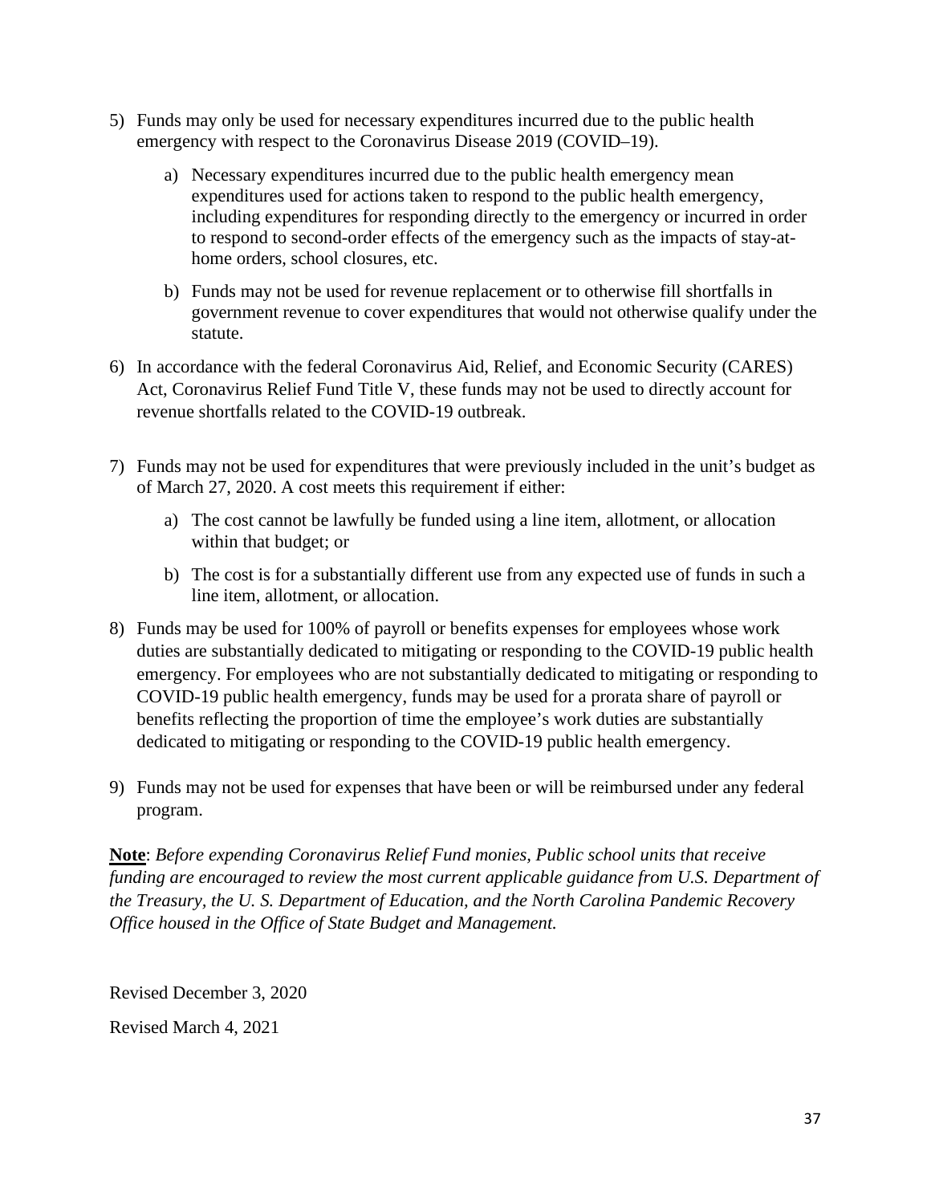5) Funds may only be used for necessary expenditures incurred due to the public health emergency with respect to the Coronavirus Disease 2019 (COVID–19).

    a) Necessary expenditures incurred due to the public health emergency mean expenditures used for actions taken to respond to the public health emergency, including expenditures for responding directly to the emergency or incurred in order to respond to second-order effects of the emergency such as the impacts of stay-at-home orders, school closures, etc.

    b) Funds may not be used for revenue replacement or to otherwise fill shortfalls in government revenue to cover expenditures that would not otherwise qualify under the statute.

6) In accordance with the federal Coronavirus Aid, Relief, and Economic Security (CARES) Act, Coronavirus Relief Fund Title V, these funds may not be used to directly account for revenue shortfalls related to the COVID-19 outbreak.

7) Funds may not be used for expenditures that were previously included in the unit's budget as of March 27, 2020. A cost meets this requirement if either:

    a) The cost cannot be lawfully be funded using a line item, allotment, or allocation within that budget; or

    b) The cost is for a substantially different use from any expected use of funds in such a line item, allotment, or allocation.

8) Funds may be used for 100% of payroll or benefits expenses for employees whose work duties are substantially dedicated to mitigating or responding to the COVID-19 public health emergency. For employees who are not substantially dedicated to mitigating or responding to COVID-19 public health emergency, funds may be used for a prorata share of payroll or benefits reflecting the proportion of time the employee's work duties are substantially dedicated to mitigating or responding to the COVID-19 public health emergency.

9) Funds may not be used for expenses that have been or will be reimbursed under any federal program.

**Note**: *Before expending Coronavirus Relief Fund monies, Public school units that receive funding are encouraged to review the most current applicable guidance from U.S. Department of the Treasury, the U. S. Department of Education, and the North Carolina Pandemic Recovery Office housed in the Office of State Budget and Management.*

Revised December 3, 2020

Revised March 4, 2021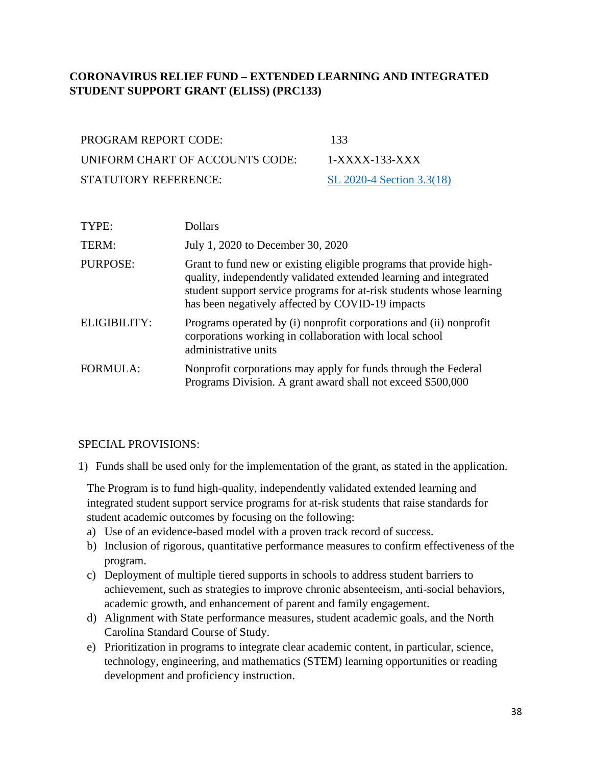## CORONAVIRUS RELIEF FUND – EXTENDED LEARNING AND INTEGRATED STUDENT SUPPORT GRANT (ELISS) (PRC133)

| | |
|---|---|
| PROGRAM REPORT CODE: | 133 |
| UNIFORM CHART OF ACCOUNTS CODE: | 1-XXXX-133-XXX |
| STATUTORY REFERENCE: | SL 2020-4 Section 3.3(18) |

| | |
|---|---|
| TYPE: | Dollars |
| TERM: | July 1, 2020 to December 30, 2020 |
| PURPOSE: | Grant to fund new or existing eligible programs that provide high-quality, independently validated extended learning and integrated student support service programs for at-risk students whose learning has been negatively affected by COVID-19 impacts |
| ELIGIBILITY: | Programs operated by (i) nonprofit corporations and (ii) nonprofit corporations working in collaboration with local school administrative units |
| FORMULA: | Nonprofit corporations may apply for funds through the Federal Programs Division. A grant award shall not exceed $500,000 |

SPECIAL PROVISIONS:

1) Funds shall be used only for the implementation of the grant, as stated in the application.

The Program is to fund high-quality, independently validated extended learning and integrated student support service programs for at-risk students that raise standards for student academic outcomes by focusing on the following:

a) Use of an evidence-based model with a proven track record of success.
b) Inclusion of rigorous, quantitative performance measures to confirm effectiveness of the program.
c) Deployment of multiple tiered supports in schools to address student barriers to achievement, such as strategies to improve chronic absenteeism, anti-social behaviors, academic growth, and enhancement of parent and family engagement.
d) Alignment with State performance measures, student academic goals, and the North Carolina Standard Course of Study.
e) Prioritization in programs to integrate clear academic content, in particular, science, technology, engineering, and mathematics (STEM) learning opportunities or reading development and proficiency instruction.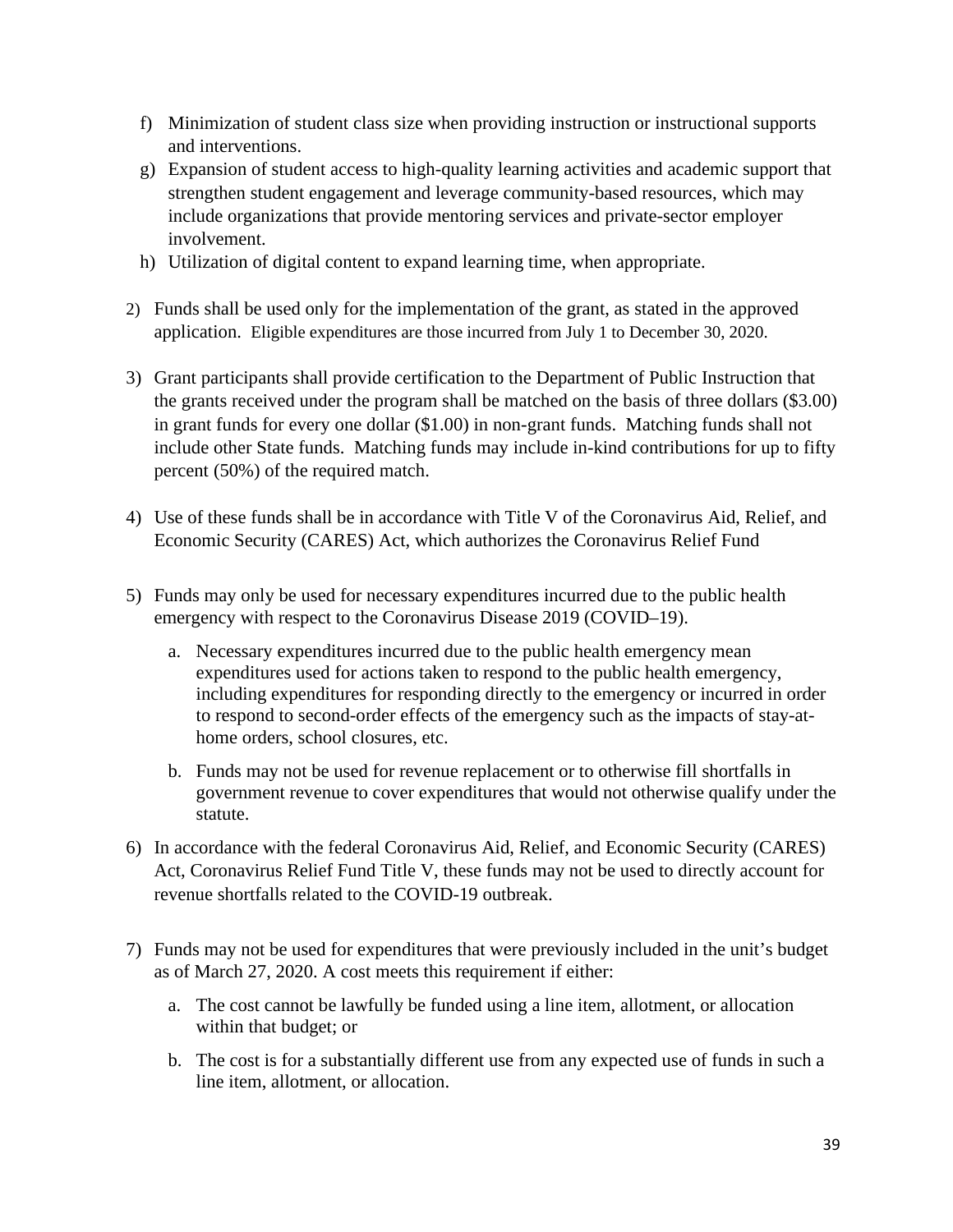f) Minimization of student class size when providing instruction or instructional supports and interventions.
g) Expansion of student access to high-quality learning activities and academic support that strengthen student engagement and leverage community-based resources, which may include organizations that provide mentoring services and private-sector employer involvement.
h) Utilization of digital content to expand learning time, when appropriate.

2) Funds shall be used only for the implementation of the grant, as stated in the approved application. Eligible expenditures are those incurred from July 1 to December 30, 2020.

3) Grant participants shall provide certification to the Department of Public Instruction that the grants received under the program shall be matched on the basis of three dollars ($3.00) in grant funds for every one dollar ($1.00) in non-grant funds. Matching funds shall not include other State funds. Matching funds may include in-kind contributions for up to fifty percent (50%) of the required match.

4) Use of these funds shall be in accordance with Title V of the Coronavirus Aid, Relief, and Economic Security (CARES) Act, which authorizes the Coronavirus Relief Fund

5) Funds may only be used for necessary expenditures incurred due to the public health emergency with respect to the Coronavirus Disease 2019 (COVID–19).

   a. Necessary expenditures incurred due to the public health emergency mean expenditures used for actions taken to respond to the public health emergency, including expenditures for responding directly to the emergency or incurred in order to respond to second-order effects of the emergency such as the impacts of stay-at-home orders, school closures, etc.

   b. Funds may not be used for revenue replacement or to otherwise fill shortfalls in government revenue to cover expenditures that would not otherwise qualify under the statute.

6) In accordance with the federal Coronavirus Aid, Relief, and Economic Security (CARES) Act, Coronavirus Relief Fund Title V, these funds may not be used to directly account for revenue shortfalls related to the COVID-19 outbreak.

7) Funds may not be used for expenditures that were previously included in the unit's budget as of March 27, 2020. A cost meets this requirement if either:

   a. The cost cannot be lawfully be funded using a line item, allotment, or allocation within that budget; or

   b. The cost is for a substantially different use from any expected use of funds in such a line item, allotment, or allocation.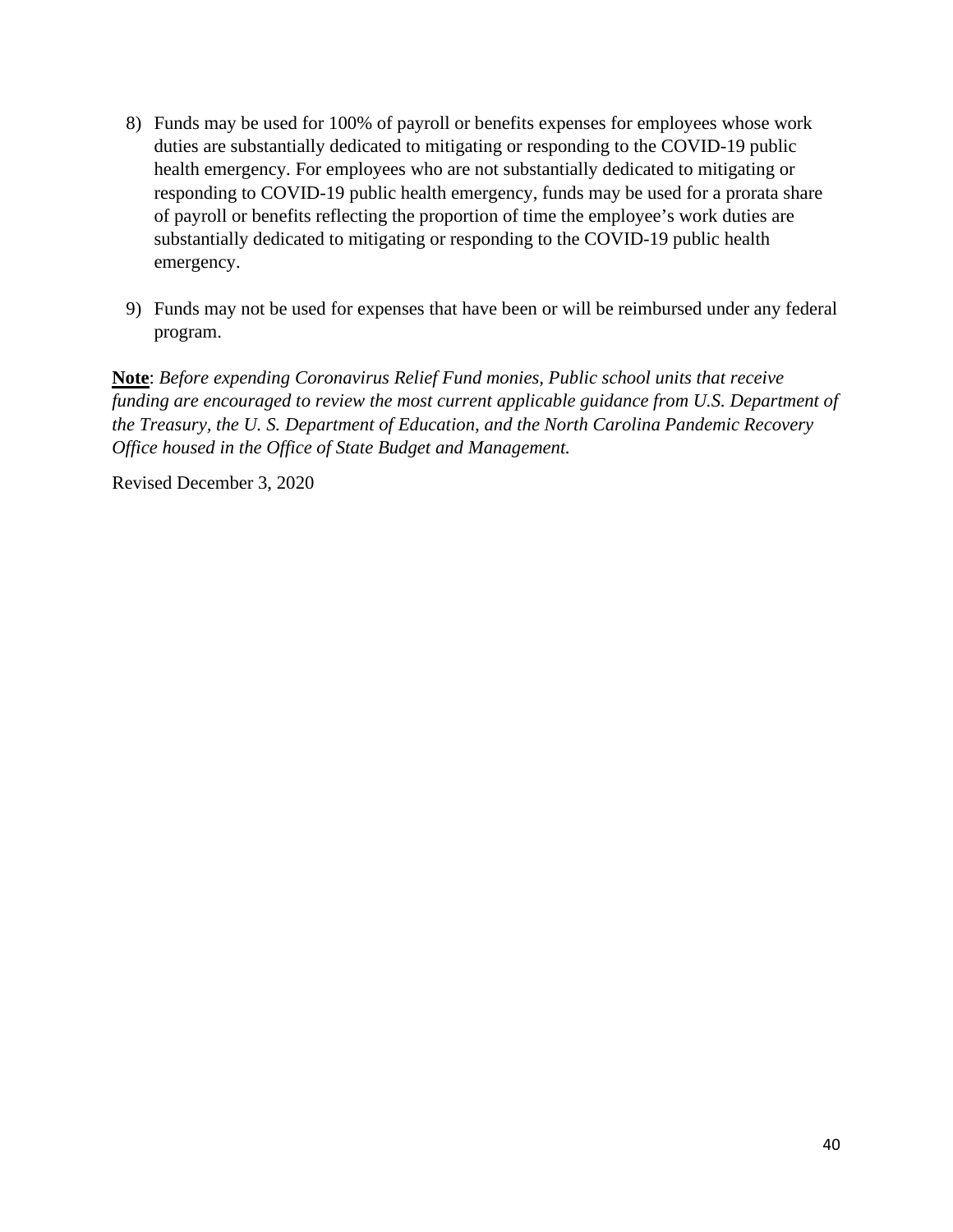8) Funds may be used for 100% of payroll or benefits expenses for employees whose work duties are substantially dedicated to mitigating or responding to the COVID-19 public health emergency. For employees who are not substantially dedicated to mitigating or responding to COVID-19 public health emergency, funds may be used for a prorata share of payroll or benefits reflecting the proportion of time the employee's work duties are substantially dedicated to mitigating or responding to the COVID-19 public health emergency.

9) Funds may not be used for expenses that have been or will be reimbursed under any federal program.

**Note**: *Before expending Coronavirus Relief Fund monies, Public school units that receive funding are encouraged to review the most current applicable guidance from U.S. Department of the Treasury, the U. S. Department of Education, and the North Carolina Pandemic Recovery Office housed in the Office of State Budget and Management.*

Revised December 3, 2020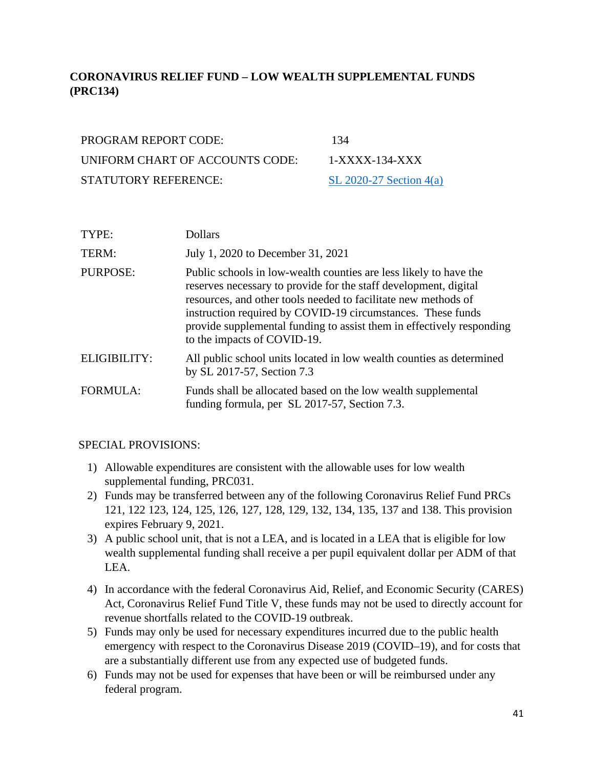## CORONAVIRUS RELIEF FUND – LOW WEALTH SUPPLEMENTAL FUNDS (PRC134)

| | |
|---|---|
| PROGRAM REPORT CODE: | 134 |
| UNIFORM CHART OF ACCOUNTS CODE: | 1-XXXX-134-XXX |
| STATUTORY REFERENCE: | SL 2020-27 Section 4(a) |

| | |
|---|---|
| TYPE: | Dollars |
| TERM: | July 1, 2020 to December 31, 2021 |
| PURPOSE: | Public schools in low-wealth counties are less likely to have the reserves necessary to provide for the staff development, digital resources, and other tools needed to facilitate new methods of instruction required by COVID-19 circumstances. These funds provide supplemental funding to assist them in effectively responding to the impacts of COVID-19. |
| ELIGIBILITY: | All public school units located in low wealth counties as determined by SL 2017-57, Section 7.3 |
| FORMULA: | Funds shall be allocated based on the low wealth supplemental funding formula, per SL 2017-57, Section 7.3. |

SPECIAL PROVISIONS:

1) Allowable expenditures are consistent with the allowable uses for low wealth supplemental funding, PRC031.
2) Funds may be transferred between any of the following Coronavirus Relief Fund PRCs 121, 122 123, 124, 125, 126, 127, 128, 129, 132, 134, 135, 137 and 138. This provision expires February 9, 2021.
3) A public school unit, that is not a LEA, and is located in a LEA that is eligible for low wealth supplemental funding shall receive a per pupil equivalent dollar per ADM of that LEA.
4) In accordance with the federal Coronavirus Aid, Relief, and Economic Security (CARES) Act, Coronavirus Relief Fund Title V, these funds may not be used to directly account for revenue shortfalls related to the COVID-19 outbreak.
5) Funds may only be used for necessary expenditures incurred due to the public health emergency with respect to the Coronavirus Disease 2019 (COVID–19), and for costs that are a substantially different use from any expected use of budgeted funds.
6) Funds may not be used for expenses that have been or will be reimbursed under any federal program.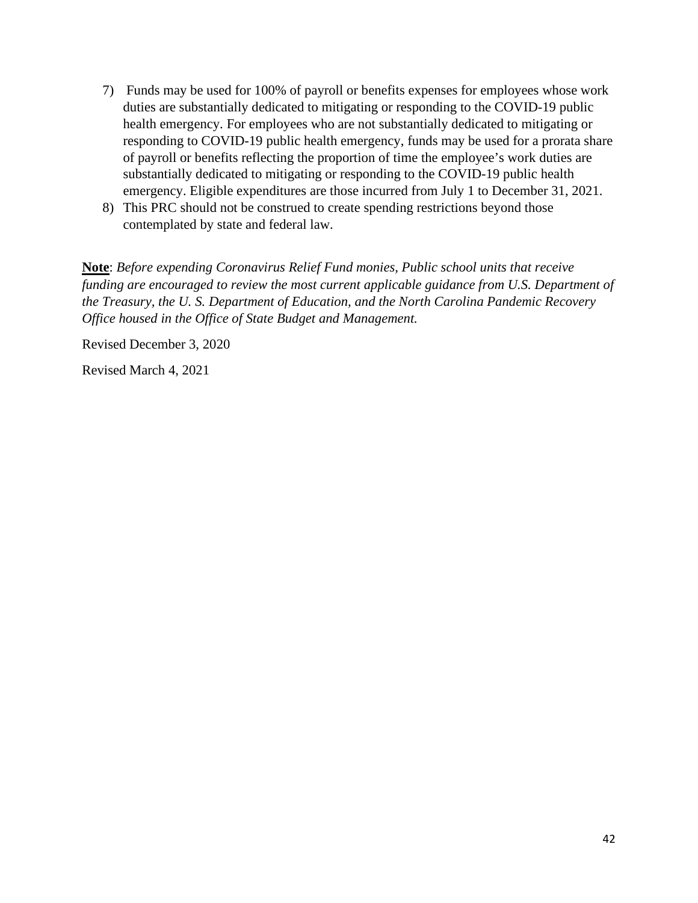7) Funds may be used for 100% of payroll or benefits expenses for employees whose work duties are substantially dedicated to mitigating or responding to the COVID-19 public health emergency. For employees who are not substantially dedicated to mitigating or responding to COVID-19 public health emergency, funds may be used for a prorata share of payroll or benefits reflecting the proportion of time the employee's work duties are substantially dedicated to mitigating or responding to the COVID-19 public health emergency. Eligible expenditures are those incurred from July 1 to December 31, 2021.
8) This PRC should not be construed to create spending restrictions beyond those contemplated by state and federal law.

**Note**: *Before expending Coronavirus Relief Fund monies, Public school units that receive funding are encouraged to review the most current applicable guidance from U.S. Department of the Treasury, the U. S. Department of Education, and the North Carolina Pandemic Recovery Office housed in the Office of State Budget and Management.*

Revised December 3, 2020

Revised March 4, 2021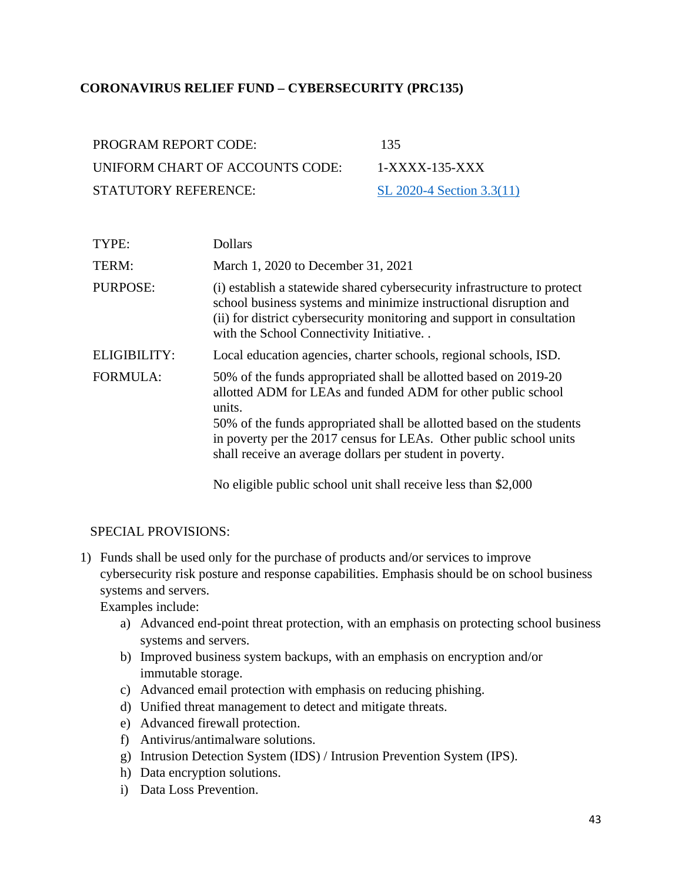## CORONAVIRUS RELIEF FUND – CYBERSECURITY (PRC135)

| | |
|---|---|
| PROGRAM REPORT CODE: | 135 |
| UNIFORM CHART OF ACCOUNTS CODE: | 1-XXXX-135-XXX |
| STATUTORY REFERENCE: | SL 2020-4 Section 3.3(11) |

| | |
|---|---|
| TYPE: | Dollars |
| TERM: | March 1, 2020 to December 31, 2021 |
| PURPOSE: | (i) establish a statewide shared cybersecurity infrastructure to protect school business systems and minimize instructional disruption and (ii) for district cybersecurity monitoring and support in consultation with the School Connectivity Initiative. . |
| ELIGIBILITY: | Local education agencies, charter schools, regional schools, ISD. |
| FORMULA: | 50% of the funds appropriated shall be allotted based on 2019-20 allotted ADM for LEAs and funded ADM for other public school units.<br>50% of the funds appropriated shall be allotted based on the students in poverty per the 2017 census for LEAs. Other public school units shall receive an average dollars per student in poverty.<br><br>No eligible public school unit shall receive less than $2,000 |

SPECIAL PROVISIONS:

1) Funds shall be used only for the purchase of products and/or services to improve cybersecurity risk posture and response capabilities. Emphasis should be on school business systems and servers.
   Examples include:
   a) Advanced end-point threat protection, with an emphasis on protecting school business systems and servers.
   b) Improved business system backups, with an emphasis on encryption and/or immutable storage.
   c) Advanced email protection with emphasis on reducing phishing.
   d) Unified threat management to detect and mitigate threats.
   e) Advanced firewall protection.
   f) Antivirus/antimalware solutions.
   g) Intrusion Detection System (IDS) / Intrusion Prevention System (IPS).
   h) Data encryption solutions.
   i) Data Loss Prevention.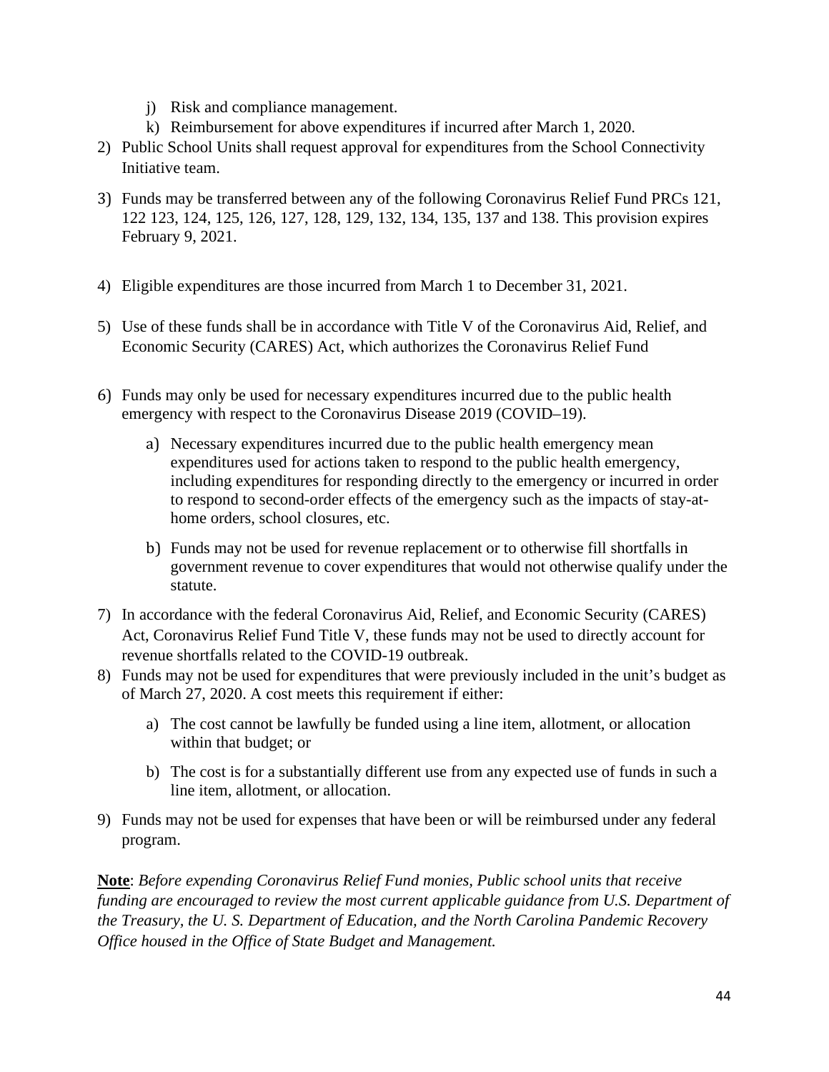j) Risk and compliance management.
k) Reimbursement for above expenditures if incurred after March 1, 2020.

2) Public School Units shall request approval for expenditures from the School Connectivity Initiative team.

3) Funds may be transferred between any of the following Coronavirus Relief Fund PRCs 121, 122 123, 124, 125, 126, 127, 128, 129, 132, 134, 135, 137 and 138. This provision expires February 9, 2021.

4) Eligible expenditures are those incurred from March 1 to December 31, 2021.

5) Use of these funds shall be in accordance with Title V of the Coronavirus Aid, Relief, and Economic Security (CARES) Act, which authorizes the Coronavirus Relief Fund

6) Funds may only be used for necessary expenditures incurred due to the public health emergency with respect to the Coronavirus Disease 2019 (COVID–19).

   a) Necessary expenditures incurred due to the public health emergency mean expenditures used for actions taken to respond to the public health emergency, including expenditures for responding directly to the emergency or incurred in order to respond to second-order effects of the emergency such as the impacts of stay-at-home orders, school closures, etc.

   b) Funds may not be used for revenue replacement or to otherwise fill shortfalls in government revenue to cover expenditures that would not otherwise qualify under the statute.

7) In accordance with the federal Coronavirus Aid, Relief, and Economic Security (CARES) Act, Coronavirus Relief Fund Title V, these funds may not be used to directly account for revenue shortfalls related to the COVID-19 outbreak.

8) Funds may not be used for expenditures that were previously included in the unit's budget as of March 27, 2020. A cost meets this requirement if either:

   a) The cost cannot be lawfully be funded using a line item, allotment, or allocation within that budget; or

   b) The cost is for a substantially different use from any expected use of funds in such a line item, allotment, or allocation.

9) Funds may not be used for expenses that have been or will be reimbursed under any federal program.

**Note**: *Before expending Coronavirus Relief Fund monies, Public school units that receive funding are encouraged to review the most current applicable guidance from U.S. Department of the Treasury, the U. S. Department of Education, and the North Carolina Pandemic Recovery Office housed in the Office of State Budget and Management.*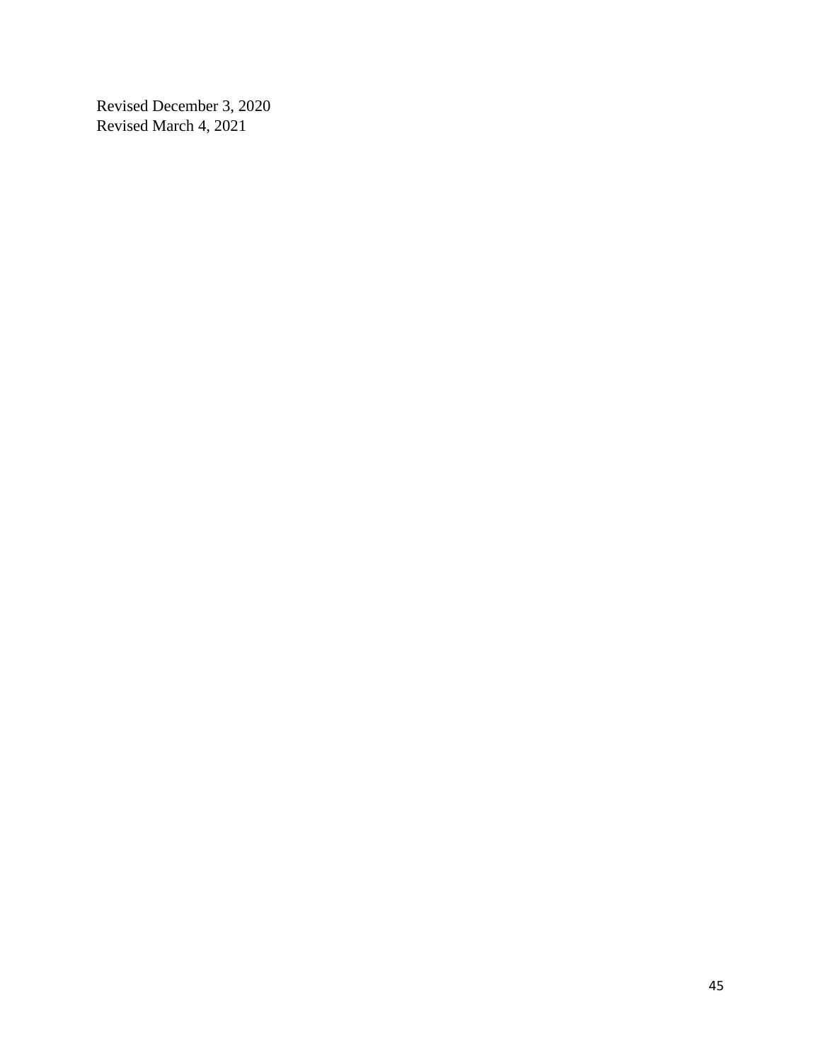Revised December 3, 2020
Revised March 4, 2021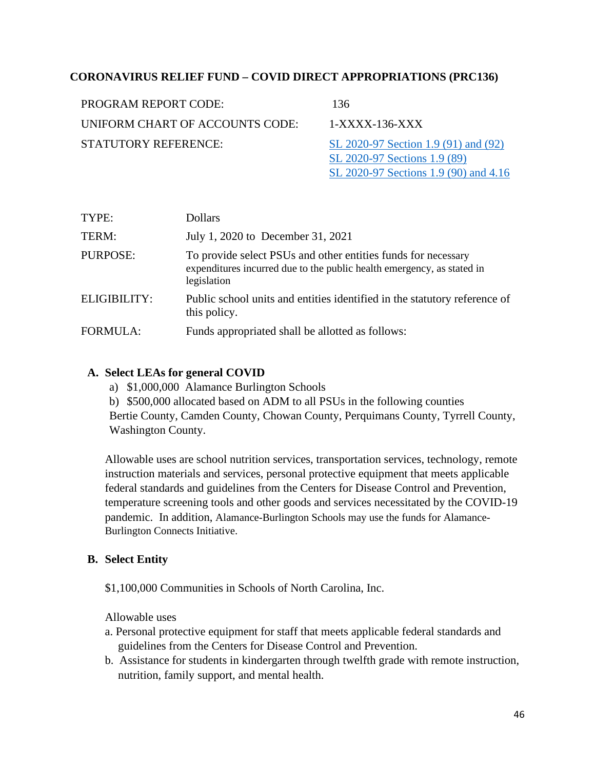## CORONAVIRUS RELIEF FUND – COVID DIRECT APPROPRIATIONS (PRC136)

| | |
|---|---|
| PROGRAM REPORT CODE: | 136 |
| UNIFORM CHART OF ACCOUNTS CODE: | 1-XXXX-136-XXX |
| STATUTORY REFERENCE: | SL 2020-97 Section 1.9 (91) and (92)<br>SL 2020-97 Sections 1.9 (89)<br>SL 2020-97 Sections 1.9 (90) and 4.16 |

| | |
|---|---|
| TYPE: | Dollars |
| TERM: | July 1, 2020 to December 31, 2021 |
| PURPOSE: | To provide select PSUs and other entities funds for necessary expenditures incurred due to the public health emergency, as stated in legislation |
| ELIGIBILITY: | Public school units and entities identified in the statutory reference of this policy. |
| FORMULA: | Funds appropriated shall be allotted as follows: |

**A. Select LEAs for general COVID**

a) $1,000,000 Alamance Burlington Schools

b) $500,000 allocated based on ADM to all PSUs in the following counties Bertie County, Camden County, Chowan County, Perquimans County, Tyrrell County, Washington County.

Allowable uses are school nutrition services, transportation services, technology, remote instruction materials and services, personal protective equipment that meets applicable federal standards and guidelines from the Centers for Disease Control and Prevention, temperature screening tools and other goods and services necessitated by the COVID-19 pandemic. In addition, Alamance-Burlington Schools may use the funds for Alamance-Burlington Connects Initiative.

**B. Select Entity**

$1,100,000 Communities in Schools of North Carolina, Inc.

Allowable uses

a. Personal protective equipment for staff that meets applicable federal standards and guidelines from the Centers for Disease Control and Prevention.

b. Assistance for students in kindergarten through twelfth grade with remote instruction, nutrition, family support, and mental health.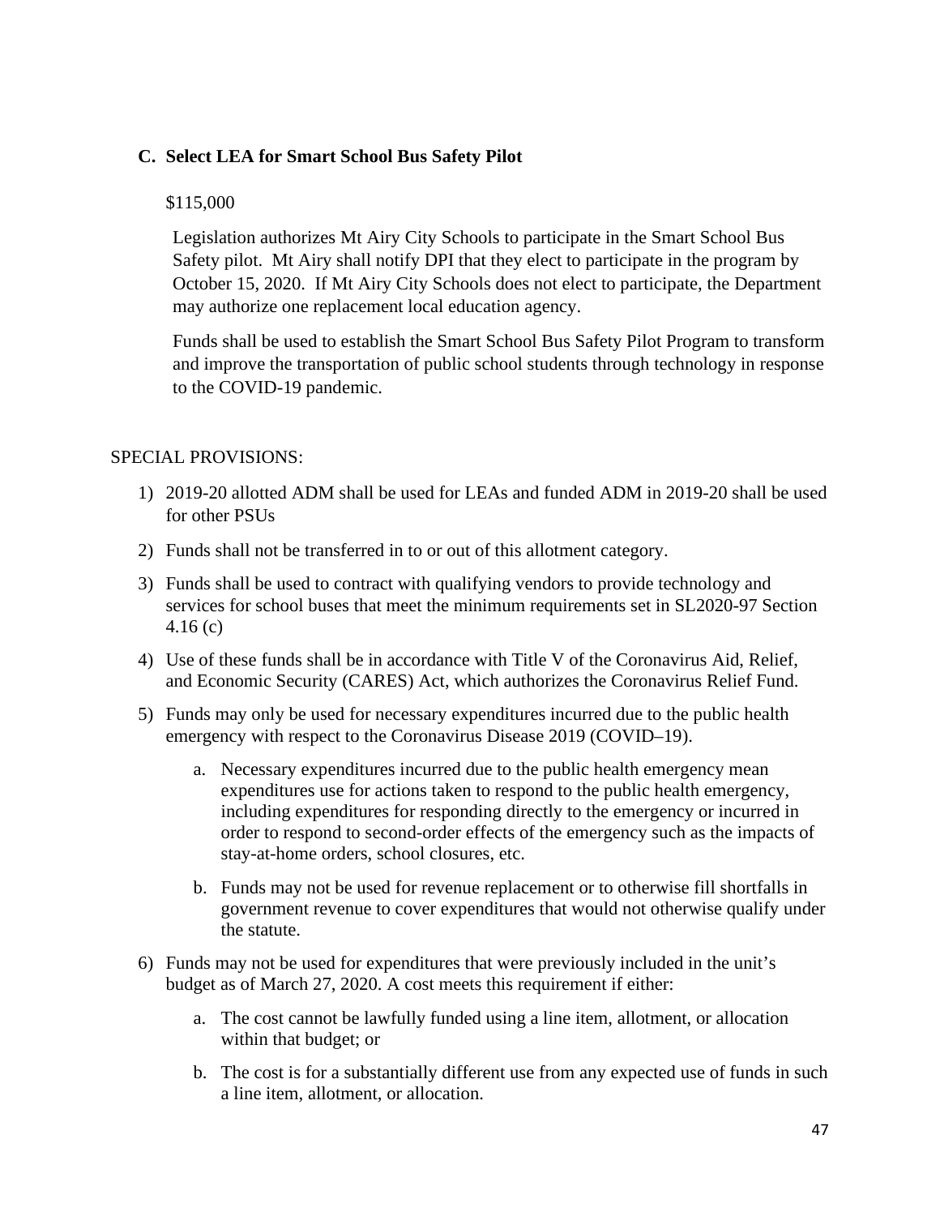### C. Select LEA for Smart School Bus Safety Pilot

$115,000

Legislation authorizes Mt Airy City Schools to participate in the Smart School Bus Safety pilot. Mt Airy shall notify DPI that they elect to participate in the program by October 15, 2020. If Mt Airy City Schools does not elect to participate, the Department may authorize one replacement local education agency.

Funds shall be used to establish the Smart School Bus Safety Pilot Program to transform and improve the transportation of public school students through technology in response to the COVID-19 pandemic.

SPECIAL PROVISIONS:

1) 2019-20 allotted ADM shall be used for LEAs and funded ADM in 2019-20 shall be used for other PSUs
2) Funds shall not be transferred in to or out of this allotment category.
3) Funds shall be used to contract with qualifying vendors to provide technology and services for school buses that meet the minimum requirements set in SL2020-97 Section 4.16 (c)
4) Use of these funds shall be in accordance with Title V of the Coronavirus Aid, Relief, and Economic Security (CARES) Act, which authorizes the Coronavirus Relief Fund.
5) Funds may only be used for necessary expenditures incurred due to the public health emergency with respect to the Coronavirus Disease 2019 (COVID–19).
    a. Necessary expenditures incurred due to the public health emergency mean expenditures use for actions taken to respond to the public health emergency, including expenditures for responding directly to the emergency or incurred in order to respond to second-order effects of the emergency such as the impacts of stay-at-home orders, school closures, etc.
    b. Funds may not be used for revenue replacement or to otherwise fill shortfalls in government revenue to cover expenditures that would not otherwise qualify under the statute.
6) Funds may not be used for expenditures that were previously included in the unit's budget as of March 27, 2020. A cost meets this requirement if either:
    a. The cost cannot be lawfully funded using a line item, allotment, or allocation within that budget; or
    b. The cost is for a substantially different use from any expected use of funds in such a line item, allotment, or allocation.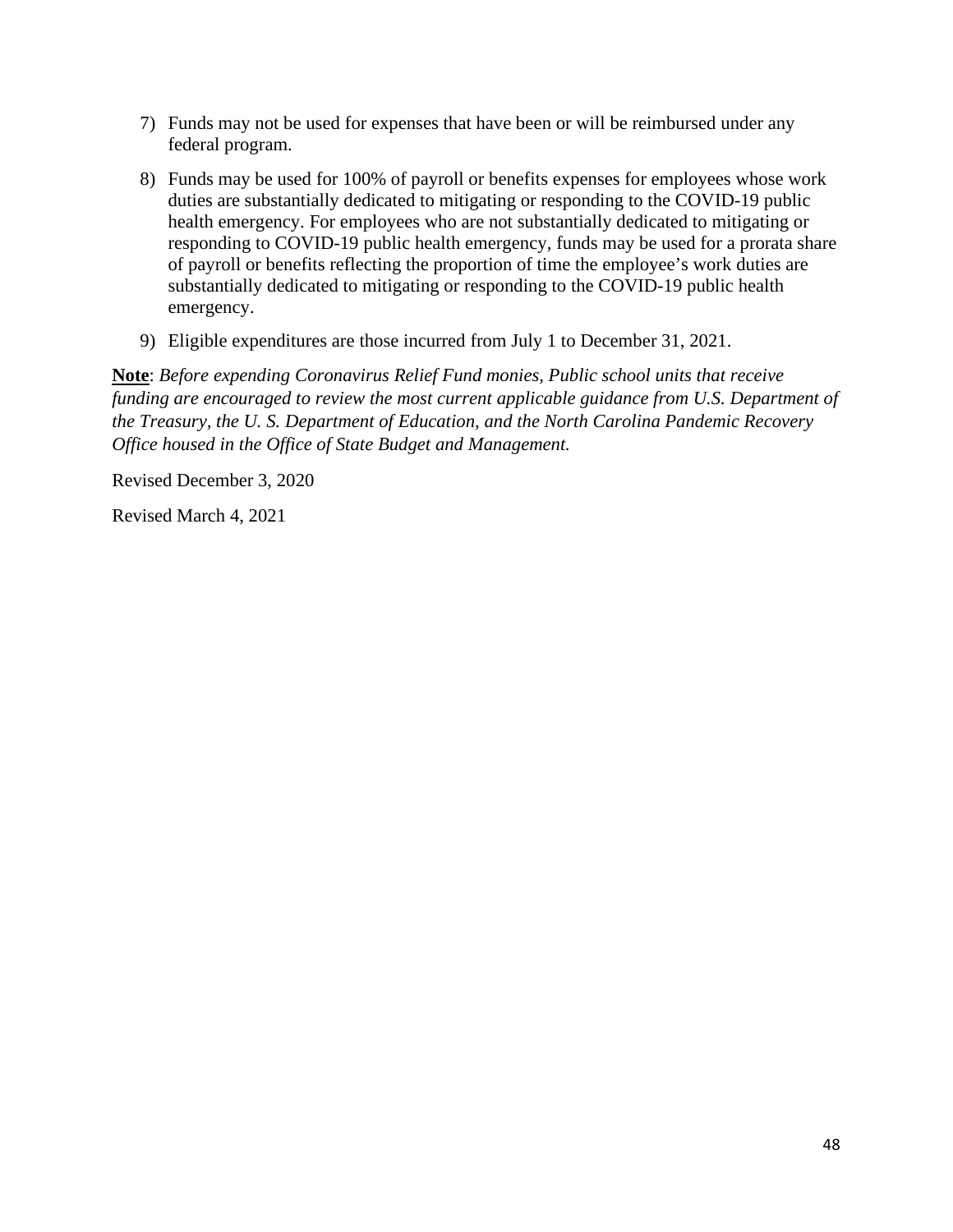7) Funds may not be used for expenses that have been or will be reimbursed under any federal program.

8) Funds may be used for 100% of payroll or benefits expenses for employees whose work duties are substantially dedicated to mitigating or responding to the COVID-19 public health emergency. For employees who are not substantially dedicated to mitigating or responding to COVID-19 public health emergency, funds may be used for a prorata share of payroll or benefits reflecting the proportion of time the employee's work duties are substantially dedicated to mitigating or responding to the COVID-19 public health emergency.

9) Eligible expenditures are those incurred from July 1 to December 31, 2021.

**Note**: *Before expending Coronavirus Relief Fund monies, Public school units that receive funding are encouraged to review the most current applicable guidance from U.S. Department of the Treasury, the U. S. Department of Education, and the North Carolina Pandemic Recovery Office housed in the Office of State Budget and Management.*

Revised December 3, 2020

Revised March 4, 2021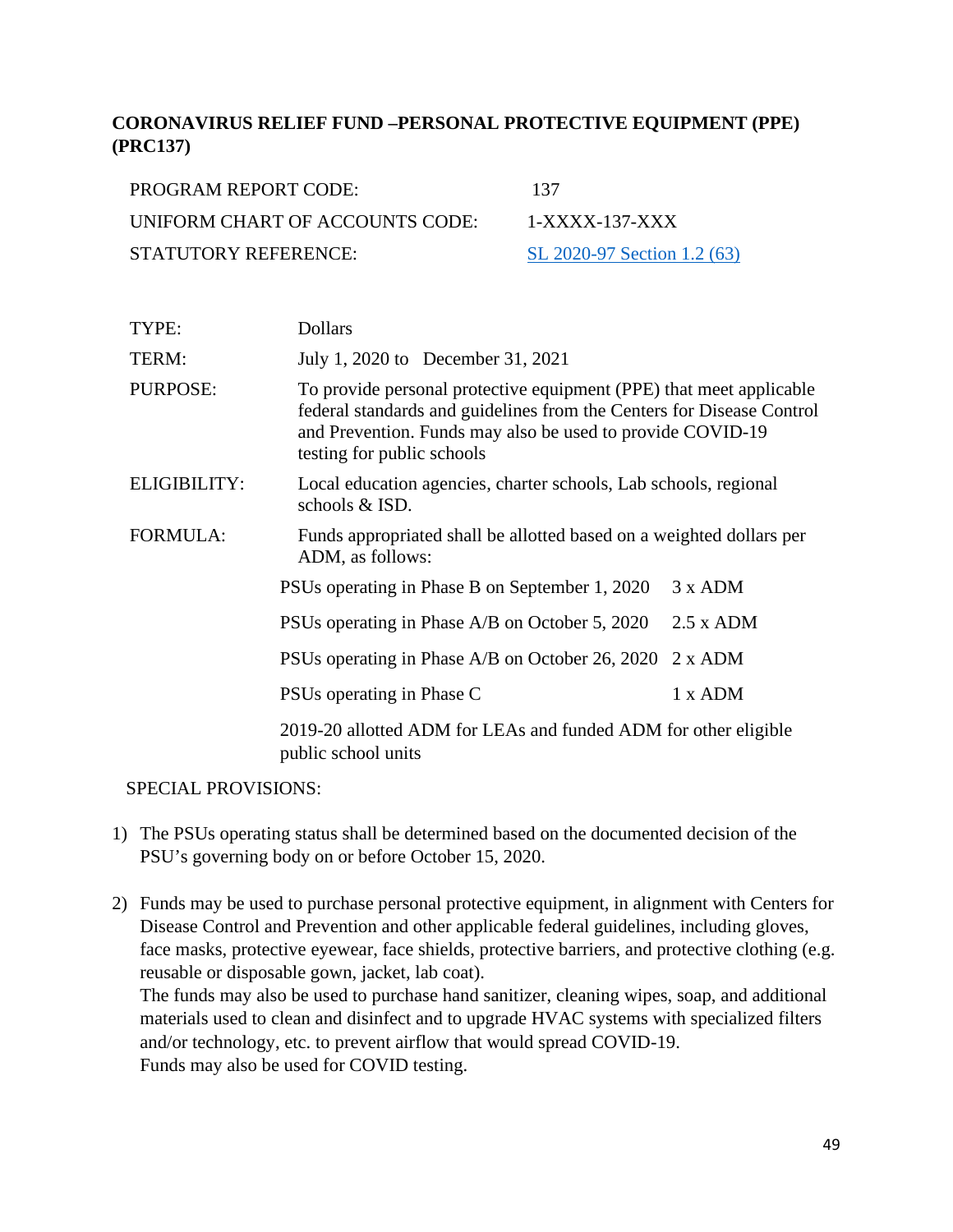## CORONAVIRUS RELIEF FUND –PERSONAL PROTECTIVE EQUIPMENT (PPE) (PRC137)

| | |
|---|---|
| PROGRAM REPORT CODE: | 137 |
| UNIFORM CHART OF ACCOUNTS CODE: | 1-XXXX-137-XXX |
| STATUTORY REFERENCE: | SL 2020-97 Section 1.2 (63) |

| | | |
|---|---|---|
| TYPE: | Dollars | |
| TERM: | July 1, 2020 to December 31, 2021 | |
| PURPOSE: | To provide personal protective equipment (PPE) that meet applicable federal standards and guidelines from the Centers for Disease Control and Prevention. Funds may also be used to provide COVID-19 testing for public schools | |
| ELIGIBILITY: | Local education agencies, charter schools, Lab schools, regional schools & ISD. | |
| FORMULA: | Funds appropriated shall be allotted based on a weighted dollars per ADM, as follows: | |
| | PSUs operating in Phase B on September 1, 2020 | 3 x ADM |
| | PSUs operating in Phase A/B on October 5, 2020 | 2.5 x ADM |
| | PSUs operating in Phase A/B on October 26, 2020 | 2 x ADM |
| | PSUs operating in Phase C | 1 x ADM |
| | 2019-20 allotted ADM for LEAs and funded ADM for other eligible public school units | |

SPECIAL PROVISIONS:

1) The PSUs operating status shall be determined based on the documented decision of the PSU's governing body on or before October 15, 2020.

2) Funds may be used to purchase personal protective equipment, in alignment with Centers for Disease Control and Prevention and other applicable federal guidelines, including gloves, face masks, protective eyewear, face shields, protective barriers, and protective clothing (e.g. reusable or disposable gown, jacket, lab coat).
   The funds may also be used to purchase hand sanitizer, cleaning wipes, soap, and additional materials used to clean and disinfect and to upgrade HVAC systems with specialized filters and/or technology, etc. to prevent airflow that would spread COVID-19.
   Funds may also be used for COVID testing.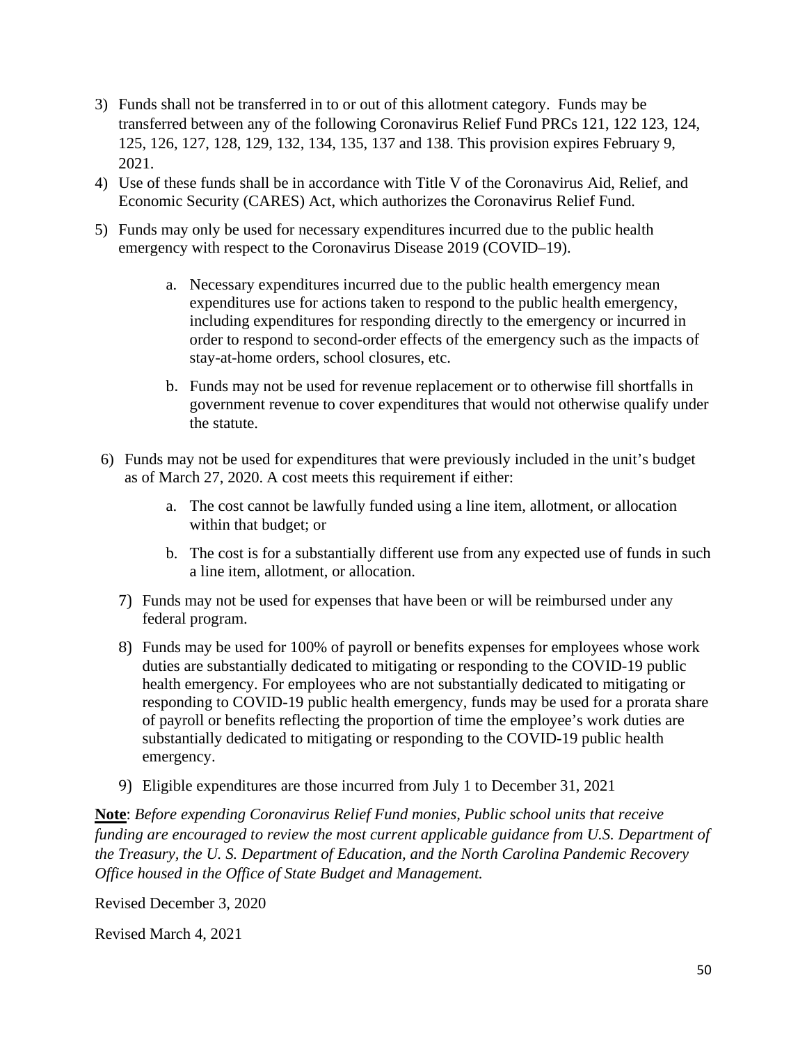3) Funds shall not be transferred in to or out of this allotment category. Funds may be transferred between any of the following Coronavirus Relief Fund PRCs 121, 122 123, 124, 125, 126, 127, 128, 129, 132, 134, 135, 137 and 138. This provision expires February 9, 2021.
4) Use of these funds shall be in accordance with Title V of the Coronavirus Aid, Relief, and Economic Security (CARES) Act, which authorizes the Coronavirus Relief Fund.
5) Funds may only be used for necessary expenditures incurred due to the public health emergency with respect to the Coronavirus Disease 2019 (COVID–19).
   a. Necessary expenditures incurred due to the public health emergency mean expenditures use for actions taken to respond to the public health emergency, including expenditures for responding directly to the emergency or incurred in order to respond to second-order effects of the emergency such as the impacts of stay-at-home orders, school closures, etc.
   b. Funds may not be used for revenue replacement or to otherwise fill shortfalls in government revenue to cover expenditures that would not otherwise qualify under the statute.
6) Funds may not be used for expenditures that were previously included in the unit's budget as of March 27, 2020. A cost meets this requirement if either:
   a. The cost cannot be lawfully funded using a line item, allotment, or allocation within that budget; or
   b. The cost is for a substantially different use from any expected use of funds in such a line item, allotment, or allocation.
7) Funds may not be used for expenses that have been or will be reimbursed under any federal program.
8) Funds may be used for 100% of payroll or benefits expenses for employees whose work duties are substantially dedicated to mitigating or responding to the COVID-19 public health emergency. For employees who are not substantially dedicated to mitigating or responding to COVID-19 public health emergency, funds may be used for a prorata share of payroll or benefits reflecting the proportion of time the employee's work duties are substantially dedicated to mitigating or responding to the COVID-19 public health emergency.
9) Eligible expenditures are those incurred from July 1 to December 31, 2021

**Note**: *Before expending Coronavirus Relief Fund monies, Public school units that receive funding are encouraged to review the most current applicable guidance from U.S. Department of the Treasury, the U. S. Department of Education, and the North Carolina Pandemic Recovery Office housed in the Office of State Budget and Management.*

Revised December 3, 2020

Revised March 4, 2021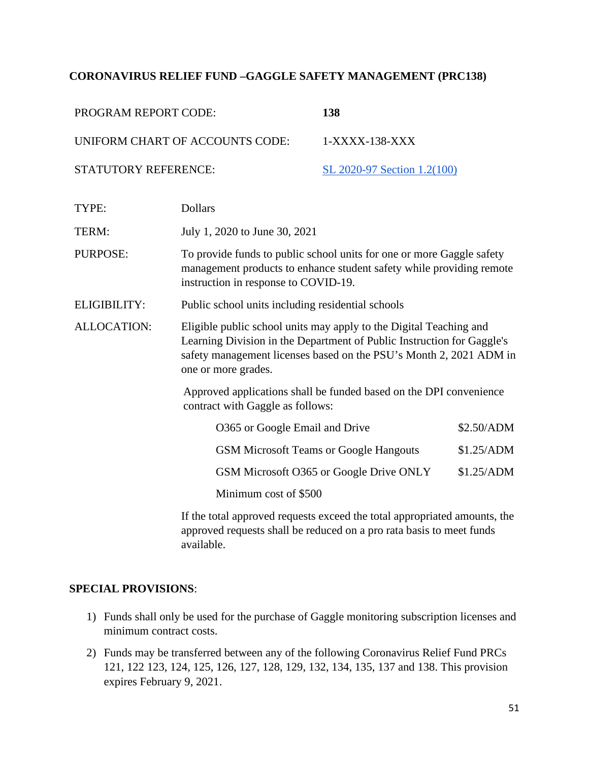## CORONAVIRUS RELIEF FUND –GAGGLE SAFETY MANAGEMENT (PRC138)

| | |
|---|---|
| PROGRAM REPORT CODE: | **138** |
| UNIFORM CHART OF ACCOUNTS CODE: | 1-XXXX-138-XXX |
| STATUTORY REFERENCE: | SL 2020-97 Section 1.2(100) |

TYPE: Dollars

TERM: July 1, 2020 to June 30, 2021

PURPOSE: To provide funds to public school units for one or more Gaggle safety management products to enhance student safety while providing remote instruction in response to COVID-19.

ELIGIBILITY: Public school units including residential schools

ALLOCATION: Eligible public school units may apply to the Digital Teaching and Learning Division in the Department of Public Instruction for Gaggle's safety management licenses based on the PSU's Month 2, 2021 ADM in one or more grades.

Approved applications shall be funded based on the DPI convenience contract with Gaggle as follows:

| | |
|---|---|
| O365 or Google Email and Drive | $2.50/ADM |
| GSM Microsoft Teams or Google Hangouts | $1.25/ADM |
| GSM Microsoft O365 or Google Drive ONLY | $1.25/ADM |
| Minimum cost of $500 | |

If the total approved requests exceed the total appropriated amounts, the approved requests shall be reduced on a pro rata basis to meet funds available.

**SPECIAL PROVISIONS**:

1) Funds shall only be used for the purchase of Gaggle monitoring subscription licenses and minimum contract costs.
2) Funds may be transferred between any of the following Coronavirus Relief Fund PRCs 121, 122 123, 124, 125, 126, 127, 128, 129, 132, 134, 135, 137 and 138. This provision expires February 9, 2021.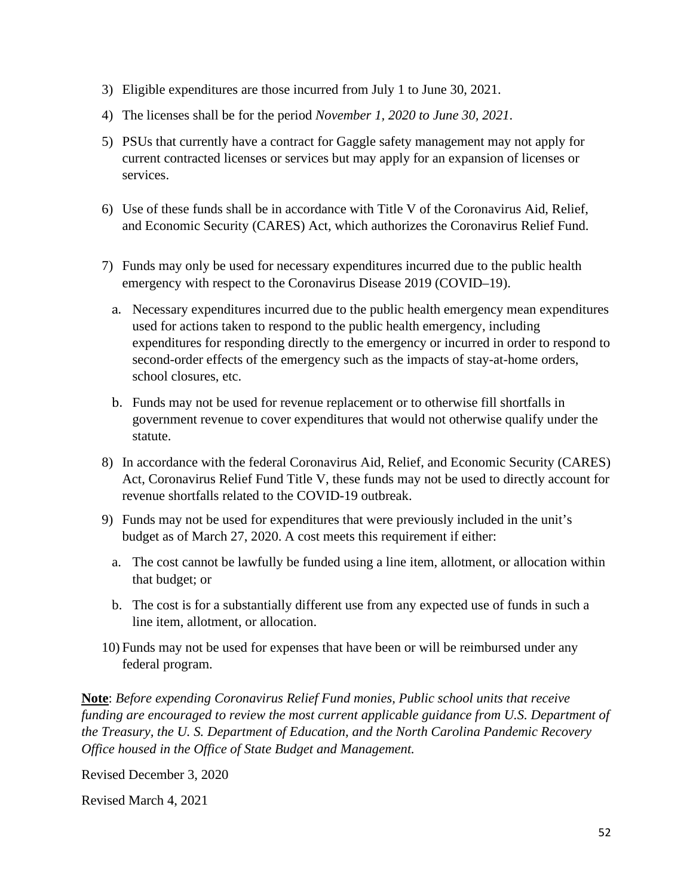3) Eligible expenditures are those incurred from July 1 to June 30, 2021.
4) The licenses shall be for the period *November 1, 2020 to June 30, 2021*.
5) PSUs that currently have a contract for Gaggle safety management may not apply for current contracted licenses or services but may apply for an expansion of licenses or services.
6) Use of these funds shall be in accordance with Title V of the Coronavirus Aid, Relief, and Economic Security (CARES) Act, which authorizes the Coronavirus Relief Fund.
7) Funds may only be used for necessary expenditures incurred due to the public health emergency with respect to the Coronavirus Disease 2019 (COVID–19).
   a. Necessary expenditures incurred due to the public health emergency mean expenditures used for actions taken to respond to the public health emergency, including expenditures for responding directly to the emergency or incurred in order to respond to second-order effects of the emergency such as the impacts of stay-at-home orders, school closures, etc.
   b. Funds may not be used for revenue replacement or to otherwise fill shortfalls in government revenue to cover expenditures that would not otherwise qualify under the statute.
8) In accordance with the federal Coronavirus Aid, Relief, and Economic Security (CARES) Act, Coronavirus Relief Fund Title V, these funds may not be used to directly account for revenue shortfalls related to the COVID-19 outbreak.
9) Funds may not be used for expenditures that were previously included in the unit's budget as of March 27, 2020. A cost meets this requirement if either:
   a. The cost cannot be lawfully be funded using a line item, allotment, or allocation within that budget; or
   b. The cost is for a substantially different use from any expected use of funds in such a line item, allotment, or allocation.
10) Funds may not be used for expenses that have been or will be reimbursed under any federal program.

**Note**: *Before expending Coronavirus Relief Fund monies, Public school units that receive funding are encouraged to review the most current applicable guidance from U.S. Department of the Treasury, the U. S. Department of Education, and the North Carolina Pandemic Recovery Office housed in the Office of State Budget and Management.*

Revised December 3, 2020

Revised March 4, 2021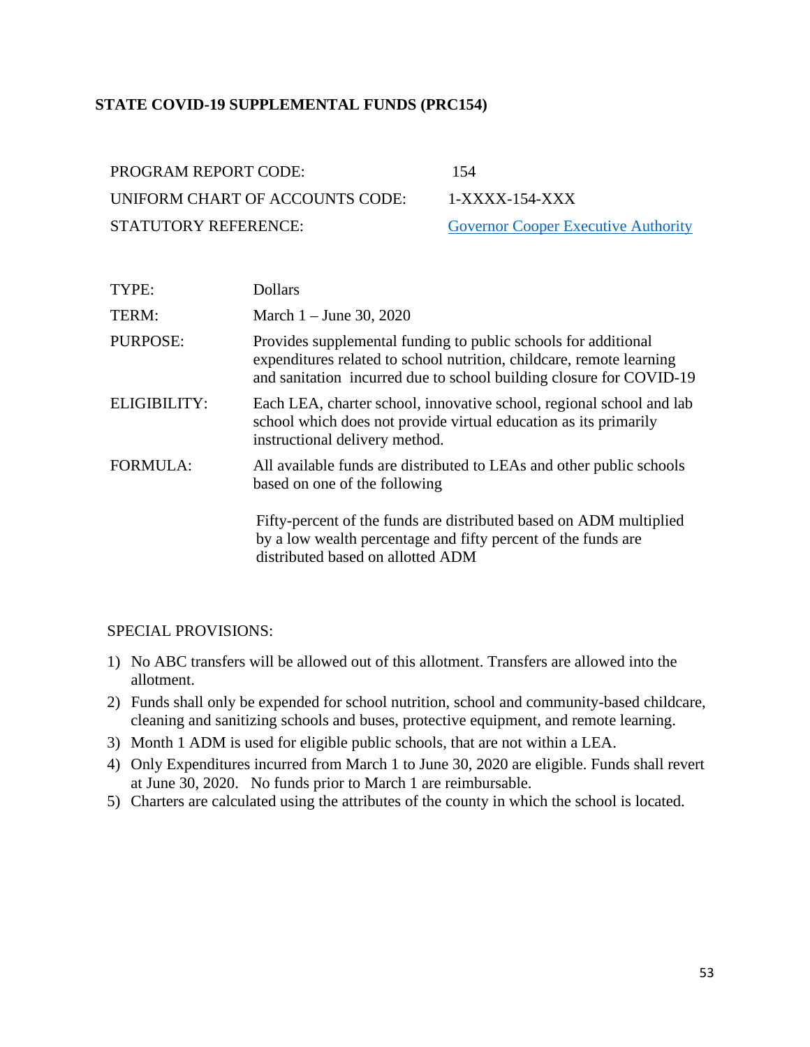## STATE COVID-19 SUPPLEMENTAL FUNDS (PRC154)

| | |
|---|---|
| PROGRAM REPORT CODE: | 154 |
| UNIFORM CHART OF ACCOUNTS CODE: | 1-XXXX-154-XXX |
| STATUTORY REFERENCE: | Governor Cooper Executive Authority |

| | |
|---|---|
| TYPE: | Dollars |
| TERM: | March 1 – June 30, 2020 |
| PURPOSE: | Provides supplemental funding to public schools for additional expenditures related to school nutrition, childcare, remote learning and sanitation incurred due to school building closure for COVID-19 |
| ELIGIBILITY: | Each LEA, charter school, innovative school, regional school and lab school which does not provide virtual education as its primarily instructional delivery method. |
| FORMULA: | All available funds are distributed to LEAs and other public schools based on one of the following<br><br>Fifty-percent of the funds are distributed based on ADM multiplied by a low wealth percentage and fifty percent of the funds are distributed based on allotted ADM |

SPECIAL PROVISIONS:

1) No ABC transfers will be allowed out of this allotment. Transfers are allowed into the allotment.
2) Funds shall only be expended for school nutrition, school and community-based childcare, cleaning and sanitizing schools and buses, protective equipment, and remote learning.
3) Month 1 ADM is used for eligible public schools, that are not within a LEA.
4) Only Expenditures incurred from March 1 to June 30, 2020 are eligible. Funds shall revert at June 30, 2020. No funds prior to March 1 are reimbursable.
5) Charters are calculated using the attributes of the county in which the school is located.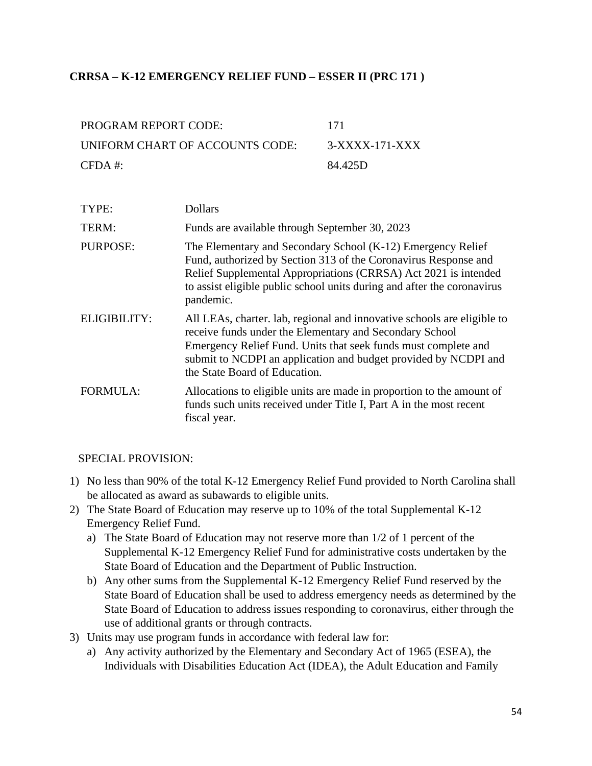### CRRSA – K-12 EMERGENCY RELIEF FUND – ESSER II (PRC 171 )

| | |
|---|---|
| PROGRAM REPORT CODE: | 171 |
| UNIFORM CHART OF ACCOUNTS CODE: | 3-XXXX-171-XXX |
| CFDA #: | 84.425D |

| | |
|---|---|
| TYPE: | Dollars |
| TERM: | Funds are available through September 30, 2023 |
| PURPOSE: | The Elementary and Secondary School (K-12) Emergency Relief Fund, authorized by Section 313 of the Coronavirus Response and Relief Supplemental Appropriations (CRRSA) Act 2021 is intended to assist eligible public school units during and after the coronavirus pandemic. |
| ELIGIBILITY: | All LEAs, charter. lab, regional and innovative schools are eligible to receive funds under the Elementary and Secondary School Emergency Relief Fund. Units that seek funds must complete and submit to NCDPI an application and budget provided by NCDPI and the State Board of Education. |
| FORMULA: | Allocations to eligible units are made in proportion to the amount of funds such units received under Title I, Part A in the most recent fiscal year. |

SPECIAL PROVISION:

1) No less than 90% of the total K-12 Emergency Relief Fund provided to North Carolina shall be allocated as award as subawards to eligible units.
2) The State Board of Education may reserve up to 10% of the total Supplemental K-12 Emergency Relief Fund.
   a) The State Board of Education may not reserve more than 1/2 of 1 percent of the Supplemental K-12 Emergency Relief Fund for administrative costs undertaken by the State Board of Education and the Department of Public Instruction.
   b) Any other sums from the Supplemental K-12 Emergency Relief Fund reserved by the State Board of Education shall be used to address emergency needs as determined by the State Board of Education to address issues responding to coronavirus, either through the use of additional grants or through contracts.
3) Units may use program funds in accordance with federal law for:
   a) Any activity authorized by the Elementary and Secondary Act of 1965 (ESEA), the Individuals with Disabilities Education Act (IDEA), the Adult Education and Family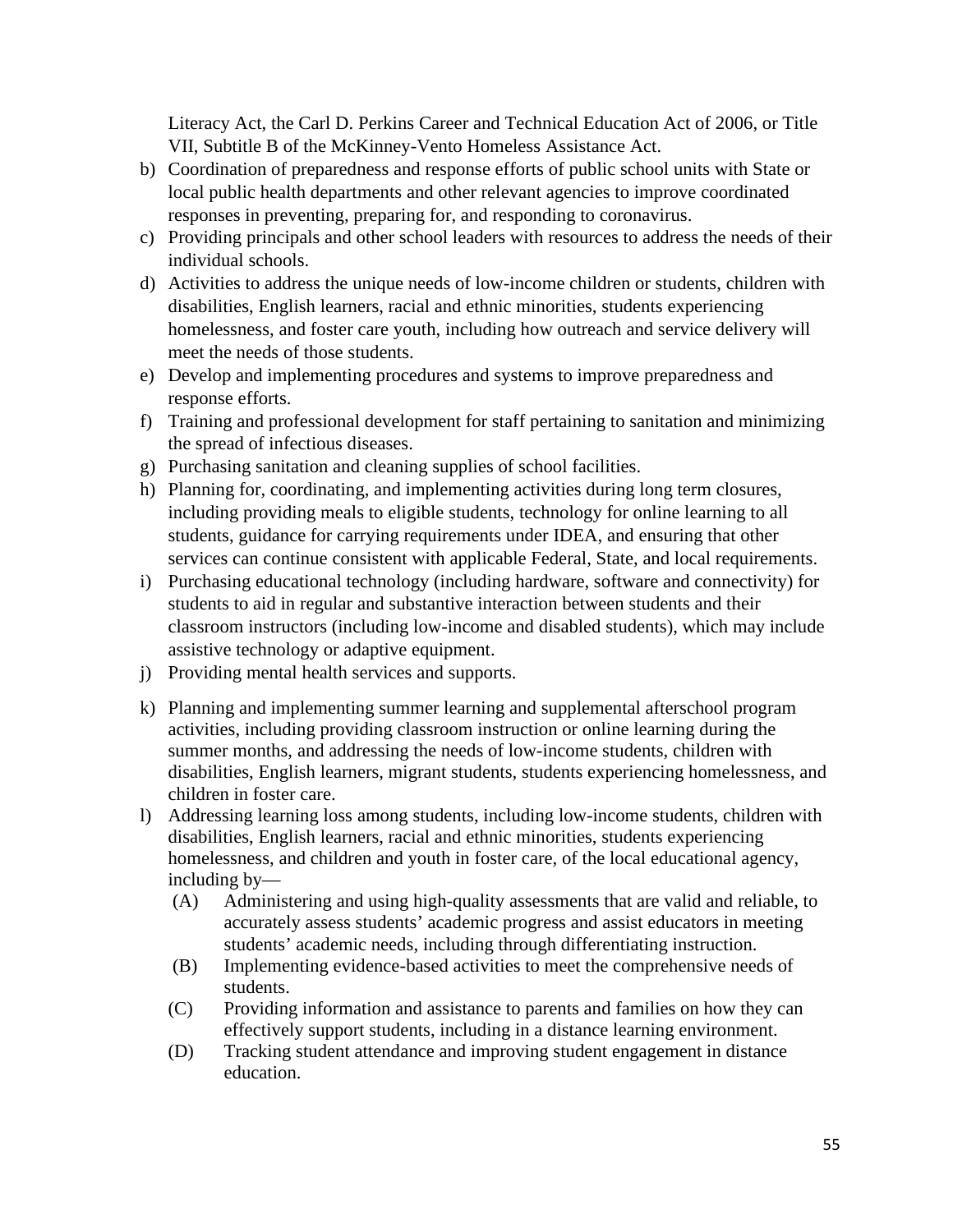Literacy Act, the Carl D. Perkins Career and Technical Education Act of 2006, or Title VII, Subtitle B of the McKinney-Vento Homeless Assistance Act.

b) Coordination of preparedness and response efforts of public school units with State or local public health departments and other relevant agencies to improve coordinated responses in preventing, preparing for, and responding to coronavirus.
c) Providing principals and other school leaders with resources to address the needs of their individual schools.
d) Activities to address the unique needs of low-income children or students, children with disabilities, English learners, racial and ethnic minorities, students experiencing homelessness, and foster care youth, including how outreach and service delivery will meet the needs of those students.
e) Develop and implementing procedures and systems to improve preparedness and response efforts.
f) Training and professional development for staff pertaining to sanitation and minimizing the spread of infectious diseases.
g) Purchasing sanitation and cleaning supplies of school facilities.
h) Planning for, coordinating, and implementing activities during long term closures, including providing meals to eligible students, technology for online learning to all students, guidance for carrying requirements under IDEA, and ensuring that other services can continue consistent with applicable Federal, State, and local requirements.
i) Purchasing educational technology (including hardware, software and connectivity) for students to aid in regular and substantive interaction between students and their classroom instructors (including low-income and disabled students), which may include assistive technology or adaptive equipment.
j) Providing mental health services and supports.
k) Planning and implementing summer learning and supplemental afterschool program activities, including providing classroom instruction or online learning during the summer months, and addressing the needs of low-income students, children with disabilities, English learners, migrant students, students experiencing homelessness, and children in foster care.
l) Addressing learning loss among students, including low-income students, children with disabilities, English learners, racial and ethnic minorities, students experiencing homelessness, and children and youth in foster care, of the local educational agency, including by—
   (A) Administering and using high-quality assessments that are valid and reliable, to accurately assess students' academic progress and assist educators in meeting students' academic needs, including through differentiating instruction.
   (B) Implementing evidence-based activities to meet the comprehensive needs of students.
   (C) Providing information and assistance to parents and families on how they can effectively support students, including in a distance learning environment.
   (D) Tracking student attendance and improving student engagement in distance education.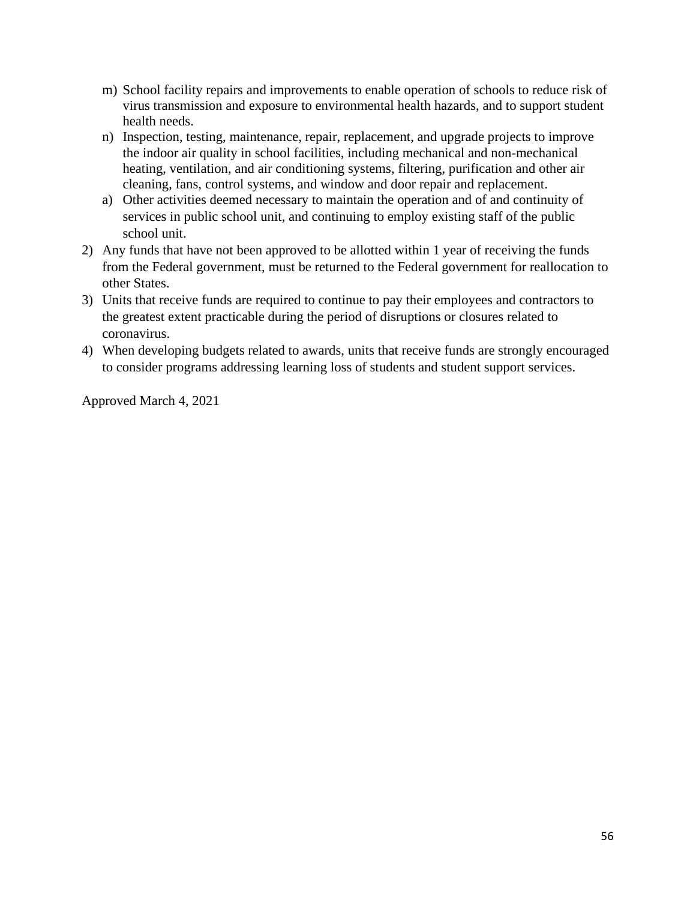m) School facility repairs and improvements to enable operation of schools to reduce risk of virus transmission and exposure to environmental health hazards, and to support student health needs.
   n) Inspection, testing, maintenance, repair, replacement, and upgrade projects to improve the indoor air quality in school facilities, including mechanical and non-mechanical heating, ventilation, and air conditioning systems, filtering, purification and other air cleaning, fans, control systems, and window and door repair and replacement.
   a) Other activities deemed necessary to maintain the operation and of and continuity of services in public school unit, and continuing to employ existing staff of the public school unit.

2) Any funds that have not been approved to be allotted within 1 year of receiving the funds from the Federal government, must be returned to the Federal government for reallocation to other States.
3) Units that receive funds are required to continue to pay their employees and contractors to the greatest extent practicable during the period of disruptions or closures related to coronavirus.
4) When developing budgets related to awards, units that receive funds are strongly encouraged to consider programs addressing learning loss of students and student support services.

Approved March 4, 2021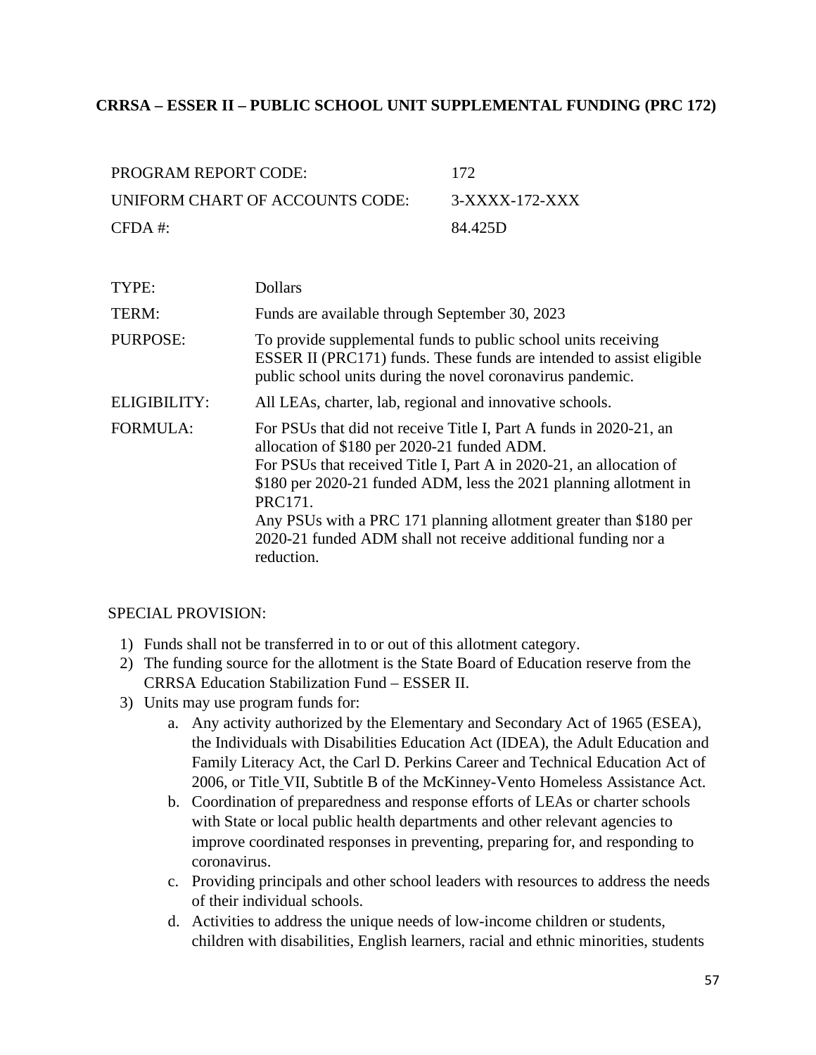## CRRSA – ESSER II – PUBLIC SCHOOL UNIT SUPPLEMENTAL FUNDING (PRC 172)

| | |
|---|---|
| PROGRAM REPORT CODE: | 172 |
| UNIFORM CHART OF ACCOUNTS CODE: | 3-XXXX-172-XXX |
| CFDA #: | 84.425D |

| | |
|---|---|
| TYPE: | Dollars |
| TERM: | Funds are available through September 30, 2023 |
| PURPOSE: | To provide supplemental funds to public school units receiving ESSER II (PRC171) funds. These funds are intended to assist eligible public school units during the novel coronavirus pandemic. |
| ELIGIBILITY: | All LEAs, charter, lab, regional and innovative schools. |
| FORMULA: | For PSUs that did not receive Title I, Part A funds in 2020-21, an allocation of $180 per 2020-21 funded ADM.<br>For PSUs that received Title I, Part A in 2020-21, an allocation of $180 per 2020-21 funded ADM, less the 2021 planning allotment in PRC171.<br>Any PSUs with a PRC 171 planning allotment greater than $180 per 2020-21 funded ADM shall not receive additional funding nor a reduction. |

SPECIAL PROVISION:

1) Funds shall not be transferred in to or out of this allotment category.
2) The funding source for the allotment is the State Board of Education reserve from the CRRSA Education Stabilization Fund – ESSER II.
3) Units may use program funds for:
    a. Any activity authorized by the Elementary and Secondary Act of 1965 (ESEA), the Individuals with Disabilities Education Act (IDEA), the Adult Education and Family Literacy Act, the Carl D. Perkins Career and Technical Education Act of 2006, or Title VII, Subtitle B of the McKinney-Vento Homeless Assistance Act.
    b. Coordination of preparedness and response efforts of LEAs or charter schools with State or local public health departments and other relevant agencies to improve coordinated responses in preventing, preparing for, and responding to coronavirus.
    c. Providing principals and other school leaders with resources to address the needs of their individual schools.
    d. Activities to address the unique needs of low-income children or students, children with disabilities, English learners, racial and ethnic minorities, students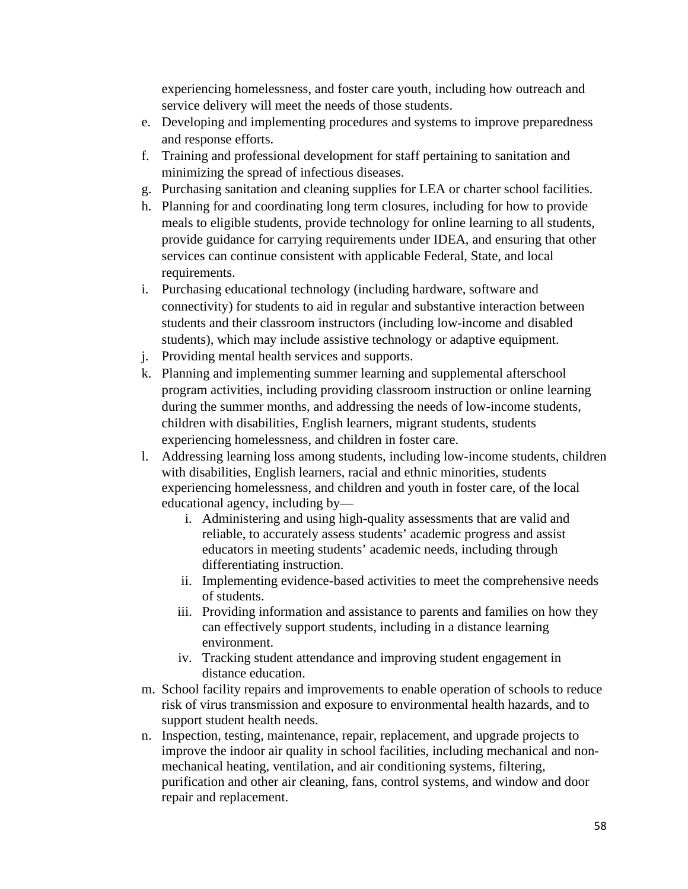experiencing homelessness, and foster care youth, including how outreach and service delivery will meet the needs of those students.

e. Developing and implementing procedures and systems to improve preparedness and response efforts.
f. Training and professional development for staff pertaining to sanitation and minimizing the spread of infectious diseases.
g. Purchasing sanitation and cleaning supplies for LEA or charter school facilities.
h. Planning for and coordinating long term closures, including for how to provide meals to eligible students, provide technology for online learning to all students, provide guidance for carrying requirements under IDEA, and ensuring that other services can continue consistent with applicable Federal, State, and local requirements.
i. Purchasing educational technology (including hardware, software and connectivity) for students to aid in regular and substantive interaction between students and their classroom instructors (including low-income and disabled students), which may include assistive technology or adaptive equipment.
j. Providing mental health services and supports.
k. Planning and implementing summer learning and supplemental afterschool program activities, including providing classroom instruction or online learning during the summer months, and addressing the needs of low-income students, children with disabilities, English learners, migrant students, students experiencing homelessness, and children in foster care.
l. Addressing learning loss among students, including low-income students, children with disabilities, English learners, racial and ethnic minorities, students experiencing homelessness, and children and youth in foster care, of the local educational agency, including by—
    i. Administering and using high-quality assessments that are valid and reliable, to accurately assess students' academic progress and assist educators in meeting students' academic needs, including through differentiating instruction.
    ii. Implementing evidence-based activities to meet the comprehensive needs of students.
    iii. Providing information and assistance to parents and families on how they can effectively support students, including in a distance learning environment.
    iv. Tracking student attendance and improving student engagement in distance education.
m. School facility repairs and improvements to enable operation of schools to reduce risk of virus transmission and exposure to environmental health hazards, and to support student health needs.
n. Inspection, testing, maintenance, repair, replacement, and upgrade projects to improve the indoor air quality in school facilities, including mechanical and non-mechanical heating, ventilation, and air conditioning systems, filtering, purification and other air cleaning, fans, control systems, and window and door repair and replacement.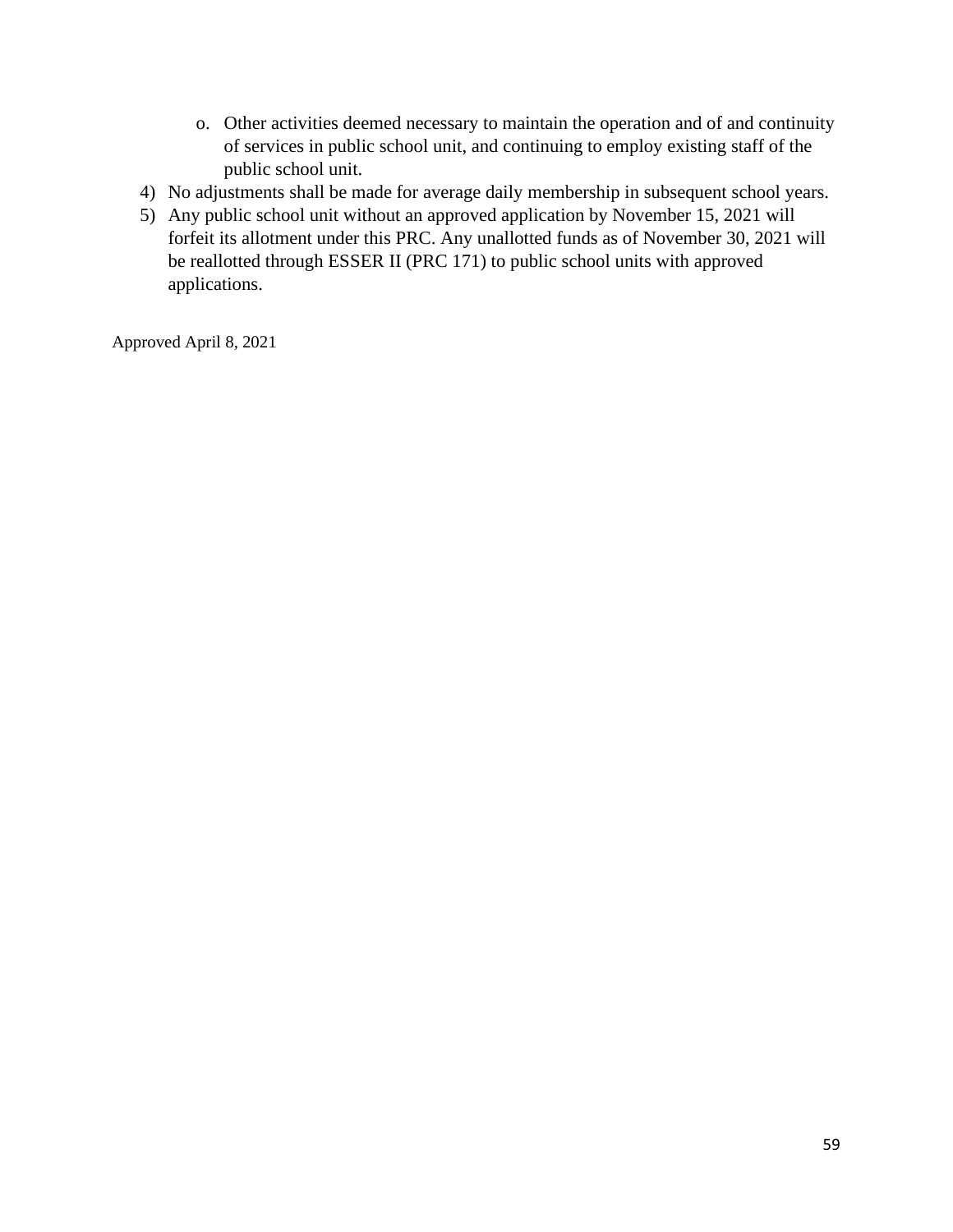o. Other activities deemed necessary to maintain the operation and of and continuity of services in public school unit, and continuing to employ existing staff of the public school unit.

4) No adjustments shall be made for average daily membership in subsequent school years.
5) Any public school unit without an approved application by November 15, 2021 will forfeit its allotment under this PRC. Any unallotted funds as of November 30, 2021 will be reallotted through ESSER II (PRC 171) to public school units with approved applications.

Approved April 8, 2021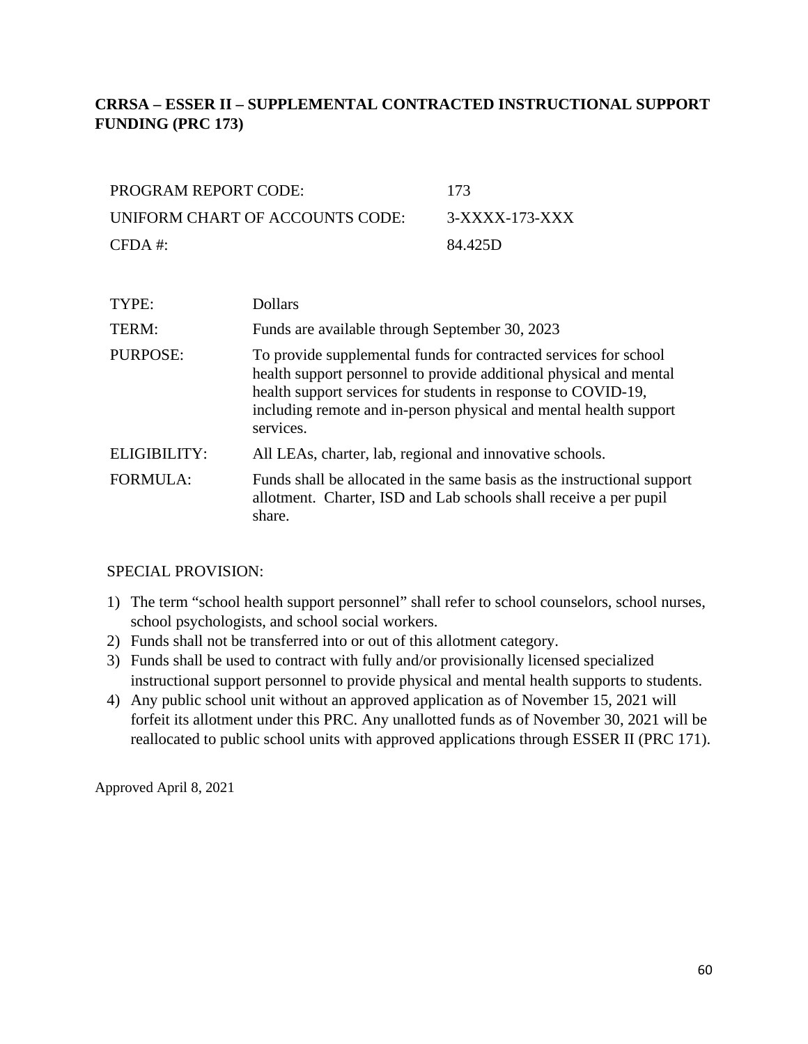## CRRSA – ESSER II – SUPPLEMENTAL CONTRACTED INSTRUCTIONAL SUPPORT FUNDING (PRC 173)

| | |
|---|---|
| PROGRAM REPORT CODE: | 173 |
| UNIFORM CHART OF ACCOUNTS CODE: | 3-XXXX-173-XXX |
| CFDA #: | 84.425D |

| | |
|---|---|
| TYPE: | Dollars |
| TERM: | Funds are available through September 30, 2023 |
| PURPOSE: | To provide supplemental funds for contracted services for school health support personnel to provide additional physical and mental health support services for students in response to COVID-19, including remote and in-person physical and mental health support services. |
| ELIGIBILITY: | All LEAs, charter, lab, regional and innovative schools. |
| FORMULA: | Funds shall be allocated in the same basis as the instructional support allotment. Charter, ISD and Lab schools shall receive a per pupil share. |

SPECIAL PROVISION:

1) The term "school health support personnel" shall refer to school counselors, school nurses, school psychologists, and school social workers.
2) Funds shall not be transferred into or out of this allotment category.
3) Funds shall be used to contract with fully and/or provisionally licensed specialized instructional support personnel to provide physical and mental health supports to students.
4) Any public school unit without an approved application as of November 15, 2021 will forfeit its allotment under this PRC. Any unallotted funds as of November 30, 2021 will be reallocated to public school units with approved applications through ESSER II (PRC 171).

Approved April 8, 2021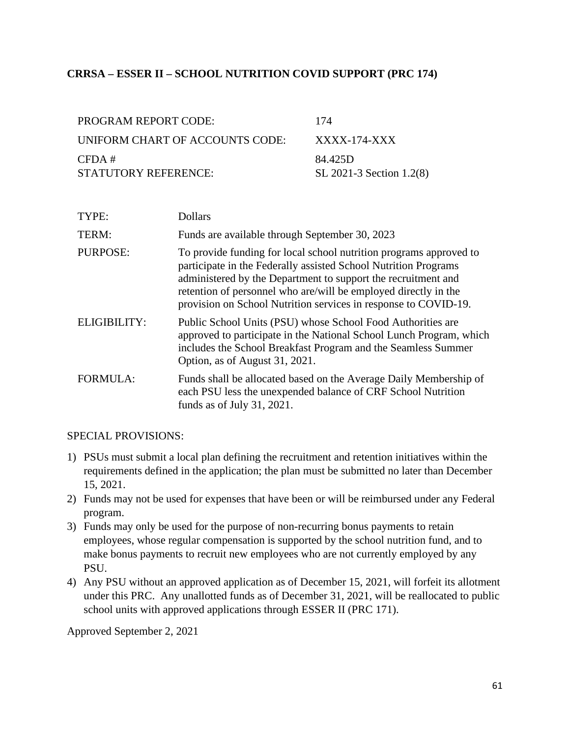**CRRSA – ESSER II – SCHOOL NUTRITION COVID SUPPORT (PRC 174)**

| | |
|---|---|
| PROGRAM REPORT CODE: | 174 |
| UNIFORM CHART OF ACCOUNTS CODE: | XXXX-174-XXX |
| CFDA # | 84.425D |
| STATUTORY REFERENCE: | SL 2021-3 Section 1.2(8) |

| | |
|---|---|
| TYPE: | Dollars |
| TERM: | Funds are available through September 30, 2023 |
| PURPOSE: | To provide funding for local school nutrition programs approved to participate in the Federally assisted School Nutrition Programs administered by the Department to support the recruitment and retention of personnel who are/will be employed directly in the provision on School Nutrition services in response to COVID-19. |
| ELIGIBILITY: | Public School Units (PSU) whose School Food Authorities are approved to participate in the National School Lunch Program, which includes the School Breakfast Program and the Seamless Summer Option, as of August 31, 2021. |
| FORMULA: | Funds shall be allocated based on the Average Daily Membership of each PSU less the unexpended balance of CRF School Nutrition funds as of July 31, 2021. |

SPECIAL PROVISIONS:

1) PSUs must submit a local plan defining the recruitment and retention initiatives within the requirements defined in the application; the plan must be submitted no later than December 15, 2021.
2) Funds may not be used for expenses that have been or will be reimbursed under any Federal program.
3) Funds may only be used for the purpose of non-recurring bonus payments to retain employees, whose regular compensation is supported by the school nutrition fund, and to make bonus payments to recruit new employees who are not currently employed by any PSU.
4) Any PSU without an approved application as of December 15, 2021, will forfeit its allotment under this PRC. Any unallotted funds as of December 31, 2021, will be reallocated to public school units with approved applications through ESSER II (PRC 171).

Approved September 2, 2021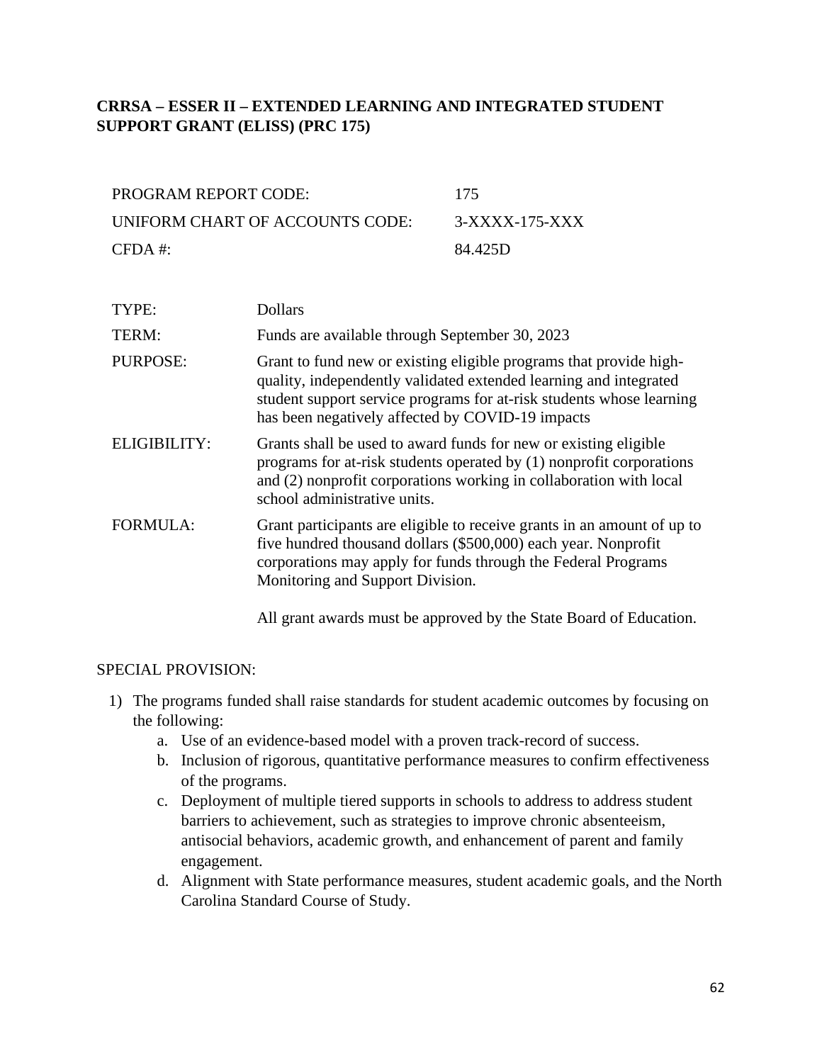## CRRSA – ESSER II – EXTENDED LEARNING AND INTEGRATED STUDENT SUPPORT GRANT (ELISS) (PRC 175)

| | |
|---|---|
| PROGRAM REPORT CODE: | 175 |
| UNIFORM CHART OF ACCOUNTS CODE: | 3-XXXX-175-XXX |
| CFDA #: | 84.425D |

| | |
|---|---|
| TYPE: | Dollars |
| TERM: | Funds are available through September 30, 2023 |
| PURPOSE: | Grant to fund new or existing eligible programs that provide high-quality, independently validated extended learning and integrated student support service programs for at-risk students whose learning has been negatively affected by COVID-19 impacts |
| ELIGIBILITY: | Grants shall be used to award funds for new or existing eligible programs for at-risk students operated by (1) nonprofit corporations and (2) nonprofit corporations working in collaboration with local school administrative units. |
| FORMULA: | Grant participants are eligible to receive grants in an amount of up to five hundred thousand dollars ($500,000) each year. Nonprofit corporations may apply for funds through the Federal Programs Monitoring and Support Division.<br><br>All grant awards must be approved by the State Board of Education. |

SPECIAL PROVISION:

1) The programs funded shall raise standards for student academic outcomes by focusing on the following:
   a. Use of an evidence-based model with a proven track-record of success.
   b. Inclusion of rigorous, quantitative performance measures to confirm effectiveness of the programs.
   c. Deployment of multiple tiered supports in schools to address to address student barriers to achievement, such as strategies to improve chronic absenteeism, antisocial behaviors, academic growth, and enhancement of parent and family engagement.
   d. Alignment with State performance measures, student academic goals, and the North Carolina Standard Course of Study.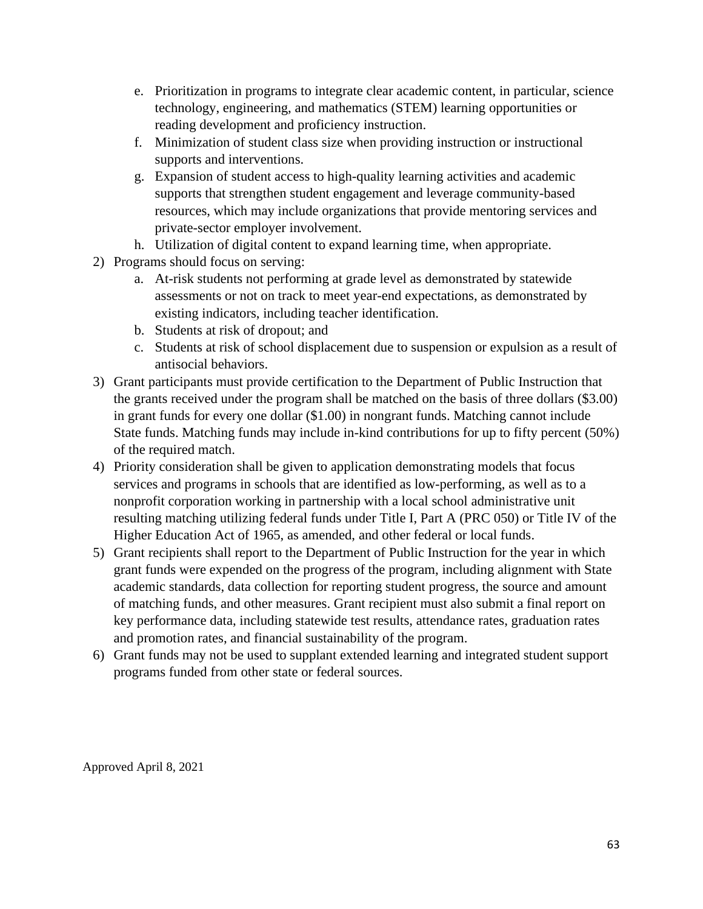e. Prioritization in programs to integrate clear academic content, in particular, science technology, engineering, and mathematics (STEM) learning opportunities or reading development and proficiency instruction.
   f. Minimization of student class size when providing instruction or instructional supports and interventions.
   g. Expansion of student access to high-quality learning activities and academic supports that strengthen student engagement and leverage community-based resources, which may include organizations that provide mentoring services and private-sector employer involvement.
   h. Utilization of digital content to expand learning time, when appropriate.
2) Programs should focus on serving:
   a. At-risk students not performing at grade level as demonstrated by statewide assessments or not on track to meet year-end expectations, as demonstrated by existing indicators, including teacher identification.
   b. Students at risk of dropout; and
   c. Students at risk of school displacement due to suspension or expulsion as a result of antisocial behaviors.
3) Grant participants must provide certification to the Department of Public Instruction that the grants received under the program shall be matched on the basis of three dollars ($3.00) in grant funds for every one dollar ($1.00) in nongrant funds. Matching cannot include State funds. Matching funds may include in-kind contributions for up to fifty percent (50%) of the required match.
4) Priority consideration shall be given to application demonstrating models that focus services and programs in schools that are identified as low-performing, as well as to a nonprofit corporation working in partnership with a local school administrative unit resulting matching utilizing federal funds under Title I, Part A (PRC 050) or Title IV of the Higher Education Act of 1965, as amended, and other federal or local funds.
5) Grant recipients shall report to the Department of Public Instruction for the year in which grant funds were expended on the progress of the program, including alignment with State academic standards, data collection for reporting student progress, the source and amount of matching funds, and other measures. Grant recipient must also submit a final report on key performance data, including statewide test results, attendance rates, graduation rates and promotion rates, and financial sustainability of the program.
6) Grant funds may not be used to supplant extended learning and integrated student support programs funded from other state or federal sources.

Approved April 8, 2021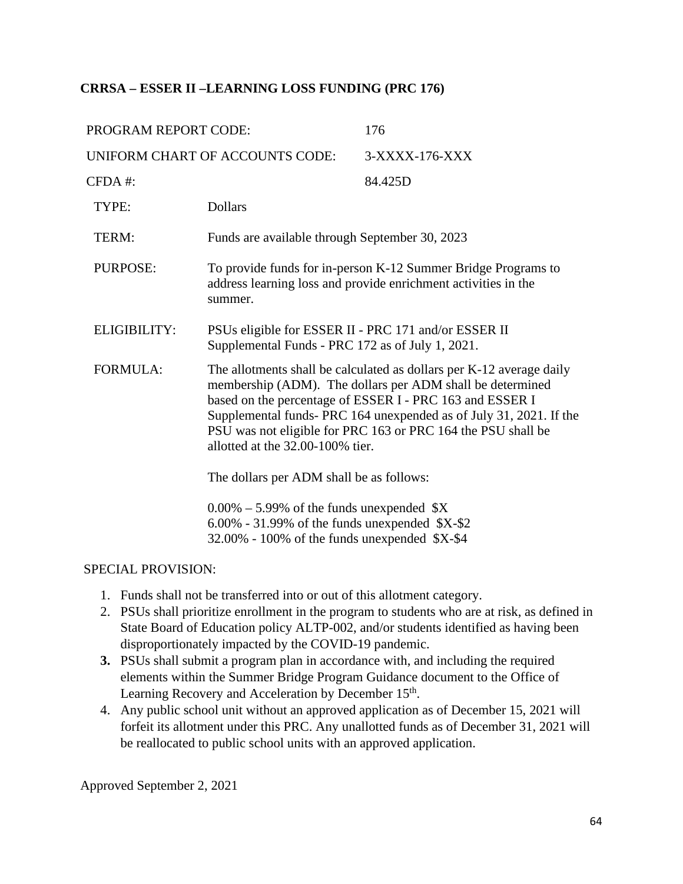### CRRSA – ESSER II –LEARNING LOSS FUNDING (PRC 176)

| | |
|---|---|
| PROGRAM REPORT CODE: | 176 |
| UNIFORM CHART OF ACCOUNTS CODE: | 3-XXXX-176-XXX |
| CFDA #: | 84.425D |

TYPE: Dollars

TERM: Funds are available through September 30, 2023

PURPOSE: To provide funds for in-person K-12 Summer Bridge Programs to address learning loss and provide enrichment activities in the summer.

ELIGIBILITY: PSUs eligible for ESSER II - PRC 171 and/or ESSER II Supplemental Funds - PRC 172 as of July 1, 2021.

FORMULA: The allotments shall be calculated as dollars per K-12 average daily membership (ADM). The dollars per ADM shall be determined based on the percentage of ESSER I - PRC 163 and ESSER I Supplemental funds- PRC 164 unexpended as of July 31, 2021. If the PSU was not eligible for PRC 163 or PRC 164 the PSU shall be allotted at the 32.00-100% tier.

The dollars per ADM shall be as follows:

0.00% – 5.99% of the funds unexpended $X
6.00% - 31.99% of the funds unexpended $X-$2
32.00% - 100% of the funds unexpended $X-$4

SPECIAL PROVISION:

1. Funds shall not be transferred into or out of this allotment category.
2. PSUs shall prioritize enrollment in the program to students who are at risk, as defined in State Board of Education policy ALTP-002, and/or students identified as having been disproportionately impacted by the COVID-19 pandemic.
3. PSUs shall submit a program plan in accordance with, and including the required elements within the Summer Bridge Program Guidance document to the Office of Learning Recovery and Acceleration by December 15th.
4. Any public school unit without an approved application as of December 15, 2021 will forfeit its allotment under this PRC. Any unallotted funds as of December 31, 2021 will be reallocated to public school units with an approved application.

Approved September 2, 2021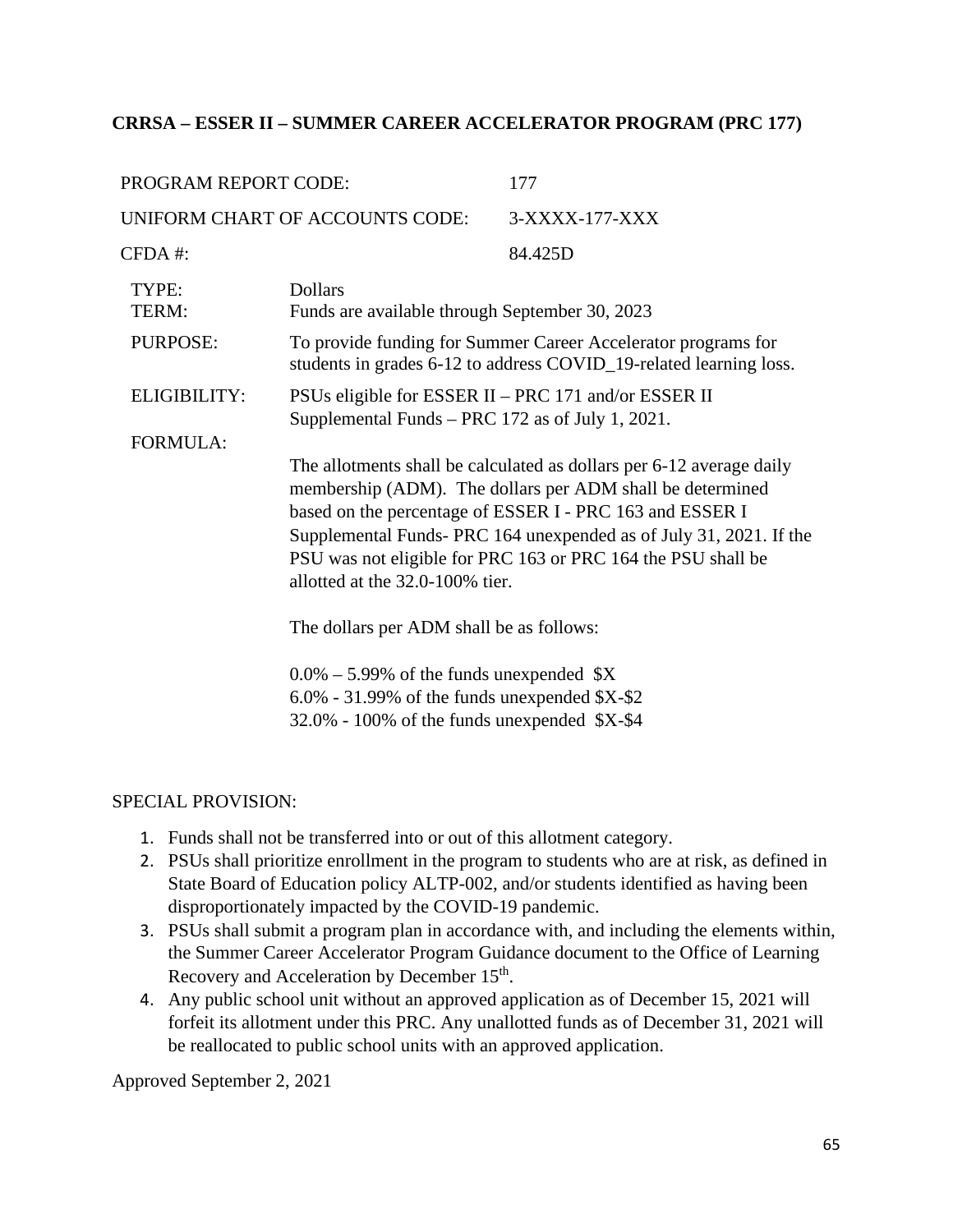## CRRSA – ESSER II – SUMMER CAREER ACCELERATOR PROGRAM (PRC 177)

PROGRAM REPORT CODE: 177

UNIFORM CHART OF ACCOUNTS CODE: 3-XXXX-177-XXX

CFDA #: 84.425D

TYPE: Dollars

TERM: Funds are available through September 30, 2023

PURPOSE: To provide funding for Summer Career Accelerator programs for students in grades 6-12 to address COVID_19-related learning loss.

ELIGIBILITY: PSUs eligible for ESSER II – PRC 171 and/or ESSER II Supplemental Funds – PRC 172 as of July 1, 2021.

FORMULA:

The allotments shall be calculated as dollars per 6-12 average daily membership (ADM). The dollars per ADM shall be determined based on the percentage of ESSER I - PRC 163 and ESSER I Supplemental Funds- PRC 164 unexpended as of July 31, 2021. If the PSU was not eligible for PRC 163 or PRC 164 the PSU shall be allotted at the 32.0-100% tier.

The dollars per ADM shall be as follows:

0.0% – 5.99% of the funds unexpended $X
6.0% - 31.99% of the funds unexpended $X-$2
32.0% - 100% of the funds unexpended $X-$4

SPECIAL PROVISION:

1. Funds shall not be transferred into or out of this allotment category.
2. PSUs shall prioritize enrollment in the program to students who are at risk, as defined in State Board of Education policy ALTP-002, and/or students identified as having been disproportionately impacted by the COVID-19 pandemic.
3. PSUs shall submit a program plan in accordance with, and including the elements within, the Summer Career Accelerator Program Guidance document to the Office of Learning Recovery and Acceleration by December 15th.
4. Any public school unit without an approved application as of December 15, 2021 will forfeit its allotment under this PRC. Any unallotted funds as of December 31, 2021 will be reallocated to public school units with an approved application.

Approved September 2, 2021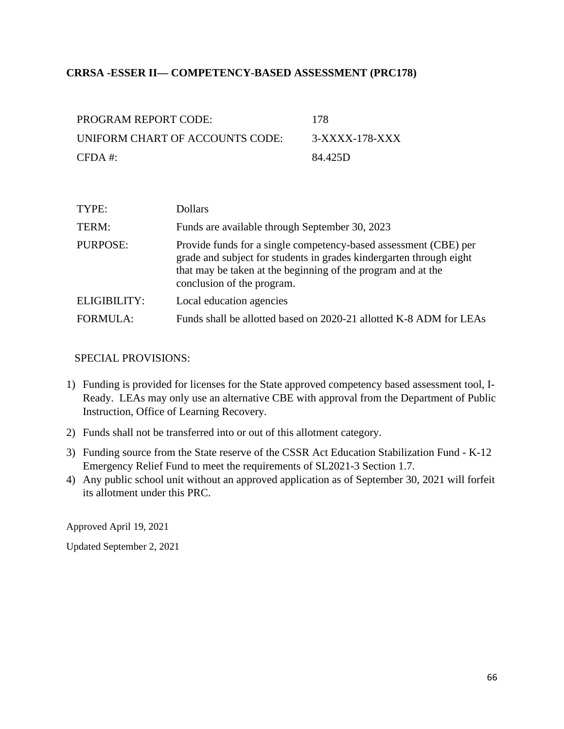## CRRSA -ESSER II— COMPETENCY-BASED ASSESSMENT (PRC178)

| | |
|---|---|
| PROGRAM REPORT CODE: | 178 |
| UNIFORM CHART OF ACCOUNTS CODE: | 3-XXXX-178-XXX |
| CFDA #: | 84.425D |

| | |
|---|---|
| TYPE: | Dollars |
| TERM: | Funds are available through September 30, 2023 |
| PURPOSE: | Provide funds for a single competency-based assessment (CBE) per grade and subject for students in grades kindergarten through eight that may be taken at the beginning of the program and at the conclusion of the program. |
| ELIGIBILITY: | Local education agencies |
| FORMULA: | Funds shall be allotted based on 2020-21 allotted K-8 ADM for LEAs |

SPECIAL PROVISIONS:

1) Funding is provided for licenses for the State approved competency based assessment tool, I-Ready. LEAs may only use an alternative CBE with approval from the Department of Public Instruction, Office of Learning Recovery.
2) Funds shall not be transferred into or out of this allotment category.
3) Funding source from the State reserve of the CSSR Act Education Stabilization Fund - K-12 Emergency Relief Fund to meet the requirements of SL2021-3 Section 1.7.
4) Any public school unit without an approved application as of September 30, 2021 will forfeit its allotment under this PRC.

Approved April 19, 2021

Updated September 2, 2021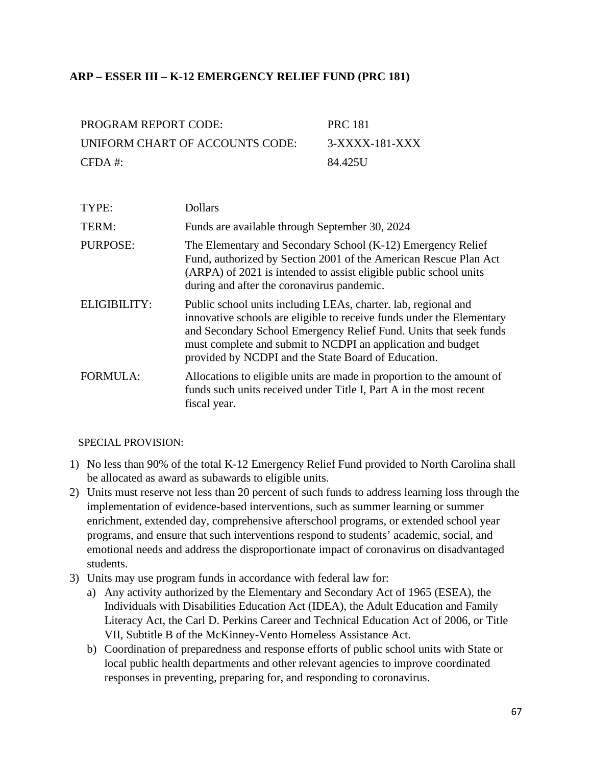## ARP – ESSER III – K-12 EMERGENCY RELIEF FUND (PRC 181)

| | |
|---|---|
| PROGRAM REPORT CODE: | PRC 181 |
| UNIFORM CHART OF ACCOUNTS CODE: | 3-XXXX-181-XXX |
| CFDA #: | 84.425U |

| | |
|---|---|
| TYPE: | Dollars |
| TERM: | Funds are available through September 30, 2024 |
| PURPOSE: | The Elementary and Secondary School (K-12) Emergency Relief Fund, authorized by Section 2001 of the American Rescue Plan Act (ARPA) of 2021 is intended to assist eligible public school units during and after the coronavirus pandemic. |
| ELIGIBILITY: | Public school units including LEAs, charter. lab, regional and innovative schools are eligible to receive funds under the Elementary and Secondary School Emergency Relief Fund. Units that seek funds must complete and submit to NCDPI an application and budget provided by NCDPI and the State Board of Education. |
| FORMULA: | Allocations to eligible units are made in proportion to the amount of funds such units received under Title I, Part A in the most recent fiscal year. |

SPECIAL PROVISION:

1) No less than 90% of the total K-12 Emergency Relief Fund provided to North Carolina shall be allocated as award as subawards to eligible units.
2) Units must reserve not less than 20 percent of such funds to address learning loss through the implementation of evidence-based interventions, such as summer learning or summer enrichment, extended day, comprehensive afterschool programs, or extended school year programs, and ensure that such interventions respond to students' academic, social, and emotional needs and address the disproportionate impact of coronavirus on disadvantaged students.
3) Units may use program funds in accordance with federal law for:
   a) Any activity authorized by the Elementary and Secondary Act of 1965 (ESEA), the Individuals with Disabilities Education Act (IDEA), the Adult Education and Family Literacy Act, the Carl D. Perkins Career and Technical Education Act of 2006, or Title VII, Subtitle B of the McKinney-Vento Homeless Assistance Act.
   b) Coordination of preparedness and response efforts of public school units with State or local public health departments and other relevant agencies to improve coordinated responses in preventing, preparing for, and responding to coronavirus.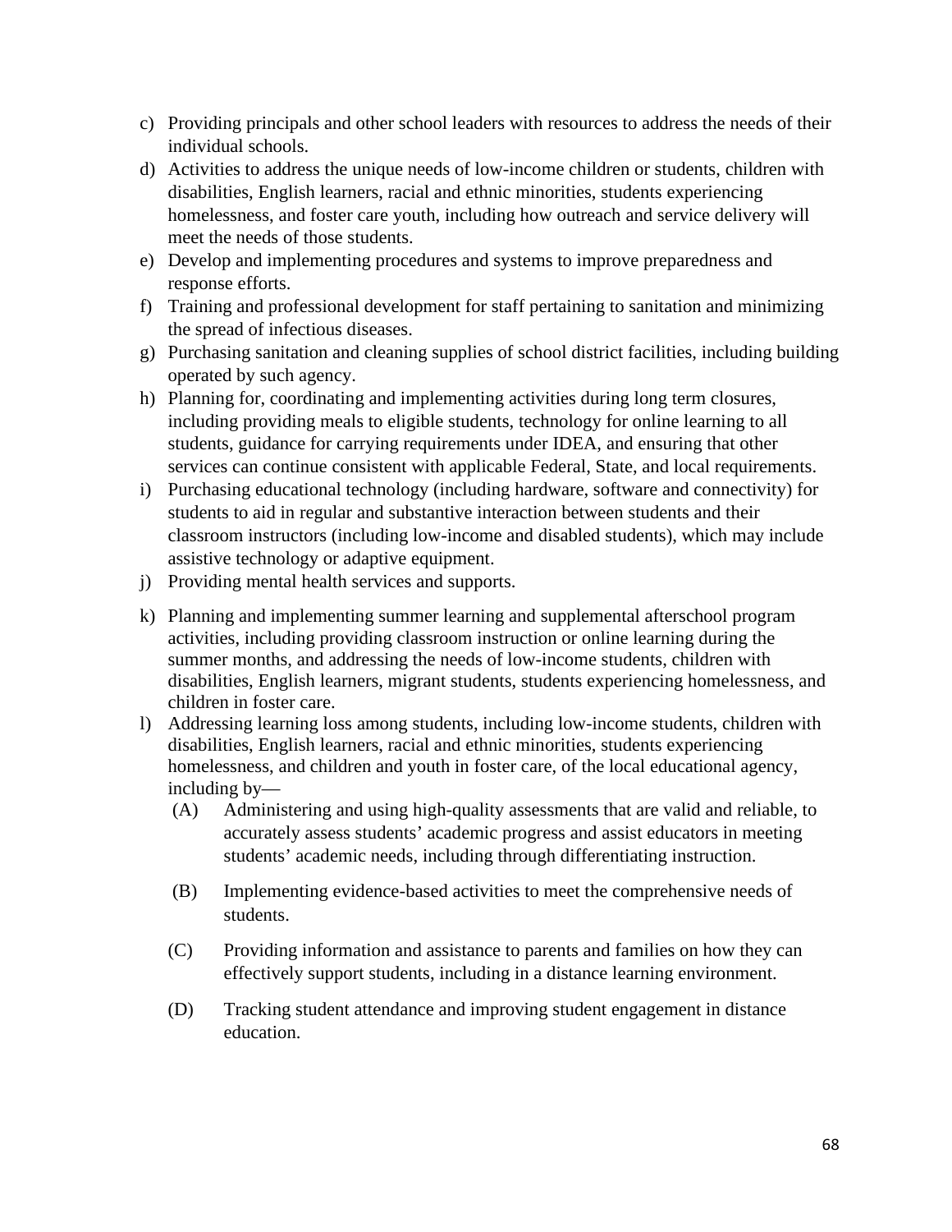c) Providing principals and other school leaders with resources to address the needs of their individual schools.
d) Activities to address the unique needs of low-income children or students, children with disabilities, English learners, racial and ethnic minorities, students experiencing homelessness, and foster care youth, including how outreach and service delivery will meet the needs of those students.
e) Develop and implementing procedures and systems to improve preparedness and response efforts.
f) Training and professional development for staff pertaining to sanitation and minimizing the spread of infectious diseases.
g) Purchasing sanitation and cleaning supplies of school district facilities, including building operated by such agency.
h) Planning for, coordinating and implementing activities during long term closures, including providing meals to eligible students, technology for online learning to all students, guidance for carrying requirements under IDEA, and ensuring that other services can continue consistent with applicable Federal, State, and local requirements.
i) Purchasing educational technology (including hardware, software and connectivity) for students to aid in regular and substantive interaction between students and their classroom instructors (including low-income and disabled students), which may include assistive technology or adaptive equipment.
j) Providing mental health services and supports.
k) Planning and implementing summer learning and supplemental afterschool program activities, including providing classroom instruction or online learning during the summer months, and addressing the needs of low-income students, children with disabilities, English learners, migrant students, students experiencing homelessness, and children in foster care.
l) Addressing learning loss among students, including low-income students, children with disabilities, English learners, racial and ethnic minorities, students experiencing homelessness, and children and youth in foster care, of the local educational agency, including by—
   (A) Administering and using high-quality assessments that are valid and reliable, to accurately assess students' academic progress and assist educators in meeting students' academic needs, including through differentiating instruction.
   (B) Implementing evidence-based activities to meet the comprehensive needs of students.
   (C) Providing information and assistance to parents and families on how they can effectively support students, including in a distance learning environment.
   (D) Tracking student attendance and improving student engagement in distance education.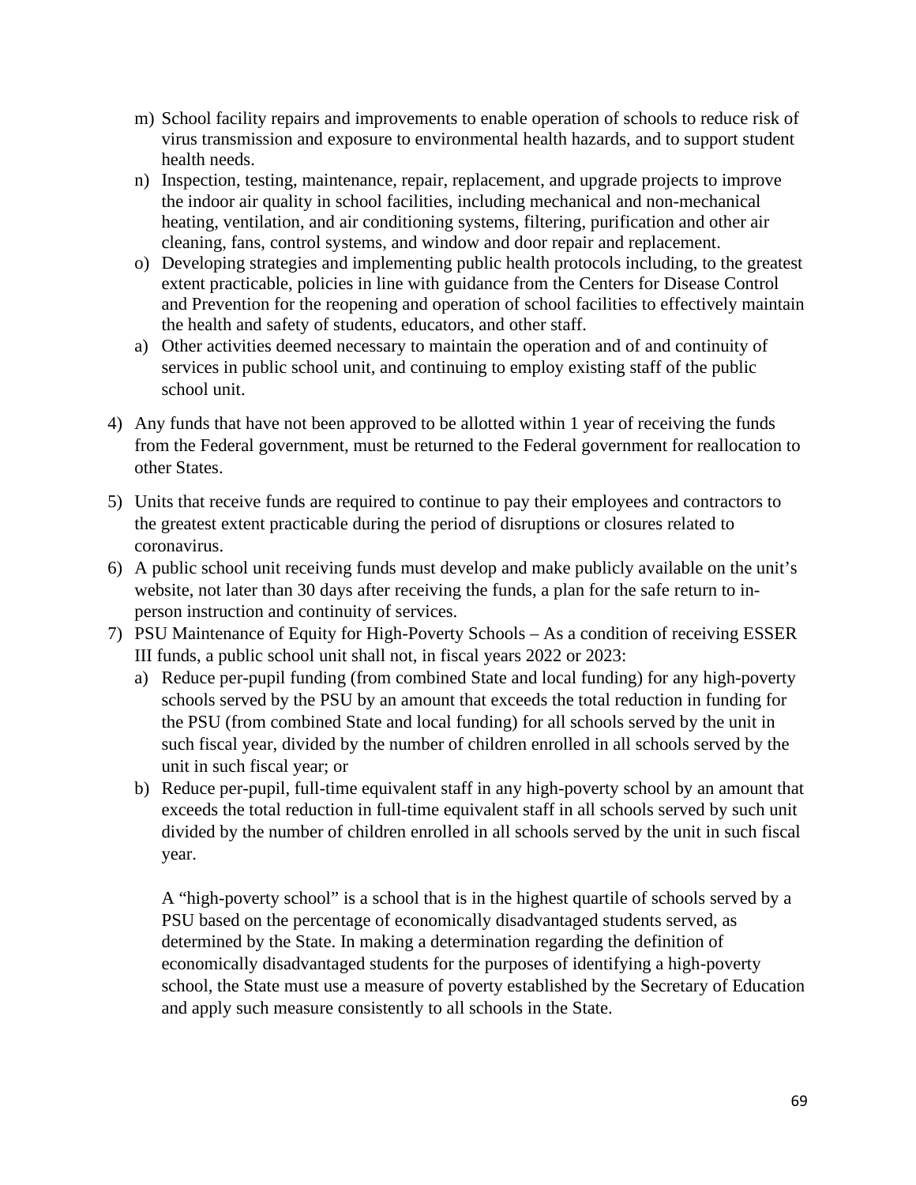m) School facility repairs and improvements to enable operation of schools to reduce risk of virus transmission and exposure to environmental health hazards, and to support student health needs.
n) Inspection, testing, maintenance, repair, replacement, and upgrade projects to improve the indoor air quality in school facilities, including mechanical and non-mechanical heating, ventilation, and air conditioning systems, filtering, purification and other air cleaning, fans, control systems, and window and door repair and replacement.
o) Developing strategies and implementing public health protocols including, to the greatest extent practicable, policies in line with guidance from the Centers for Disease Control and Prevention for the reopening and operation of school facilities to effectively maintain the health and safety of students, educators, and other staff.
a) Other activities deemed necessary to maintain the operation and of and continuity of services in public school unit, and continuing to employ existing staff of the public school unit.

4) Any funds that have not been approved to be allotted within 1 year of receiving the funds from the Federal government, must be returned to the Federal government for reallocation to other States.

5) Units that receive funds are required to continue to pay their employees and contractors to the greatest extent practicable during the period of disruptions or closures related to coronavirus.
6) A public school unit receiving funds must develop and make publicly available on the unit's website, not later than 30 days after receiving the funds, a plan for the safe return to in-person instruction and continuity of services.
7) PSU Maintenance of Equity for High-Poverty Schools – As a condition of receiving ESSER III funds, a public school unit shall not, in fiscal years 2022 or 2023:
   a) Reduce per-pupil funding (from combined State and local funding) for any high-poverty schools served by the PSU by an amount that exceeds the total reduction in funding for the PSU (from combined State and local funding) for all schools served by the unit in such fiscal year, divided by the number of children enrolled in all schools served by the unit in such fiscal year; or
   b) Reduce per-pupil, full-time equivalent staff in any high-poverty school by an amount that exceeds the total reduction in full-time equivalent staff in all schools served by such unit divided by the number of children enrolled in all schools served by the unit in such fiscal year.

   A "high-poverty school" is a school that is in the highest quartile of schools served by a PSU based on the percentage of economically disadvantaged students served, as determined by the State. In making a determination regarding the definition of economically disadvantaged students for the purposes of identifying a high-poverty school, the State must use a measure of poverty established by the Secretary of Education and apply such measure consistently to all schools in the State.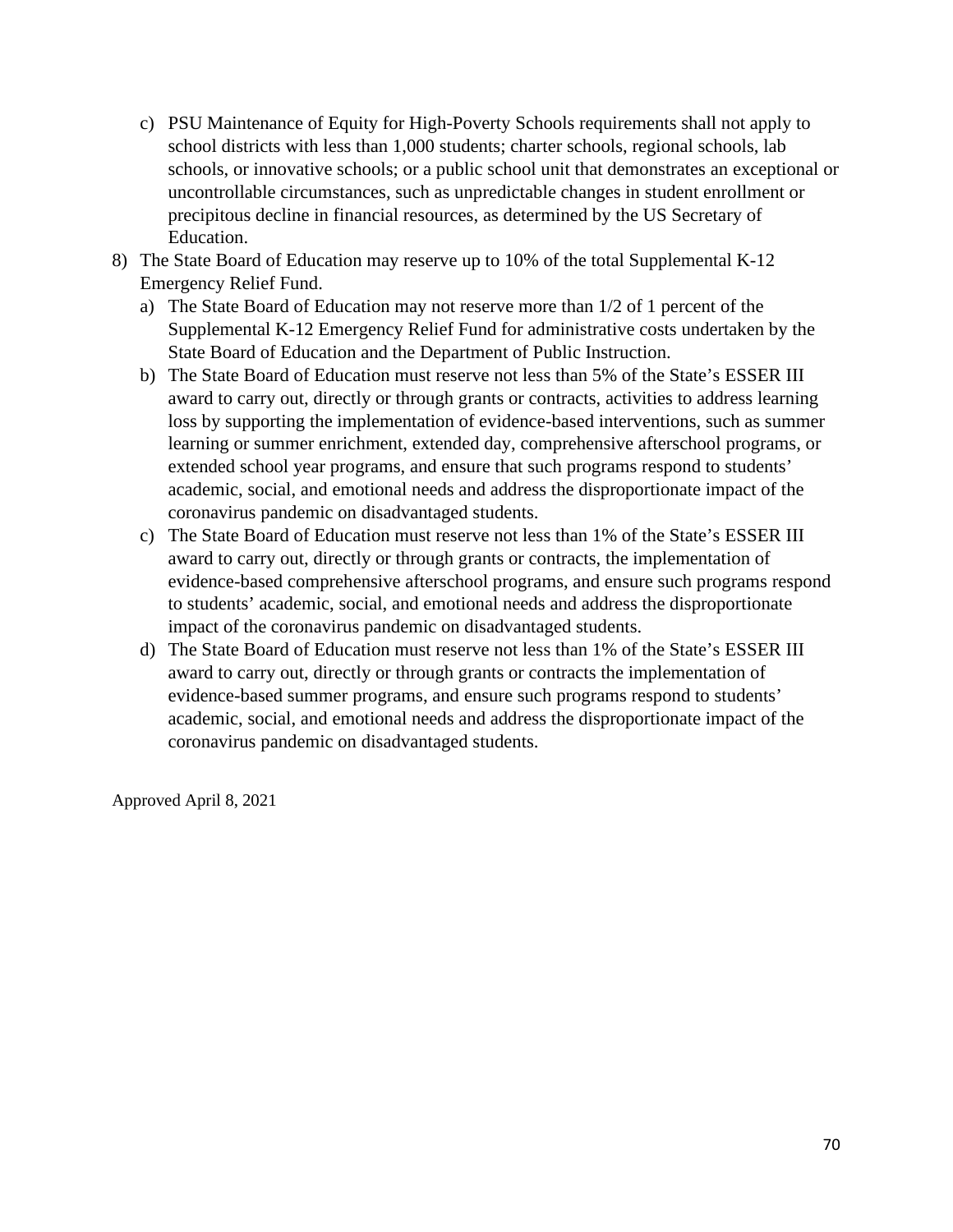c) PSU Maintenance of Equity for High-Poverty Schools requirements shall not apply to school districts with less than 1,000 students; charter schools, regional schools, lab schools, or innovative schools; or a public school unit that demonstrates an exceptional or uncontrollable circumstances, such as unpredictable changes in student enrollment or precipitous decline in financial resources, as determined by the US Secretary of Education.

8) The State Board of Education may reserve up to 10% of the total Supplemental K-12 Emergency Relief Fund.
   a) The State Board of Education may not reserve more than 1/2 of 1 percent of the Supplemental K-12 Emergency Relief Fund for administrative costs undertaken by the State Board of Education and the Department of Public Instruction.
   b) The State Board of Education must reserve not less than 5% of the State's ESSER III award to carry out, directly or through grants or contracts, activities to address learning loss by supporting the implementation of evidence-based interventions, such as summer learning or summer enrichment, extended day, comprehensive afterschool programs, or extended school year programs, and ensure that such programs respond to students' academic, social, and emotional needs and address the disproportionate impact of the coronavirus pandemic on disadvantaged students.
   c) The State Board of Education must reserve not less than 1% of the State's ESSER III award to carry out, directly or through grants or contracts, the implementation of evidence-based comprehensive afterschool programs, and ensure such programs respond to students' academic, social, and emotional needs and address the disproportionate impact of the coronavirus pandemic on disadvantaged students.
   d) The State Board of Education must reserve not less than 1% of the State's ESSER III award to carry out, directly or through grants or contracts the implementation of evidence-based summer programs, and ensure such programs respond to students' academic, social, and emotional needs and address the disproportionate impact of the coronavirus pandemic on disadvantaged students.

Approved April 8, 2021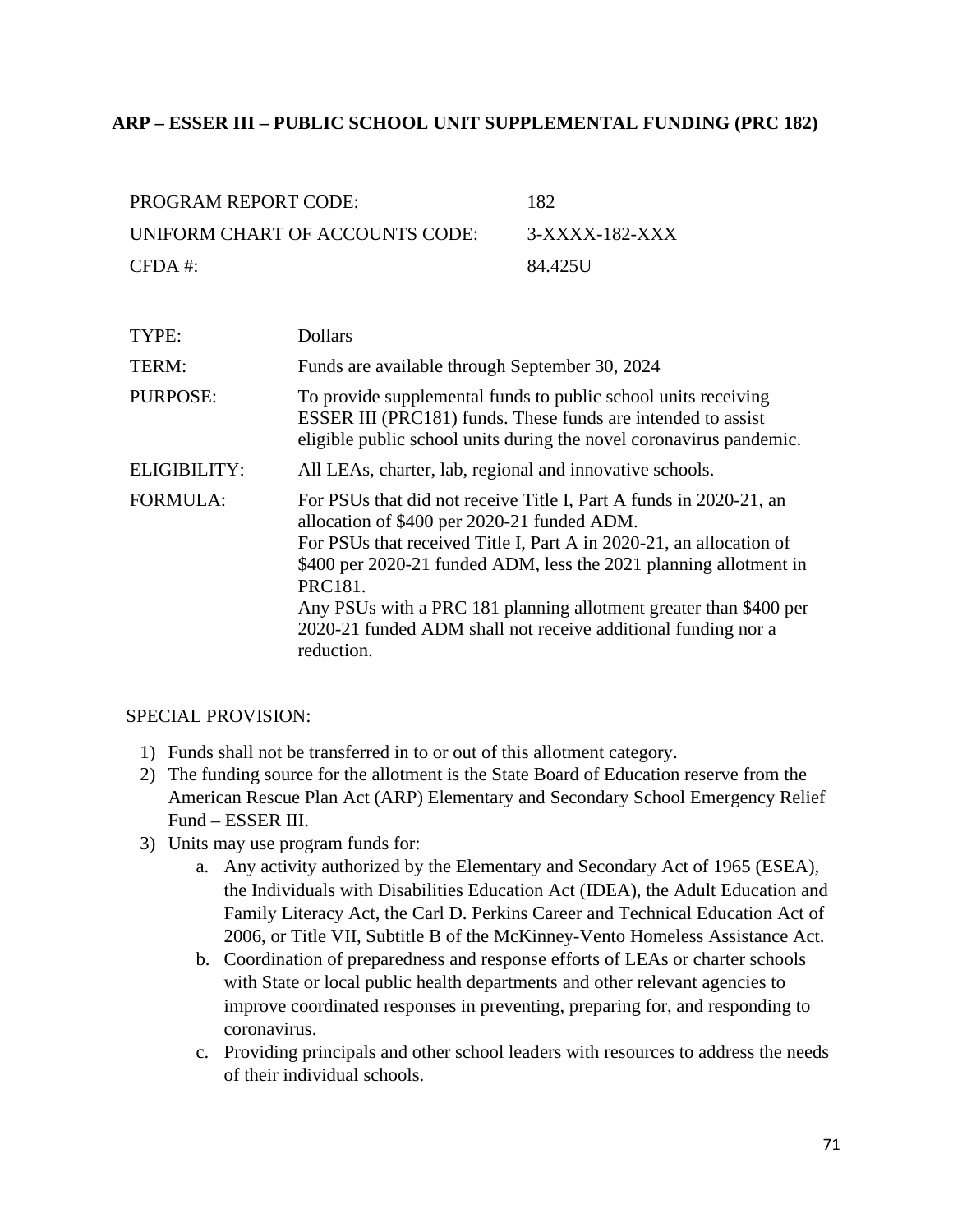## ARP – ESSER III – PUBLIC SCHOOL UNIT SUPPLEMENTAL FUNDING (PRC 182)

| | |
|---|---|
| PROGRAM REPORT CODE: | 182 |
| UNIFORM CHART OF ACCOUNTS CODE: | 3-XXXX-182-XXX |
| CFDA #: | 84.425U |

| | |
|---|---|
| TYPE: | Dollars |
| TERM: | Funds are available through September 30, 2024 |
| PURPOSE: | To provide supplemental funds to public school units receiving ESSER III (PRC181) funds. These funds are intended to assist eligible public school units during the novel coronavirus pandemic. |
| ELIGIBILITY: | All LEAs, charter, lab, regional and innovative schools. |
| FORMULA: | For PSUs that did not receive Title I, Part A funds in 2020-21, an allocation of $400 per 2020-21 funded ADM.<br>For PSUs that received Title I, Part A in 2020-21, an allocation of $400 per 2020-21 funded ADM, less the 2021 planning allotment in PRC181.<br>Any PSUs with a PRC 181 planning allotment greater than $400 per 2020-21 funded ADM shall not receive additional funding nor a reduction. |

SPECIAL PROVISION:

1) Funds shall not be transferred in to or out of this allotment category.
2) The funding source for the allotment is the State Board of Education reserve from the American Rescue Plan Act (ARP) Elementary and Secondary School Emergency Relief Fund – ESSER III.
3) Units may use program funds for:
    a. Any activity authorized by the Elementary and Secondary Act of 1965 (ESEA), the Individuals with Disabilities Education Act (IDEA), the Adult Education and Family Literacy Act, the Carl D. Perkins Career and Technical Education Act of 2006, or Title VII, Subtitle B of the McKinney-Vento Homeless Assistance Act.
    b. Coordination of preparedness and response efforts of LEAs or charter schools with State or local public health departments and other relevant agencies to improve coordinated responses in preventing, preparing for, and responding to coronavirus.
    c. Providing principals and other school leaders with resources to address the needs of their individual schools.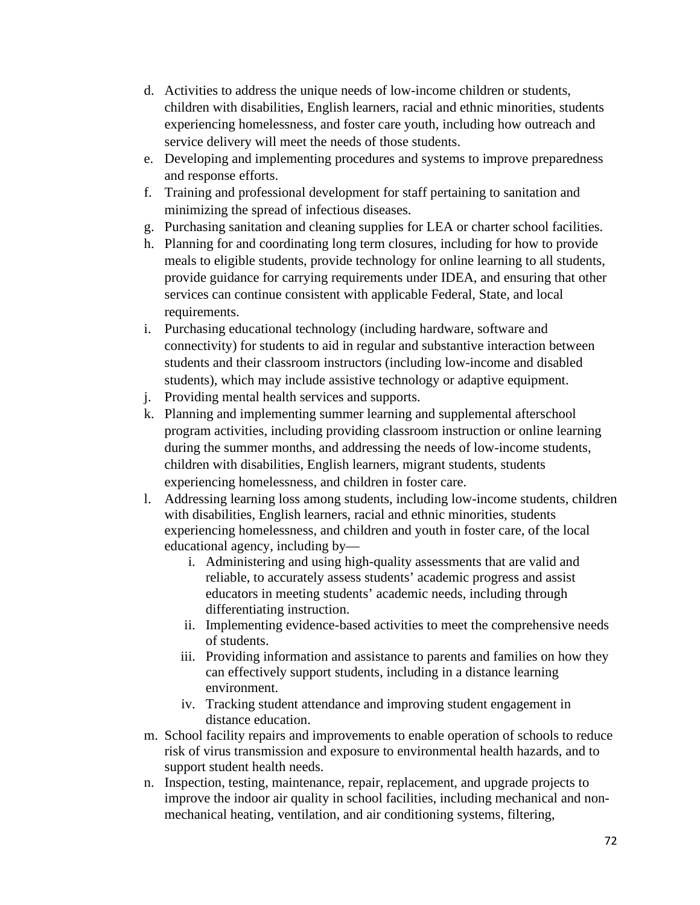d. Activities to address the unique needs of low-income children or students, children with disabilities, English learners, racial and ethnic minorities, students experiencing homelessness, and foster care youth, including how outreach and service delivery will meet the needs of those students.
e. Developing and implementing procedures and systems to improve preparedness and response efforts.
f. Training and professional development for staff pertaining to sanitation and minimizing the spread of infectious diseases.
g. Purchasing sanitation and cleaning supplies for LEA or charter school facilities.
h. Planning for and coordinating long term closures, including for how to provide meals to eligible students, provide technology for online learning to all students, provide guidance for carrying requirements under IDEA, and ensuring that other services can continue consistent with applicable Federal, State, and local requirements.
i. Purchasing educational technology (including hardware, software and connectivity) for students to aid in regular and substantive interaction between students and their classroom instructors (including low-income and disabled students), which may include assistive technology or adaptive equipment.
j. Providing mental health services and supports.
k. Planning and implementing summer learning and supplemental afterschool program activities, including providing classroom instruction or online learning during the summer months, and addressing the needs of low-income students, children with disabilities, English learners, migrant students, students experiencing homelessness, and children in foster care.
l. Addressing learning loss among students, including low-income students, children with disabilities, English learners, racial and ethnic minorities, students experiencing homelessness, and children and youth in foster care, of the local educational agency, including by—
    i. Administering and using high-quality assessments that are valid and reliable, to accurately assess students' academic progress and assist educators in meeting students' academic needs, including through differentiating instruction.
    ii. Implementing evidence-based activities to meet the comprehensive needs of students.
    iii. Providing information and assistance to parents and families on how they can effectively support students, including in a distance learning environment.
    iv. Tracking student attendance and improving student engagement in distance education.
m. School facility repairs and improvements to enable operation of schools to reduce risk of virus transmission and exposure to environmental health hazards, and to support student health needs.
n. Inspection, testing, maintenance, repair, replacement, and upgrade projects to improve the indoor air quality in school facilities, including mechanical and non-mechanical heating, ventilation, and air conditioning systems, filtering,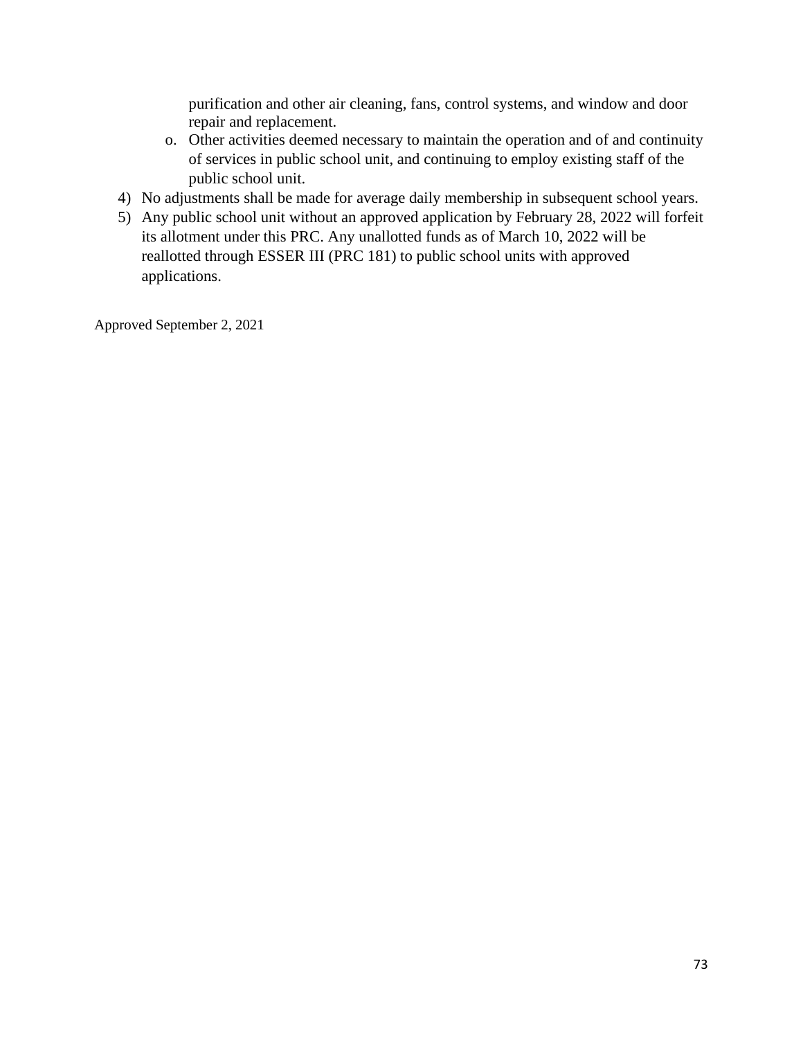purification and other air cleaning, fans, control systems, and window and door repair and replacement.

   o. Other activities deemed necessary to maintain the operation and of and continuity of services in public school unit, and continuing to employ existing staff of the public school unit.

4) No adjustments shall be made for average daily membership in subsequent school years.
5) Any public school unit without an approved application by February 28, 2022 will forfeit its allotment under this PRC. Any unallotted funds as of March 10, 2022 will be reallotted through ESSER III (PRC 181) to public school units with approved applications.

Approved September 2, 2021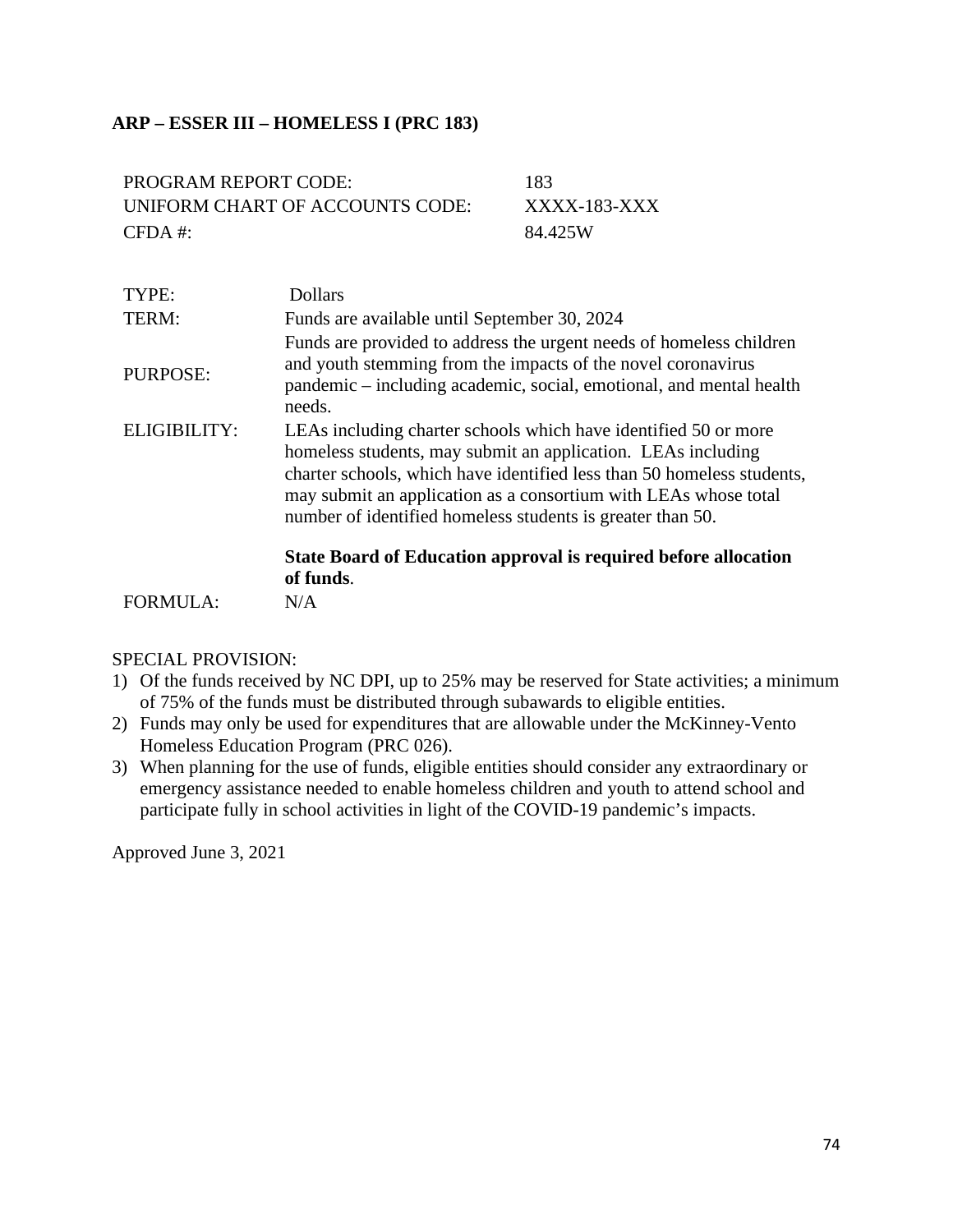**ARP – ESSER III – HOMELESS I (PRC 183)**

| | |
|---|---|
| PROGRAM REPORT CODE: | 183 |
| UNIFORM CHART OF ACCOUNTS CODE: | XXXX-183-XXX |
| CFDA #: | 84.425W |

| | |
|---|---|
| TYPE: | Dollars |
| TERM: | Funds are available until September 30, 2024 |
| PURPOSE: | Funds are provided to address the urgent needs of homeless children and youth stemming from the impacts of the novel coronavirus pandemic – including academic, social, emotional, and mental health needs. |
| ELIGIBILITY: | LEAs including charter schools which have identified 50 or more homeless students, may submit an application. LEAs including charter schools, which have identified less than 50 homeless students, may submit an application as a consortium with LEAs whose total number of identified homeless students is greater than 50.<br><br>**State Board of Education approval is required before allocation of funds**. |
| FORMULA: | N/A |

SPECIAL PROVISION:

1) Of the funds received by NC DPI, up to 25% may be reserved for State activities; a minimum of 75% of the funds must be distributed through subawards to eligible entities.
2) Funds may only be used for expenditures that are allowable under the McKinney-Vento Homeless Education Program (PRC 026).
3) When planning for the use of funds, eligible entities should consider any extraordinary or emergency assistance needed to enable homeless children and youth to attend school and participate fully in school activities in light of the COVID-19 pandemic's impacts.

Approved June 3, 2021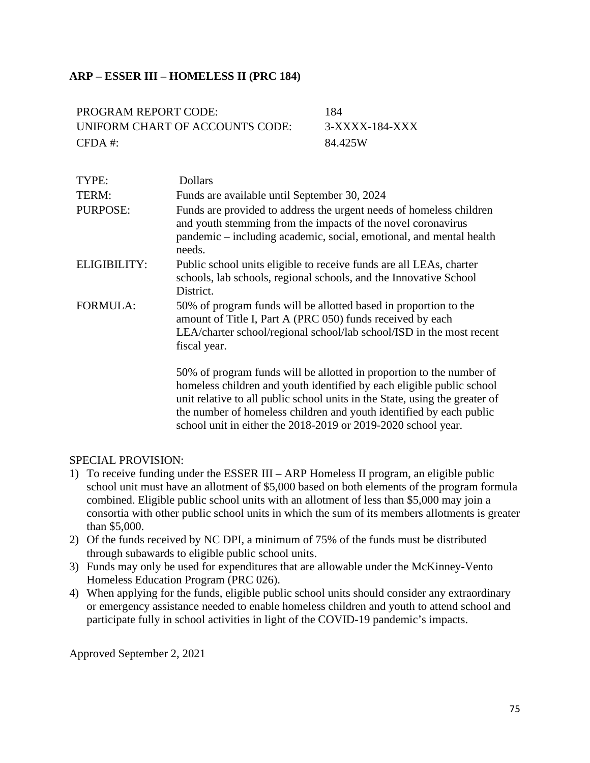**ARP – ESSER III – HOMELESS II (PRC 184)**

| | |
|---|---|
| PROGRAM REPORT CODE: | 184 |
| UNIFORM CHART OF ACCOUNTS CODE: | 3-XXXX-184-XXX |
| CFDA #: | 84.425W |

| | |
|---|---|
| TYPE: | Dollars |
| TERM: | Funds are available until September 30, 2024 |
| PURPOSE: | Funds are provided to address the urgent needs of homeless children and youth stemming from the impacts of the novel coronavirus pandemic – including academic, social, emotional, and mental health needs. |
| ELIGIBILITY: | Public school units eligible to receive funds are all LEAs, charter schools, lab schools, regional schools, and the Innovative School District. |
| FORMULA: | 50% of program funds will be allotted based in proportion to the amount of Title I, Part A (PRC 050) funds received by each LEA/charter school/regional school/lab school/ISD in the most recent fiscal year.<br><br>50% of program funds will be allotted in proportion to the number of homeless children and youth identified by each eligible public school unit relative to all public school units in the State, using the greater of the number of homeless children and youth identified by each public school unit in either the 2018-2019 or 2019-2020 school year. |

SPECIAL PROVISION:

1) To receive funding under the ESSER III – ARP Homeless II program, an eligible public school unit must have an allotment of $5,000 based on both elements of the program formula combined. Eligible public school units with an allotment of less than $5,000 may join a consortia with other public school units in which the sum of its members allotments is greater than $5,000.
2) Of the funds received by NC DPI, a minimum of 75% of the funds must be distributed through subawards to eligible public school units.
3) Funds may only be used for expenditures that are allowable under the McKinney-Vento Homeless Education Program (PRC 026).
4) When applying for the funds, eligible public school units should consider any extraordinary or emergency assistance needed to enable homeless children and youth to attend school and participate fully in school activities in light of the COVID-19 pandemic's impacts.

Approved September 2, 2021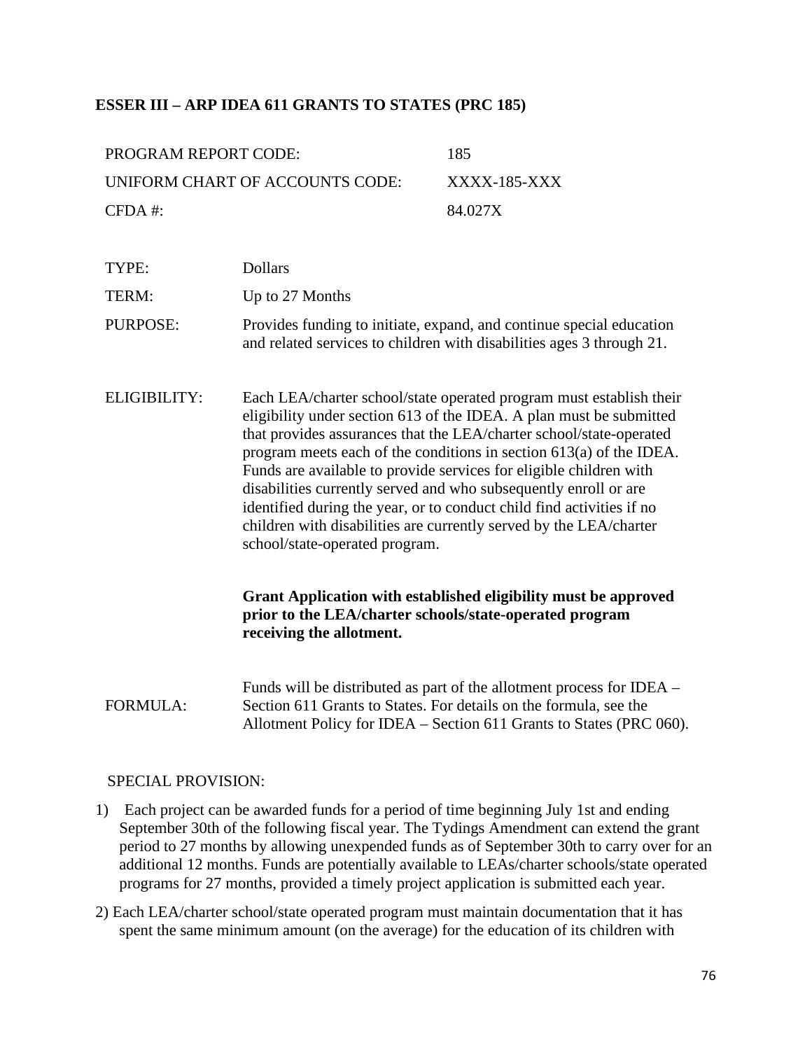## ESSER III – ARP IDEA 611 GRANTS TO STATES (PRC 185)

| | |
|---|---|
| PROGRAM REPORT CODE: | 185 |
| UNIFORM CHART OF ACCOUNTS CODE: | XXXX-185-XXX |
| CFDA #: | 84.027X |

TYPE: Dollars

TERM: Up to 27 Months

PURPOSE: Provides funding to initiate, expand, and continue special education and related services to children with disabilities ages 3 through 21.

ELIGIBILITY: Each LEA/charter school/state operated program must establish their eligibility under section 613 of the IDEA. A plan must be submitted that provides assurances that the LEA/charter school/state-operated program meets each of the conditions in section 613(a) of the IDEA. Funds are available to provide services for eligible children with disabilities currently served and who subsequently enroll or are identified during the year, or to conduct child find activities if no children with disabilities are currently served by the LEA/charter school/state-operated program.

**Grant Application with established eligibility must be approved prior to the LEA/charter schools/state-operated program receiving the allotment.**

FORMULA: Funds will be distributed as part of the allotment process for IDEA – Section 611 Grants to States. For details on the formula, see the Allotment Policy for IDEA – Section 611 Grants to States (PRC 060).

SPECIAL PROVISION:

1) Each project can be awarded funds for a period of time beginning July 1st and ending September 30th of the following fiscal year. The Tydings Amendment can extend the grant period to 27 months by allowing unexpended funds as of September 30th to carry over for an additional 12 months. Funds are potentially available to LEAs/charter schools/state operated programs for 27 months, provided a timely project application is submitted each year.

2) Each LEA/charter school/state operated program must maintain documentation that it has spent the same minimum amount (on the average) for the education of its children with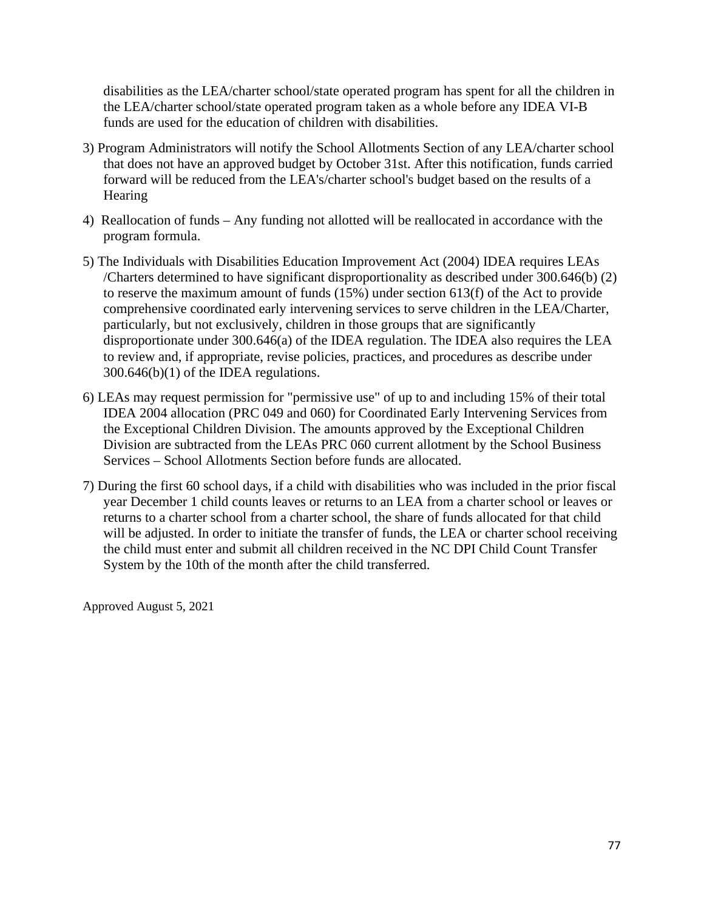disabilities as the LEA/charter school/state operated program has spent for all the children in the LEA/charter school/state operated program taken as a whole before any IDEA VI-B funds are used for the education of children with disabilities.

3) Program Administrators will notify the School Allotments Section of any LEA/charter school that does not have an approved budget by October 31st. After this notification, funds carried forward will be reduced from the LEA's/charter school's budget based on the results of a Hearing

4) Reallocation of funds – Any funding not allotted will be reallocated in accordance with the program formula.

5) The Individuals with Disabilities Education Improvement Act (2004) IDEA requires LEAs /Charters determined to have significant disproportionality as described under 300.646(b) (2) to reserve the maximum amount of funds (15%) under section 613(f) of the Act to provide comprehensive coordinated early intervening services to serve children in the LEA/Charter, particularly, but not exclusively, children in those groups that are significantly disproportionate under 300.646(a) of the IDEA regulation. The IDEA also requires the LEA to review and, if appropriate, revise policies, practices, and procedures as describe under 300.646(b)(1) of the IDEA regulations.

6) LEAs may request permission for "permissive use" of up to and including 15% of their total IDEA 2004 allocation (PRC 049 and 060) for Coordinated Early Intervening Services from the Exceptional Children Division. The amounts approved by the Exceptional Children Division are subtracted from the LEAs PRC 060 current allotment by the School Business Services – School Allotments Section before funds are allocated.

7) During the first 60 school days, if a child with disabilities who was included in the prior fiscal year December 1 child counts leaves or returns to an LEA from a charter school or leaves or returns to a charter school from a charter school, the share of funds allocated for that child will be adjusted. In order to initiate the transfer of funds, the LEA or charter school receiving the child must enter and submit all children received in the NC DPI Child Count Transfer System by the 10th of the month after the child transferred.

Approved August 5, 2021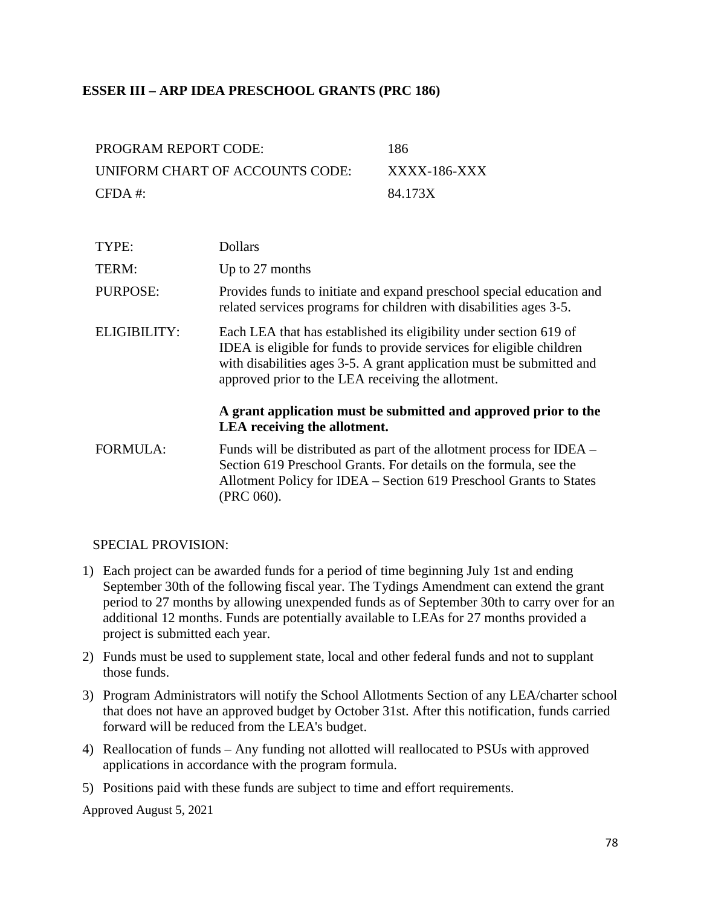## ESSER III – ARP IDEA PRESCHOOL GRANTS (PRC 186)

| | |
|---|---|
| PROGRAM REPORT CODE: | 186 |
| UNIFORM CHART OF ACCOUNTS CODE: | XXXX-186-XXX |
| CFDA #: | 84.173X |

| | |
|---|---|
| TYPE: | Dollars |
| TERM: | Up to 27 months |
| PURPOSE: | Provides funds to initiate and expand preschool special education and related services programs for children with disabilities ages 3-5. |
| ELIGIBILITY: | Each LEA that has established its eligibility under section 619 of IDEA is eligible for funds to provide services for eligible children with disabilities ages 3-5. A grant application must be submitted and approved prior to the LEA receiving the allotment.<br><br>**A grant application must be submitted and approved prior to the LEA receiving the allotment.** |
| FORMULA: | Funds will be distributed as part of the allotment process for IDEA – Section 619 Preschool Grants. For details on the formula, see the Allotment Policy for IDEA – Section 619 Preschool Grants to States (PRC 060). |

SPECIAL PROVISION:

1) Each project can be awarded funds for a period of time beginning July 1st and ending September 30th of the following fiscal year. The Tydings Amendment can extend the grant period to 27 months by allowing unexpended funds as of September 30th to carry over for an additional 12 months. Funds are potentially available to LEAs for 27 months provided a project is submitted each year.
2) Funds must be used to supplement state, local and other federal funds and not to supplant those funds.
3) Program Administrators will notify the School Allotments Section of any LEA/charter school that does not have an approved budget by October 31st. After this notification, funds carried forward will be reduced from the LEA's budget.
4) Reallocation of funds – Any funding not allotted will reallocated to PSUs with approved applications in accordance with the program formula.
5) Positions paid with these funds are subject to time and effort requirements.

Approved August 5, 2021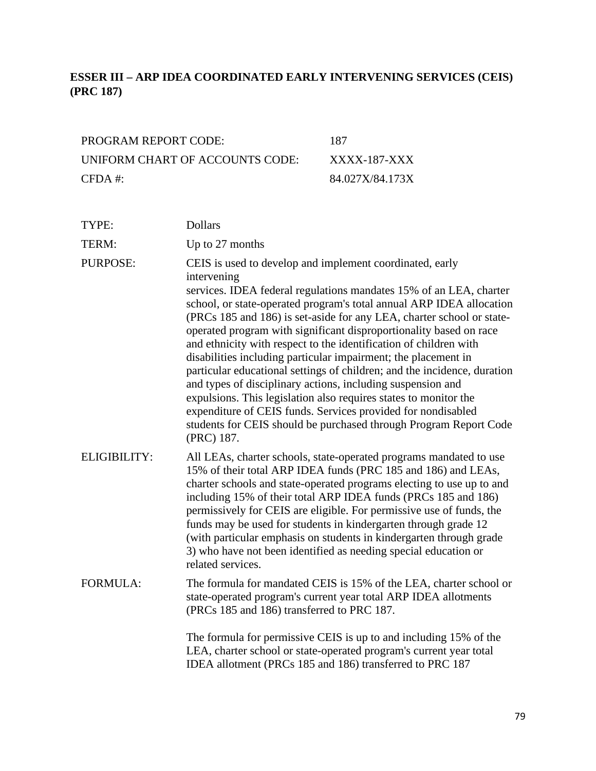## ESSER III – ARP IDEA COORDINATED EARLY INTERVENING SERVICES (CEIS) (PRC 187)

| | |
|---|---|
| PROGRAM REPORT CODE: | 187 |
| UNIFORM CHART OF ACCOUNTS CODE: | XXXX-187-XXX |
| CFDA #: | 84.027X/84.173X |

| | |
|---|---|
| TYPE: | Dollars |
| TERM: | Up to 27 months |
| PURPOSE: | CEIS is used to develop and implement coordinated, early intervening services. IDEA federal regulations mandates 15% of an LEA, charter school, or state-operated program's total annual ARP IDEA allocation (PRCs 185 and 186) is set-aside for any LEA, charter school or state-operated program with significant disproportionality based on race and ethnicity with respect to the identification of children with disabilities including particular impairment; the placement in particular educational settings of children; and the incidence, duration and types of disciplinary actions, including suspension and expulsions. This legislation also requires states to monitor the expenditure of CEIS funds. Services provided for nondisabled students for CEIS should be purchased through Program Report Code (PRC) 187. |
| ELIGIBILITY: | All LEAs, charter schools, state-operated programs mandated to use 15% of their total ARP IDEA funds (PRC 185 and 186) and LEAs, charter schools and state-operated programs electing to use up to and including 15% of their total ARP IDEA funds (PRCs 185 and 186) permissively for CEIS are eligible. For permissive use of funds, the funds may be used for students in kindergarten through grade 12 (with particular emphasis on students in kindergarten through grade 3) who have not been identified as needing special education or related services. |
| FORMULA: | The formula for mandated CEIS is 15% of the LEA, charter school or state-operated program's current year total ARP IDEA allotments (PRCs 185 and 186) transferred to PRC 187.<br><br>The formula for permissive CEIS is up to and including 15% of the LEA, charter school or state-operated program's current year total IDEA allotment (PRCs 185 and 186) transferred to PRC 187 |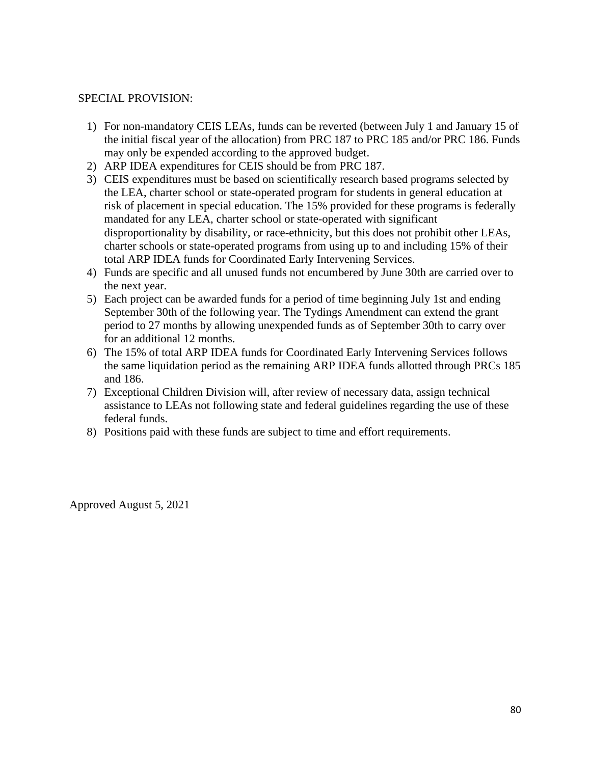SPECIAL PROVISION:

1) For non-mandatory CEIS LEAs, funds can be reverted (between July 1 and January 15 of the initial fiscal year of the allocation) from PRC 187 to PRC 185 and/or PRC 186. Funds may only be expended according to the approved budget.
2) ARP IDEA expenditures for CEIS should be from PRC 187.
3) CEIS expenditures must be based on scientifically research based programs selected by the LEA, charter school or state-operated program for students in general education at risk of placement in special education. The 15% provided for these programs is federally mandated for any LEA, charter school or state-operated with significant disproportionality by disability, or race-ethnicity, but this does not prohibit other LEAs, charter schools or state-operated programs from using up to and including 15% of their total ARP IDEA funds for Coordinated Early Intervening Services.
4) Funds are specific and all unused funds not encumbered by June 30th are carried over to the next year.
5) Each project can be awarded funds for a period of time beginning July 1st and ending September 30th of the following year. The Tydings Amendment can extend the grant period to 27 months by allowing unexpended funds as of September 30th to carry over for an additional 12 months.
6) The 15% of total ARP IDEA funds for Coordinated Early Intervening Services follows the same liquidation period as the remaining ARP IDEA funds allotted through PRCs 185 and 186.
7) Exceptional Children Division will, after review of necessary data, assign technical assistance to LEAs not following state and federal guidelines regarding the use of these federal funds.
8) Positions paid with these funds are subject to time and effort requirements.

Approved August 5, 2021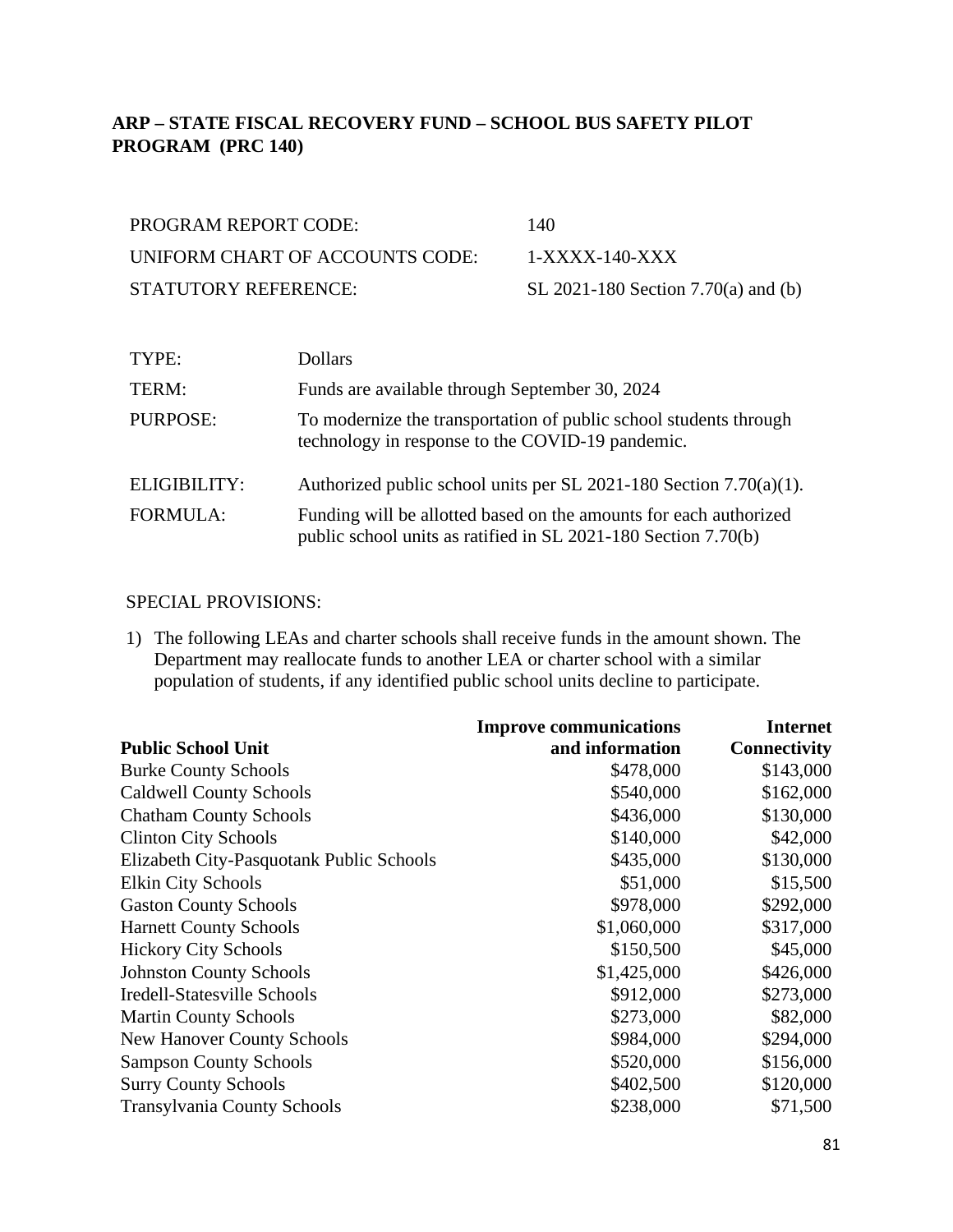## ARP – STATE FISCAL RECOVERY FUND – SCHOOL BUS SAFETY PILOT PROGRAM (PRC 140)

| | |
|---|---|
| PROGRAM REPORT CODE: | 140 |
| UNIFORM CHART OF ACCOUNTS CODE: | 1-XXXX-140-XXX |
| STATUTORY REFERENCE: | SL 2021-180 Section 7.70(a) and (b) |

| | |
|---|---|
| TYPE: | Dollars |
| TERM: | Funds are available through September 30, 2024 |
| PURPOSE: | To modernize the transportation of public school students through technology in response to the COVID-19 pandemic. |
| ELIGIBILITY: | Authorized public school units per SL 2021-180 Section 7.70(a)(1). |
| FORMULA: | Funding will be allotted based on the amounts for each authorized public school units as ratified in SL 2021-180 Section 7.70(b) |

SPECIAL PROVISIONS:

1) The following LEAs and charter schools shall receive funds in the amount shown. The Department may reallocate funds to another LEA or charter school with a similar population of students, if any identified public school units decline to participate.

| Public School Unit | Improve communications and information | Internet Connectivity |
|---|---:|---:|
| Burke County Schools | $478,000 | $143,000 |
| Caldwell County Schools | $540,000 | $162,000 |
| Chatham County Schools | $436,000 | $130,000 |
| Clinton City Schools | $140,000 | $42,000 |
| Elizabeth City-Pasquotank Public Schools | $435,000 | $130,000 |
| Elkin City Schools | $51,000 | $15,500 |
| Gaston County Schools | $978,000 | $292,000 |
| Harnett County Schools | $1,060,000 | $317,000 |
| Hickory City Schools | $150,500 | $45,000 |
| Johnston County Schools | $1,425,000 | $426,000 |
| Iredell-Statesville Schools | $912,000 | $273,000 |
| Martin County Schools | $273,000 | $82,000 |
| New Hanover County Schools | $984,000 | $294,000 |
| Sampson County Schools | $520,000 | $156,000 |
| Surry County Schools | $402,500 | $120,000 |
| Transylvania County Schools | $238,000 | $71,500 |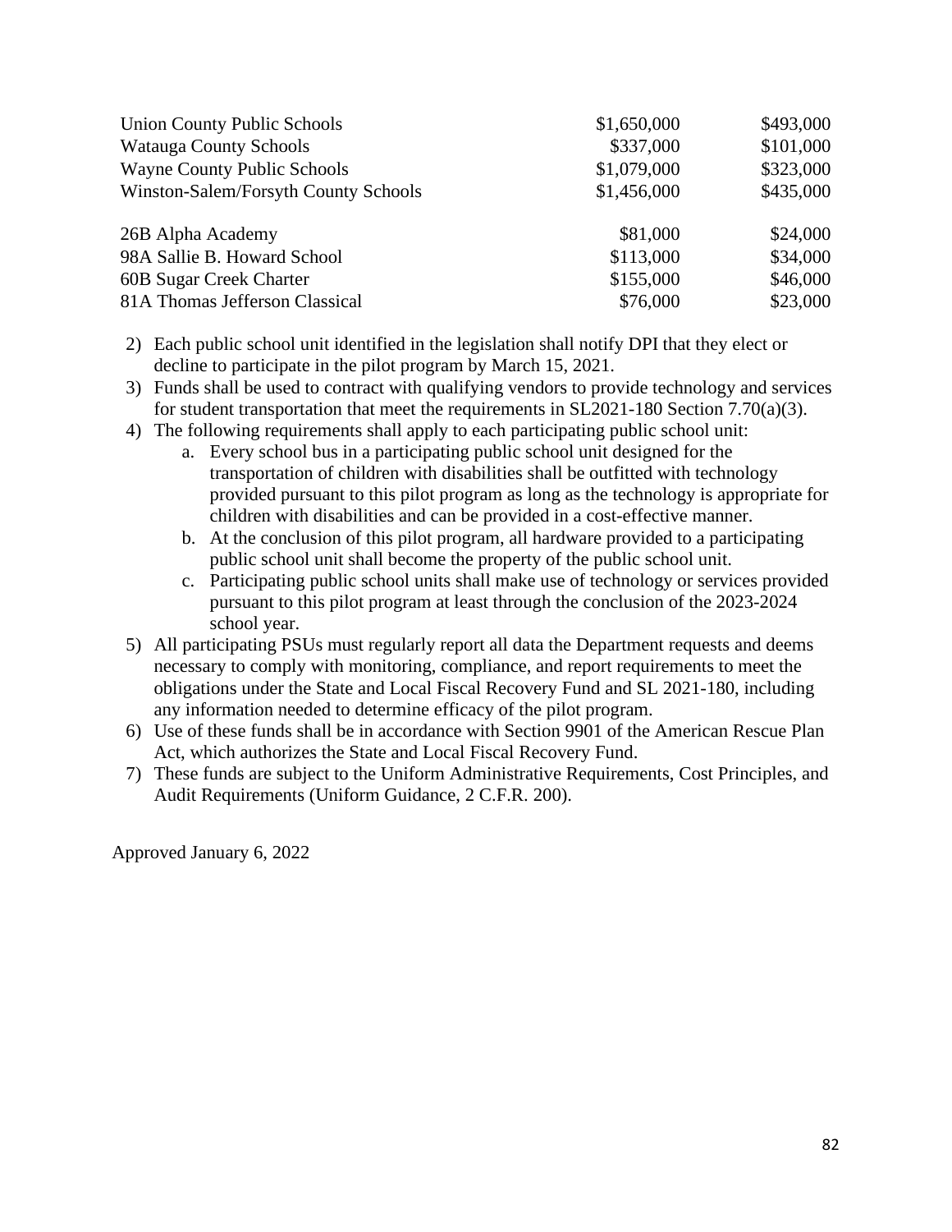| | | |
|---|---:|---:|
| Union County Public Schools | $1,650,000 | $493,000 |
| Watauga County Schools | $337,000 | $101,000 |
| Wayne County Public Schools | $1,079,000 | $323,000 |
| Winston-Salem/Forsyth County Schools | $1,456,000 | $435,000 |
| | | |
| 26B Alpha Academy | $81,000 | $24,000 |
| 98A Sallie B. Howard School | $113,000 | $34,000 |
| 60B Sugar Creek Charter | $155,000 | $46,000 |
| 81A Thomas Jefferson Classical | $76,000 | $23,000 |

2) Each public school unit identified in the legislation shall notify DPI that they elect or decline to participate in the pilot program by March 15, 2021.
3) Funds shall be used to contract with qualifying vendors to provide technology and services for student transportation that meet the requirements in SL2021-180 Section 7.70(a)(3).
4) The following requirements shall apply to each participating public school unit:
   a. Every school bus in a participating public school unit designed for the transportation of children with disabilities shall be outfitted with technology provided pursuant to this pilot program as long as the technology is appropriate for children with disabilities and can be provided in a cost-effective manner.
   b. At the conclusion of this pilot program, all hardware provided to a participating public school unit shall become the property of the public school unit.
   c. Participating public school units shall make use of technology or services provided pursuant to this pilot program at least through the conclusion of the 2023-2024 school year.
5) All participating PSUs must regularly report all data the Department requests and deems necessary to comply with monitoring, compliance, and report requirements to meet the obligations under the State and Local Fiscal Recovery Fund and SL 2021-180, including any information needed to determine efficacy of the pilot program.
6) Use of these funds shall be in accordance with Section 9901 of the American Rescue Plan Act, which authorizes the State and Local Fiscal Recovery Fund.
7) These funds are subject to the Uniform Administrative Requirements, Cost Principles, and Audit Requirements (Uniform Guidance, 2 C.F.R. 200).

Approved January 6, 2022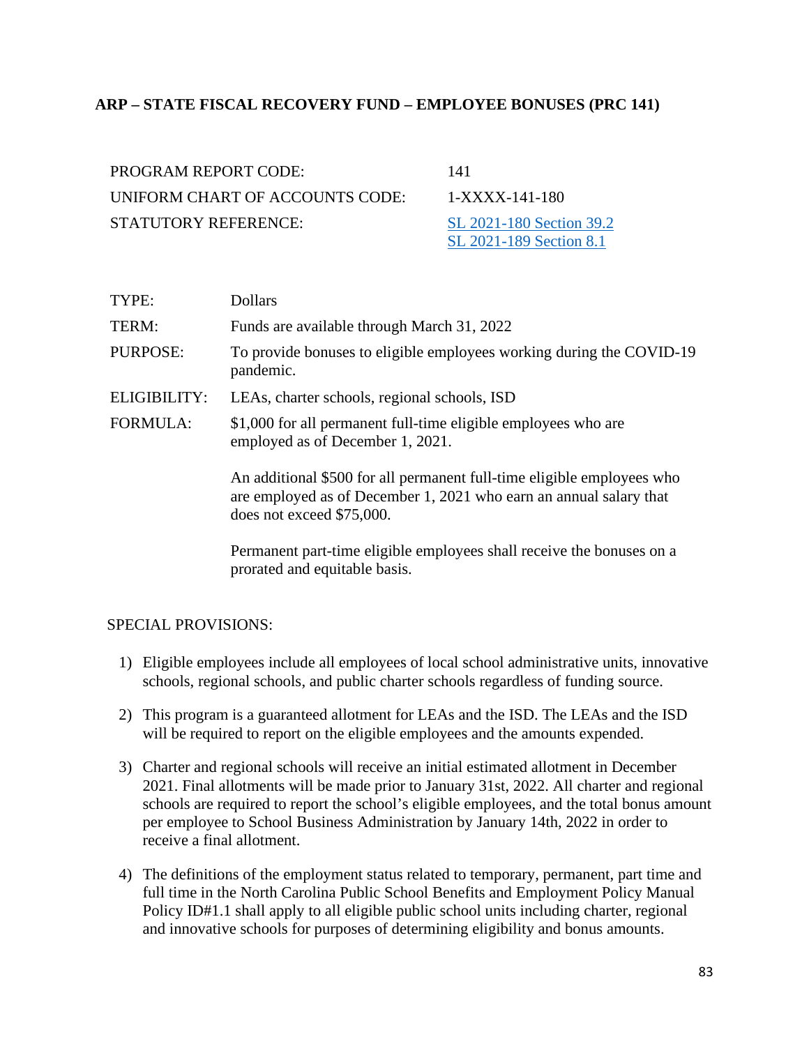## ARP – STATE FISCAL RECOVERY FUND – EMPLOYEE BONUSES (PRC 141)

| | |
|---|---|
| PROGRAM REPORT CODE: | 141 |
| UNIFORM CHART OF ACCOUNTS CODE: | 1-XXXX-141-180 |
| STATUTORY REFERENCE: | [SL 2021-180 Section 39.2](#)<br>[SL 2021-189 Section 8.1](#) |

| | |
|---|---|
| TYPE: | Dollars |
| TERM: | Funds are available through March 31, 2022 |
| PURPOSE: | To provide bonuses to eligible employees working during the COVID-19 pandemic. |
| ELIGIBILITY: | LEAs, charter schools, regional schools, ISD |
| FORMULA: | $1,000 for all permanent full-time eligible employees who are employed as of December 1, 2021.<br><br>An additional $500 for all permanent full-time eligible employees who are employed as of December 1, 2021 who earn an annual salary that does not exceed $75,000.<br><br>Permanent part-time eligible employees shall receive the bonuses on a prorated and equitable basis. |

SPECIAL PROVISIONS:

1) Eligible employees include all employees of local school administrative units, innovative schools, regional schools, and public charter schools regardless of funding source.

2) This program is a guaranteed allotment for LEAs and the ISD. The LEAs and the ISD will be required to report on the eligible employees and the amounts expended.

3) Charter and regional schools will receive an initial estimated allotment in December 2021. Final allotments will be made prior to January 31st, 2022. All charter and regional schools are required to report the school's eligible employees, and the total bonus amount per employee to School Business Administration by January 14th, 2022 in order to receive a final allotment.

4) The definitions of the employment status related to temporary, permanent, part time and full time in the North Carolina Public School Benefits and Employment Policy Manual Policy ID#1.1 shall apply to all eligible public school units including charter, regional and innovative schools for purposes of determining eligibility and bonus amounts.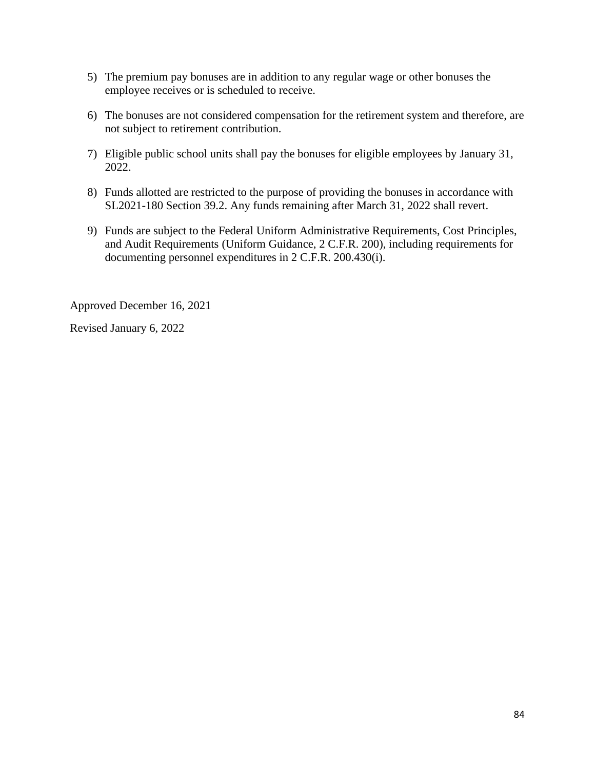5) The premium pay bonuses are in addition to any regular wage or other bonuses the employee receives or is scheduled to receive.

6) The bonuses are not considered compensation for the retirement system and therefore, are not subject to retirement contribution.

7) Eligible public school units shall pay the bonuses for eligible employees by January 31, 2022.

8) Funds allotted are restricted to the purpose of providing the bonuses in accordance with SL2021-180 Section 39.2. Any funds remaining after March 31, 2022 shall revert.

9) Funds are subject to the Federal Uniform Administrative Requirements, Cost Principles, and Audit Requirements (Uniform Guidance, 2 C.F.R. 200), including requirements for documenting personnel expenditures in 2 C.F.R. 200.430(i).

Approved December 16, 2021

Revised January 6, 2022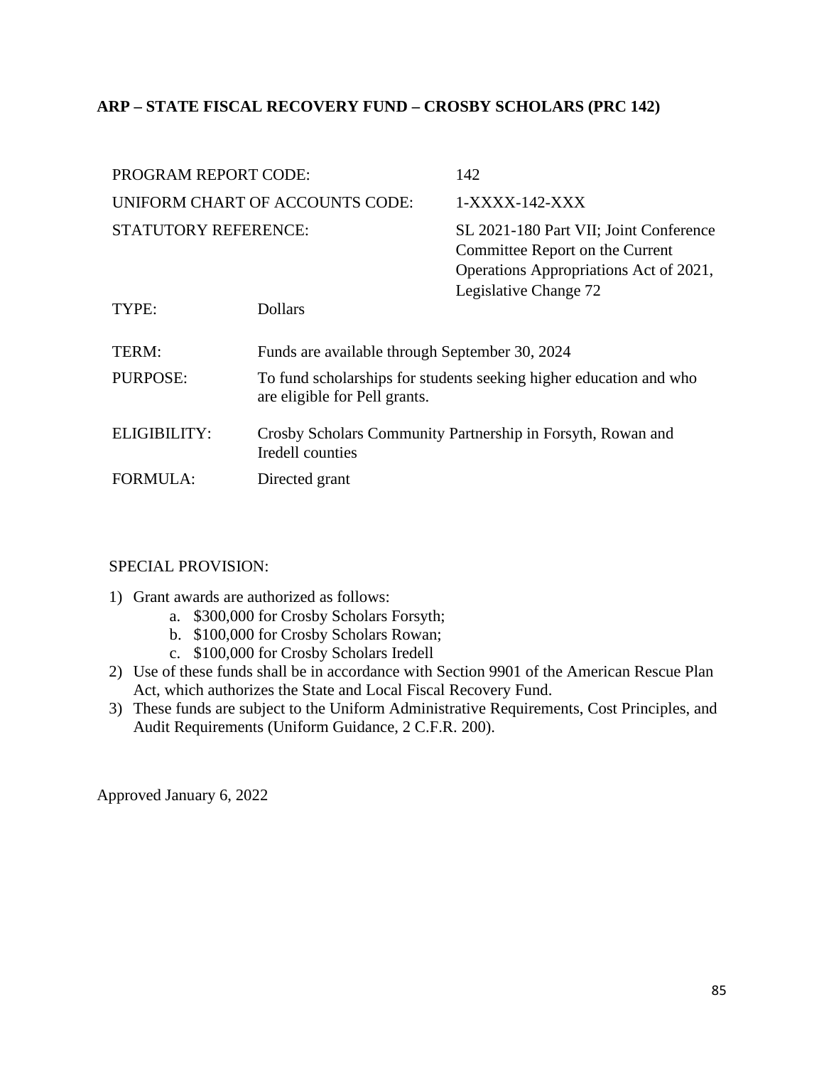## ARP – STATE FISCAL RECOVERY FUND – CROSBY SCHOLARS (PRC 142)

| | |
|---|---|
| PROGRAM REPORT CODE: | 142 |
| UNIFORM CHART OF ACCOUNTS CODE: | 1-XXXX-142-XXX |
| STATUTORY REFERENCE: | SL 2021-180 Part VII; Joint Conference Committee Report on the Current Operations Appropriations Act of 2021, Legislative Change 72 |
| TYPE: | Dollars |
| TERM: | Funds are available through September 30, 2024 |
| PURPOSE: | To fund scholarships for students seeking higher education and who are eligible for Pell grants. |
| ELIGIBILITY: | Crosby Scholars Community Partnership in Forsyth, Rowan and Iredell counties |
| FORMULA: | Directed grant |

SPECIAL PROVISION:

1) Grant awards are authorized as follows:
   a. $300,000 for Crosby Scholars Forsyth;
   b. $100,000 for Crosby Scholars Rowan;
   c. $100,000 for Crosby Scholars Iredell
2) Use of these funds shall be in accordance with Section 9901 of the American Rescue Plan Act, which authorizes the State and Local Fiscal Recovery Fund.
3) These funds are subject to the Uniform Administrative Requirements, Cost Principles, and Audit Requirements (Uniform Guidance, 2 C.F.R. 200).

Approved January 6, 2022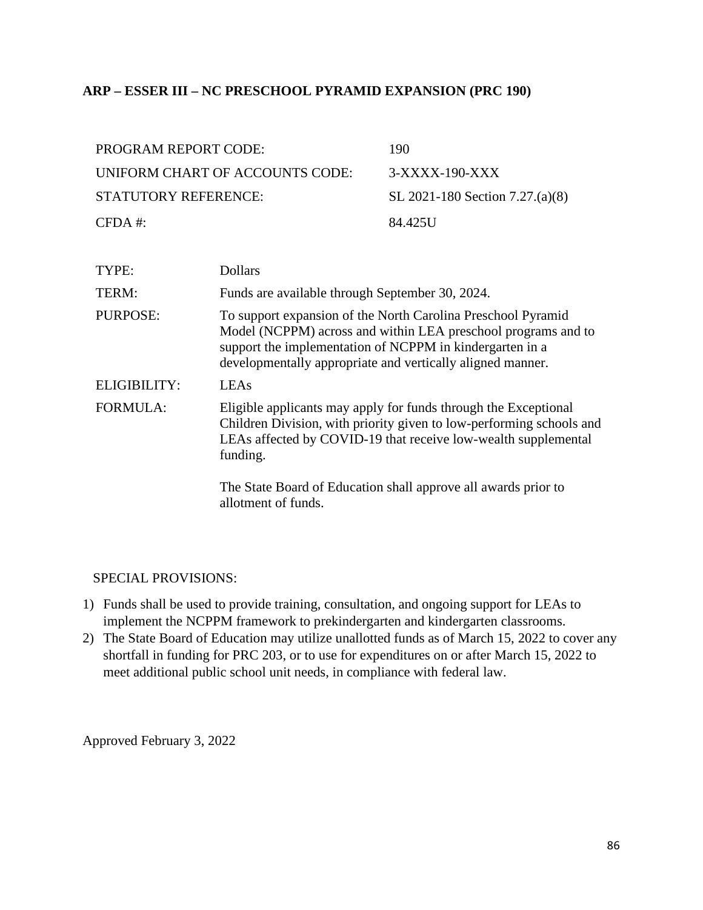## ARP – ESSER III – NC PRESCHOOL PYRAMID EXPANSION (PRC 190)

| | |
|---|---|
| PROGRAM REPORT CODE: | 190 |
| UNIFORM CHART OF ACCOUNTS CODE: | 3-XXXX-190-XXX |
| STATUTORY REFERENCE: | SL 2021-180 Section 7.27.(a)(8) |
| CFDA #: | 84.425U |

| | |
|---|---|
| TYPE: | Dollars |
| TERM: | Funds are available through September 30, 2024. |
| PURPOSE: | To support expansion of the North Carolina Preschool Pyramid Model (NCPPM) across and within LEA preschool programs and to support the implementation of NCPPM in kindergarten in a developmentally appropriate and vertically aligned manner. |
| ELIGIBILITY: | LEAs |
| FORMULA: | Eligible applicants may apply for funds through the Exceptional Children Division, with priority given to low-performing schools and LEAs affected by COVID-19 that receive low-wealth supplemental funding.<br><br>The State Board of Education shall approve all awards prior to allotment of funds. |

SPECIAL PROVISIONS:

1) Funds shall be used to provide training, consultation, and ongoing support for LEAs to implement the NCPPM framework to prekindergarten and kindergarten classrooms.
2) The State Board of Education may utilize unallotted funds as of March 15, 2022 to cover any shortfall in funding for PRC 203, or to use for expenditures on or after March 15, 2022 to meet additional public school unit needs, in compliance with federal law.

Approved February 3, 2022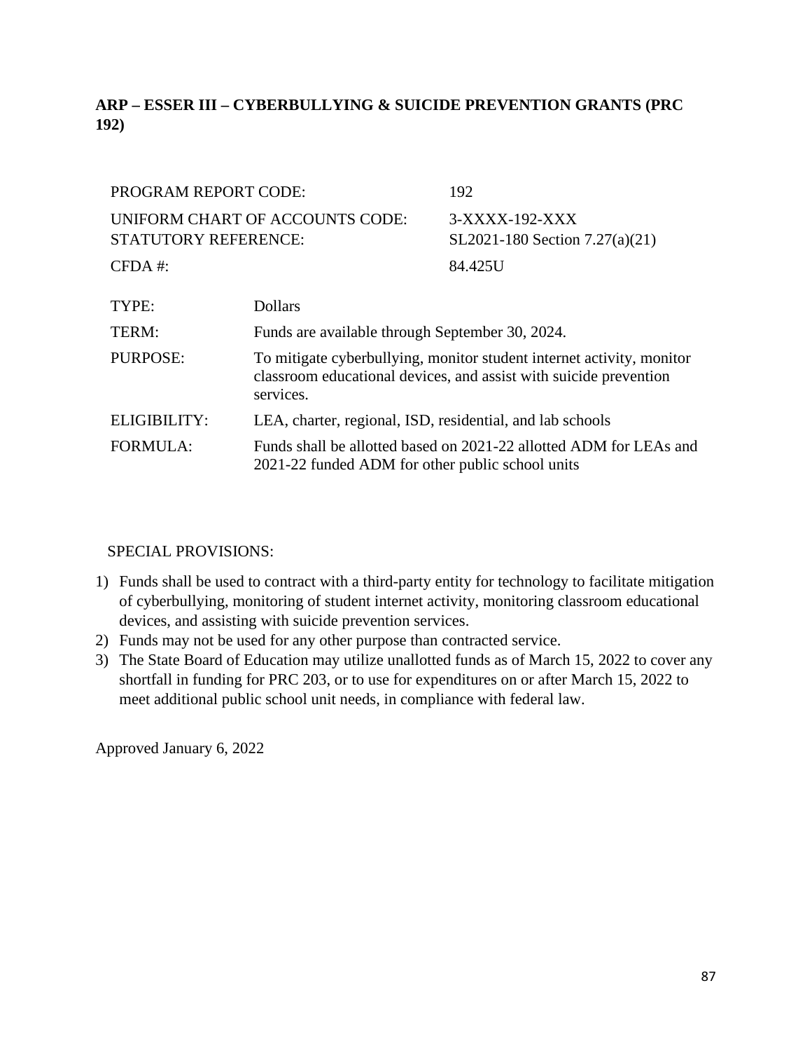**ARP – ESSER III – CYBERBULLYING & SUICIDE PREVENTION GRANTS (PRC 192)**

| | |
|---|---|
| PROGRAM REPORT CODE: | 192 |
| UNIFORM CHART OF ACCOUNTS CODE: | 3-XXXX-192-XXX |
| STATUTORY REFERENCE: | SL2021-180 Section 7.27(a)(21) |
| CFDA #: | 84.425U |

| | |
|---|---|
| TYPE: | Dollars |
| TERM: | Funds are available through September 30, 2024. |
| PURPOSE: | To mitigate cyberbullying, monitor student internet activity, monitor classroom educational devices, and assist with suicide prevention services. |
| ELIGIBILITY: | LEA, charter, regional, ISD, residential, and lab schools |
| FORMULA: | Funds shall be allotted based on 2021-22 allotted ADM for LEAs and 2021-22 funded ADM for other public school units |

SPECIAL PROVISIONS:

1) Funds shall be used to contract with a third-party entity for technology to facilitate mitigation of cyberbullying, monitoring of student internet activity, monitoring classroom educational devices, and assisting with suicide prevention services.
2) Funds may not be used for any other purpose than contracted service.
3) The State Board of Education may utilize unallotted funds as of March 15, 2022 to cover any shortfall in funding for PRC 203, or to use for expenditures on or after March 15, 2022 to meet additional public school unit needs, in compliance with federal law.

Approved January 6, 2022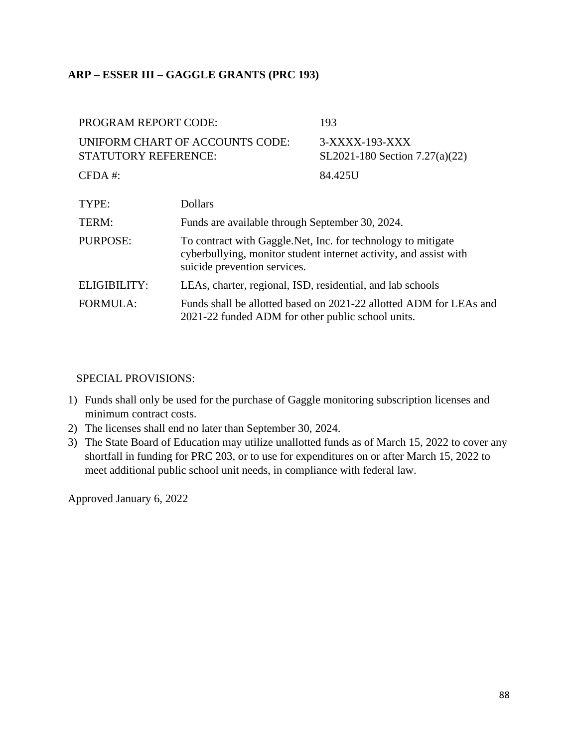**ARP – ESSER III – GAGGLE GRANTS (PRC 193)**

| | |
|---|---|
| PROGRAM REPORT CODE: | 193 |
| UNIFORM CHART OF ACCOUNTS CODE: | 3-XXXX-193-XXX |
| STATUTORY REFERENCE: | SL2021-180 Section 7.27(a)(22) |
| CFDA #: | 84.425U |

| | |
|---|---|
| TYPE: | Dollars |
| TERM: | Funds are available through September 30, 2024. |
| PURPOSE: | To contract with Gaggle.Net, Inc. for technology to mitigate cyberbullying, monitor student internet activity, and assist with suicide prevention services. |
| ELIGIBILITY: | LEAs, charter, regional, ISD, residential, and lab schools |
| FORMULA: | Funds shall be allotted based on 2021-22 allotted ADM for LEAs and 2021-22 funded ADM for other public school units. |

SPECIAL PROVISIONS:

1) Funds shall only be used for the purchase of Gaggle monitoring subscription licenses and minimum contract costs.
2) The licenses shall end no later than September 30, 2024.
3) The State Board of Education may utilize unallotted funds as of March 15, 2022 to cover any shortfall in funding for PRC 203, or to use for expenditures on or after March 15, 2022 to meet additional public school unit needs, in compliance with federal law.

Approved January 6, 2022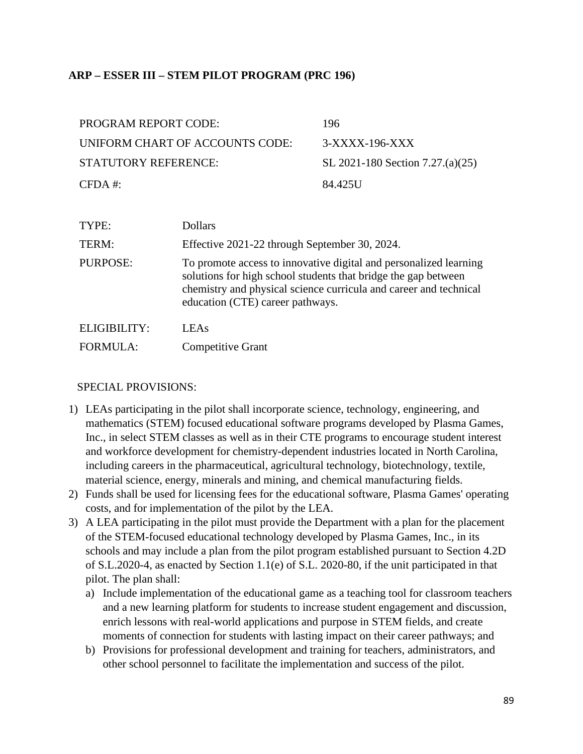## ARP – ESSER III – STEM PILOT PROGRAM (PRC 196)

| | |
|---|---|
| PROGRAM REPORT CODE: | 196 |
| UNIFORM CHART OF ACCOUNTS CODE: | 3-XXXX-196-XXX |
| STATUTORY REFERENCE: | SL 2021-180 Section 7.27.(a)(25) |
| CFDA #: | 84.425U |

| | |
|---|---|
| TYPE: | Dollars |
| TERM: | Effective 2021-22 through September 30, 2024. |
| PURPOSE: | To promote access to innovative digital and personalized learning solutions for high school students that bridge the gap between chemistry and physical science curricula and career and technical education (CTE) career pathways. |
| ELIGIBILITY: | LEAs |
| FORMULA: | Competitive Grant |

SPECIAL PROVISIONS:

1) LEAs participating in the pilot shall incorporate science, technology, engineering, and mathematics (STEM) focused educational software programs developed by Plasma Games, Inc., in select STEM classes as well as in their CTE programs to encourage student interest and workforce development for chemistry-dependent industries located in North Carolina, including careers in the pharmaceutical, agricultural technology, biotechnology, textile, material science, energy, minerals and mining, and chemical manufacturing fields.
2) Funds shall be used for licensing fees for the educational software, Plasma Games' operating costs, and for implementation of the pilot by the LEA.
3) A LEA participating in the pilot must provide the Department with a plan for the placement of the STEM-focused educational technology developed by Plasma Games, Inc., in its schools and may include a plan from the pilot program established pursuant to Section 4.2D of S.L.2020-4, as enacted by Section 1.1(e) of S.L. 2020-80, if the unit participated in that pilot. The plan shall:
   a) Include implementation of the educational game as a teaching tool for classroom teachers and a new learning platform for students to increase student engagement and discussion, enrich lessons with real-world applications and purpose in STEM fields, and create moments of connection for students with lasting impact on their career pathways; and
   b) Provisions for professional development and training for teachers, administrators, and other school personnel to facilitate the implementation and success of the pilot.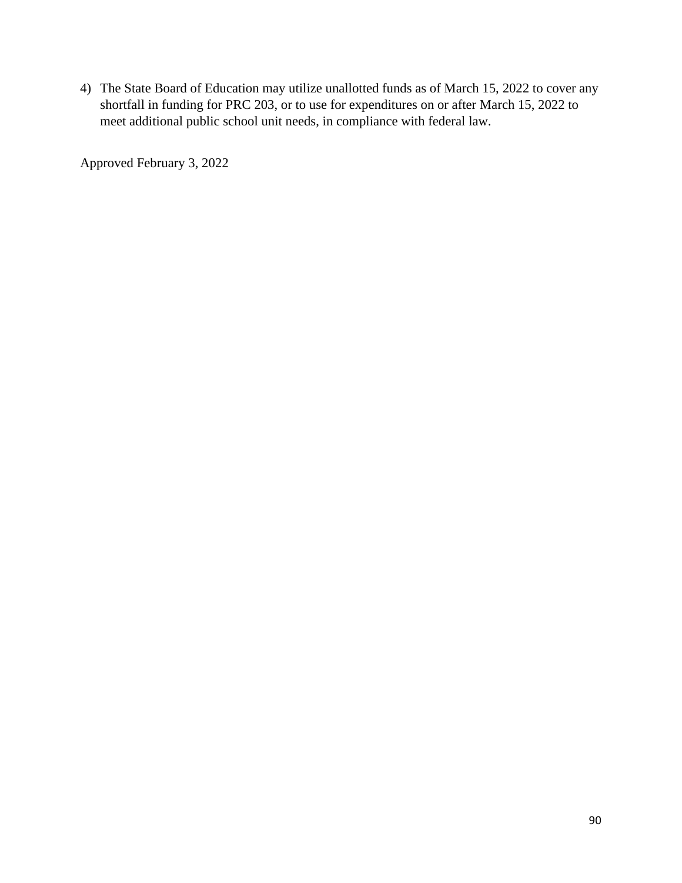4) The State Board of Education may utilize unallotted funds as of March 15, 2022 to cover any shortfall in funding for PRC 203, or to use for expenditures on or after March 15, 2022 to meet additional public school unit needs, in compliance with federal law.

Approved February 3, 2022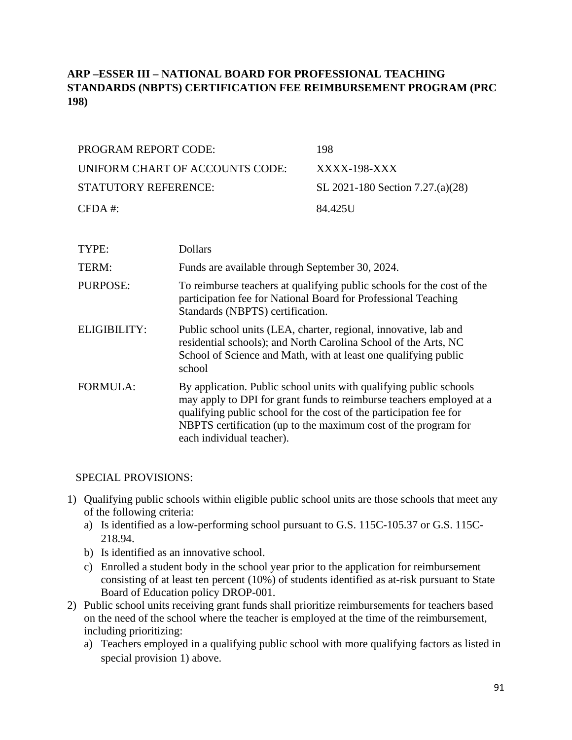**ARP –ESSER III – NATIONAL BOARD FOR PROFESSIONAL TEACHING STANDARDS (NBPTS) CERTIFICATION FEE REIMBURSEMENT PROGRAM (PRC 198)**

| | |
|---|---|
| PROGRAM REPORT CODE: | 198 |
| UNIFORM CHART OF ACCOUNTS CODE: | XXXX-198-XXX |
| STATUTORY REFERENCE: | SL 2021-180 Section 7.27.(a)(28) |
| CFDA #: | 84.425U |

| | |
|---|---|
| TYPE: | Dollars |
| TERM: | Funds are available through September 30, 2024. |
| PURPOSE: | To reimburse teachers at qualifying public schools for the cost of the participation fee for National Board for Professional Teaching Standards (NBPTS) certification. |
| ELIGIBILITY: | Public school units (LEA, charter, regional, innovative, lab and residential schools); and North Carolina School of the Arts, NC School of Science and Math, with at least one qualifying public school |
| FORMULA: | By application. Public school units with qualifying public schools may apply to DPI for grant funds to reimburse teachers employed at a qualifying public school for the cost of the participation fee for NBPTS certification (up to the maximum cost of the program for each individual teacher). |

SPECIAL PROVISIONS:

1) Qualifying public schools within eligible public school units are those schools that meet any of the following criteria:
   a) Is identified as a low-performing school pursuant to G.S. 115C-105.37 or G.S. 115C-218.94.
   b) Is identified as an innovative school.
   c) Enrolled a student body in the school year prior to the application for reimbursement consisting of at least ten percent (10%) of students identified as at-risk pursuant to State Board of Education policy DROP-001.
2) Public school units receiving grant funds shall prioritize reimbursements for teachers based on the need of the school where the teacher is employed at the time of the reimbursement, including prioritizing:
   a) Teachers employed in a qualifying public school with more qualifying factors as listed in special provision 1) above.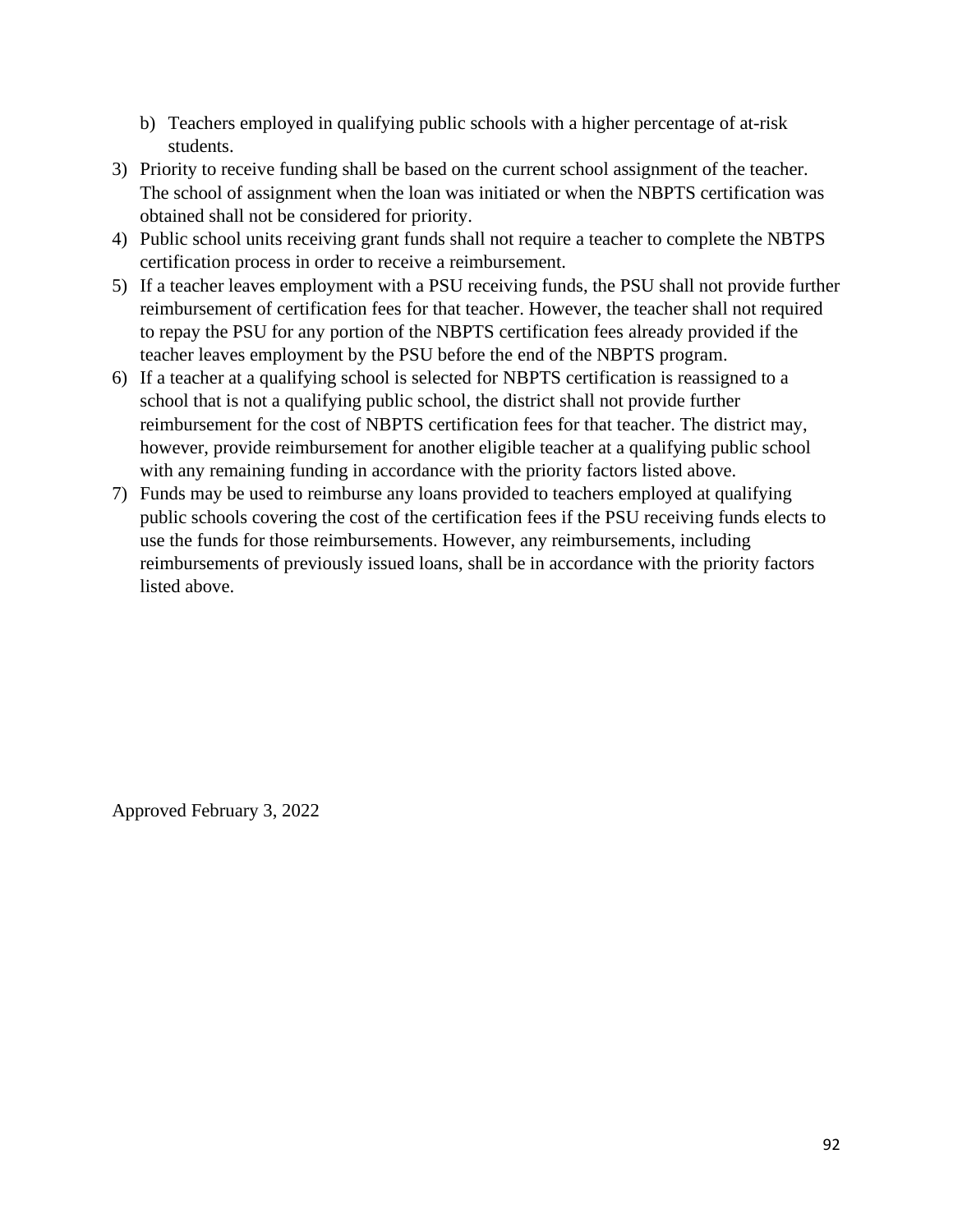b) Teachers employed in qualifying public schools with a higher percentage of at-risk students.

3) Priority to receive funding shall be based on the current school assignment of the teacher. The school of assignment when the loan was initiated or when the NBPTS certification was obtained shall not be considered for priority.
4) Public school units receiving grant funds shall not require a teacher to complete the NBTPS certification process in order to receive a reimbursement.
5) If a teacher leaves employment with a PSU receiving funds, the PSU shall not provide further reimbursement of certification fees for that teacher. However, the teacher shall not required to repay the PSU for any portion of the NBPTS certification fees already provided if the teacher leaves employment by the PSU before the end of the NBPTS program.
6) If a teacher at a qualifying school is selected for NBPTS certification is reassigned to a school that is not a qualifying public school, the district shall not provide further reimbursement for the cost of NBPTS certification fees for that teacher. The district may, however, provide reimbursement for another eligible teacher at a qualifying public school with any remaining funding in accordance with the priority factors listed above.
7) Funds may be used to reimburse any loans provided to teachers employed at qualifying public schools covering the cost of the certification fees if the PSU receiving funds elects to use the funds for those reimbursements. However, any reimbursements, including reimbursements of previously issued loans, shall be in accordance with the priority factors listed above.

Approved February 3, 2022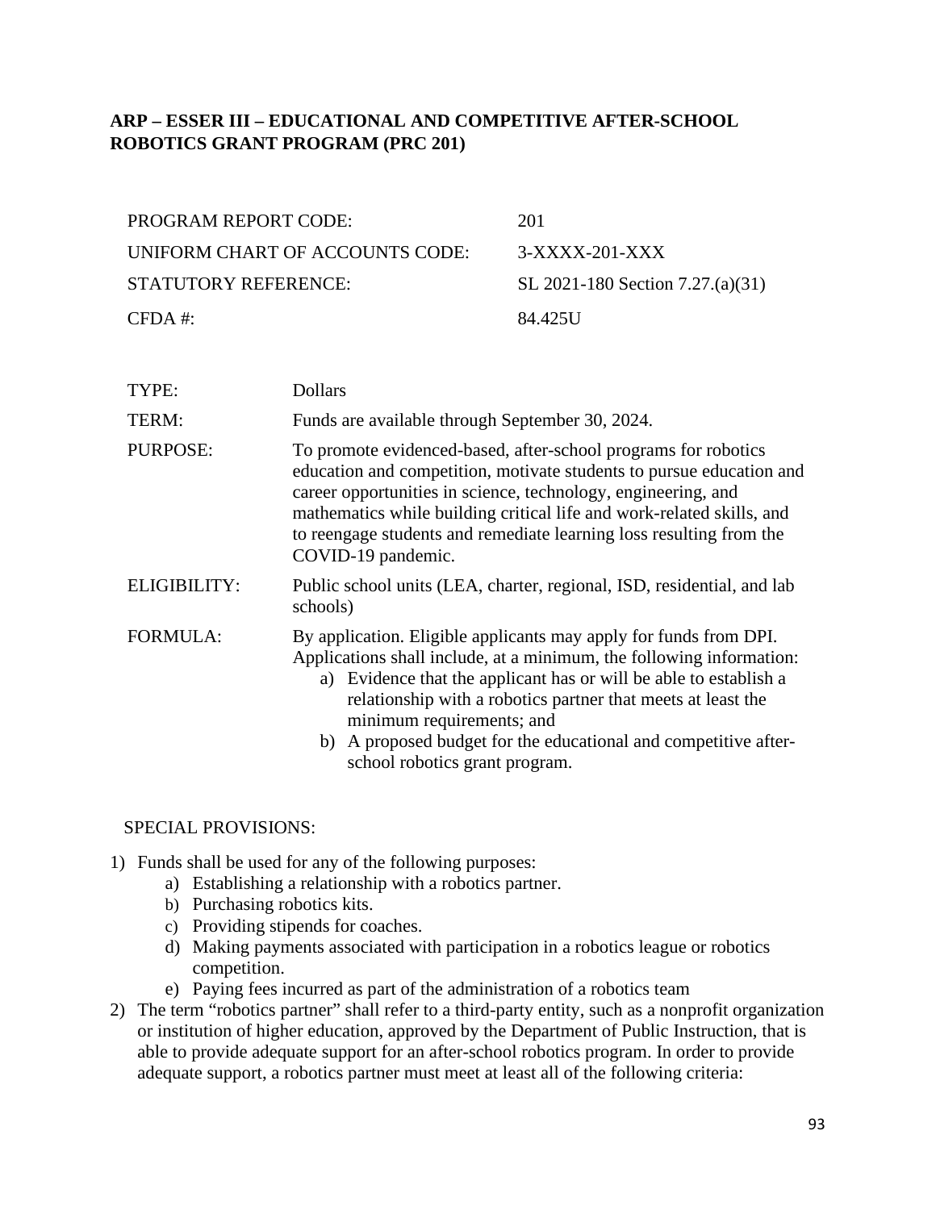## ARP – ESSER III – EDUCATIONAL AND COMPETITIVE AFTER-SCHOOL ROBOTICS GRANT PROGRAM (PRC 201)

| | |
|---|---|
| PROGRAM REPORT CODE: | 201 |
| UNIFORM CHART OF ACCOUNTS CODE: | 3-XXXX-201-XXX |
| STATUTORY REFERENCE: | SL 2021-180 Section 7.27.(a)(31) |
| CFDA #: | 84.425U |

| | |
|---|---|
| TYPE: | Dollars |
| TERM: | Funds are available through September 30, 2024. |
| PURPOSE: | To promote evidenced-based, after-school programs for robotics education and competition, motivate students to pursue education and career opportunities in science, technology, engineering, and mathematics while building critical life and work-related skills, and to reengage students and remediate learning loss resulting from the COVID-19 pandemic. |
| ELIGIBILITY: | Public school units (LEA, charter, regional, ISD, residential, and lab schools) |
| FORMULA: | By application. Eligible applicants may apply for funds from DPI. Applications shall include, at a minimum, the following information: a) Evidence that the applicant has or will be able to establish a relationship with a robotics partner that meets at least the minimum requirements; and b) A proposed budget for the educational and competitive after-school robotics grant program. |

SPECIAL PROVISIONS:

1) Funds shall be used for any of the following purposes:
   a) Establishing a relationship with a robotics partner.
   b) Purchasing robotics kits.
   c) Providing stipends for coaches.
   d) Making payments associated with participation in a robotics league or robotics competition.
   e) Paying fees incurred as part of the administration of a robotics team
2) The term "robotics partner" shall refer to a third-party entity, such as a nonprofit organization or institution of higher education, approved by the Department of Public Instruction, that is able to provide adequate support for an after-school robotics program. In order to provide adequate support, a robotics partner must meet at least all of the following criteria: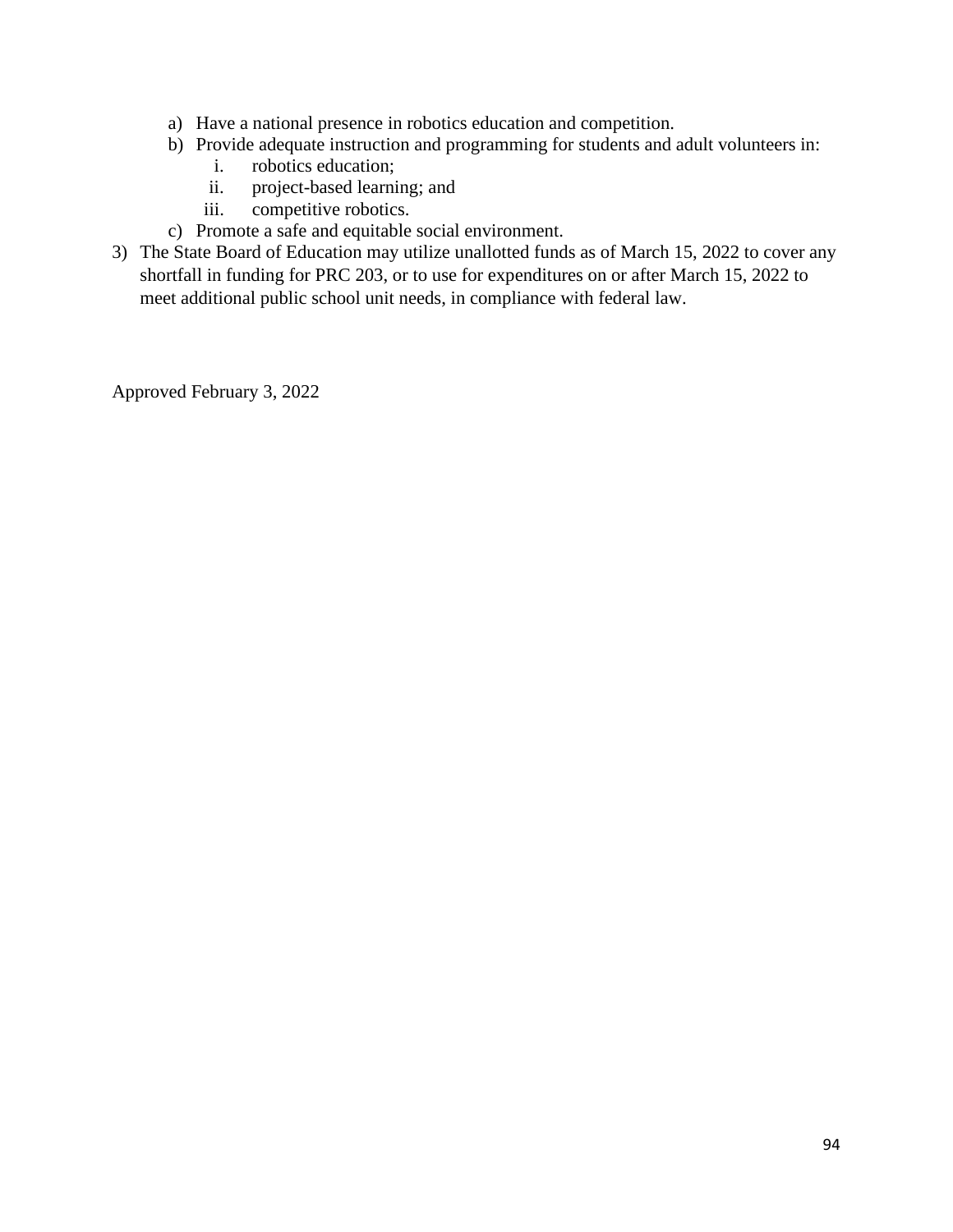a) Have a national presence in robotics education and competition.
   b) Provide adequate instruction and programming for students and adult volunteers in:
      i. robotics education;
      ii. project-based learning; and
      iii. competitive robotics.
   c) Promote a safe and equitable social environment.

3) The State Board of Education may utilize unallotted funds as of March 15, 2022 to cover any shortfall in funding for PRC 203, or to use for expenditures on or after March 15, 2022 to meet additional public school unit needs, in compliance with federal law.

Approved February 3, 2022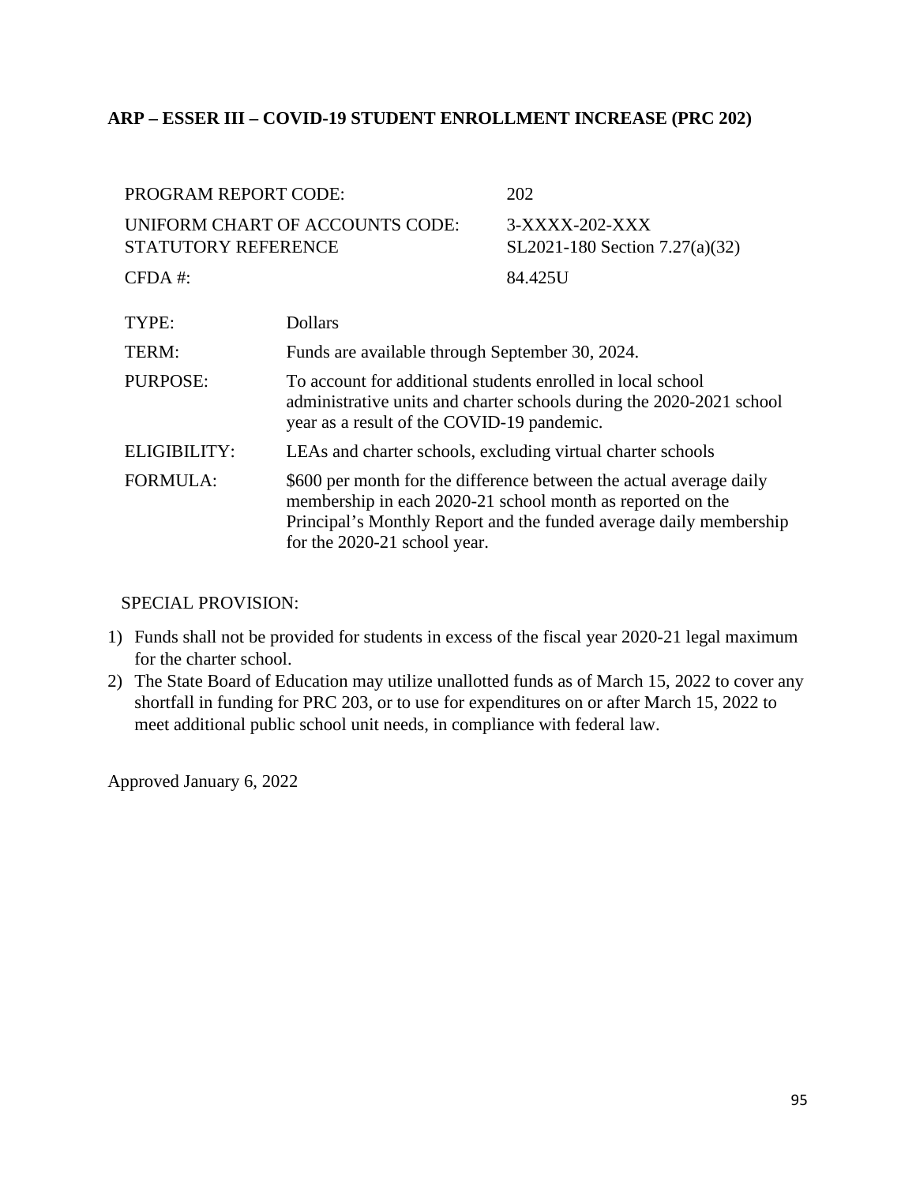### ARP – ESSER III – COVID-19 STUDENT ENROLLMENT INCREASE (PRC 202)

| | |
|---|---|
| PROGRAM REPORT CODE: | 202 |
| UNIFORM CHART OF ACCOUNTS CODE: | 3-XXXX-202-XXX |
| STATUTORY REFERENCE | SL2021-180 Section 7.27(a)(32) |
| CFDA #: | 84.425U |

| | |
|---|---|
| TYPE: | Dollars |
| TERM: | Funds are available through September 30, 2024. |
| PURPOSE: | To account for additional students enrolled in local school administrative units and charter schools during the 2020-2021 school year as a result of the COVID-19 pandemic. |
| ELIGIBILITY: | LEAs and charter schools, excluding virtual charter schools |
| FORMULA: | $600 per month for the difference between the actual average daily membership in each 2020-21 school month as reported on the Principal's Monthly Report and the funded average daily membership for the 2020-21 school year. |

SPECIAL PROVISION:

1) Funds shall not be provided for students in excess of the fiscal year 2020-21 legal maximum for the charter school.
2) The State Board of Education may utilize unallotted funds as of March 15, 2022 to cover any shortfall in funding for PRC 203, or to use for expenditures on or after March 15, 2022 to meet additional public school unit needs, in compliance with federal law.

Approved January 6, 2022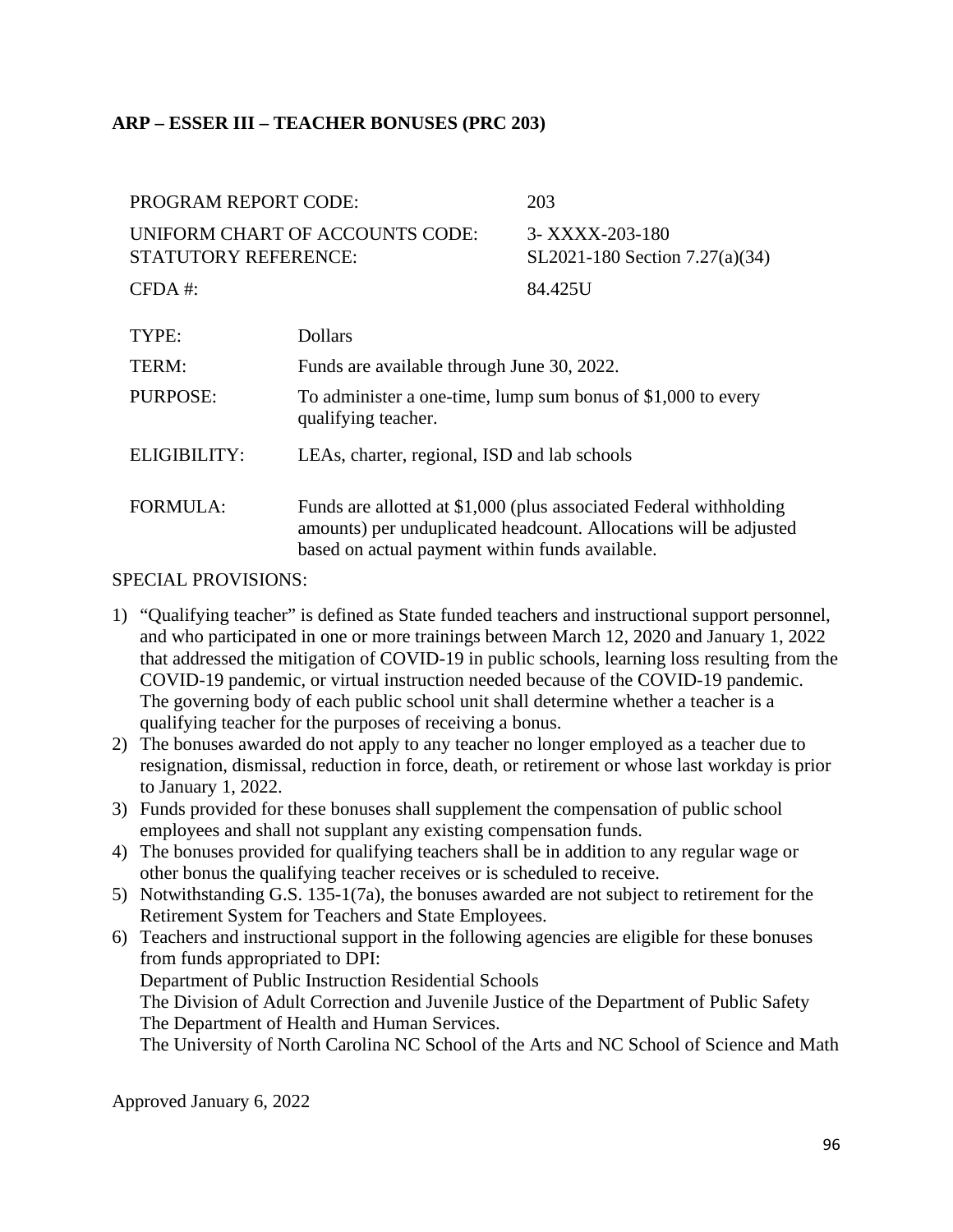**ARP – ESSER III – TEACHER BONUSES (PRC 203)**

| | |
|---|---|
| PROGRAM REPORT CODE: | 203 |
| UNIFORM CHART OF ACCOUNTS CODE: | 3- XXXX-203-180 |
| STATUTORY REFERENCE: | SL2021-180 Section 7.27(a)(34) |
| CFDA #: | 84.425U |

| | |
|---|---|
| TYPE: | Dollars |
| TERM: | Funds are available through June 30, 2022. |
| PURPOSE: | To administer a one-time, lump sum bonus of $1,000 to every qualifying teacher. |
| ELIGIBILITY: | LEAs, charter, regional, ISD and lab schools |
| FORMULA: | Funds are allotted at $1,000 (plus associated Federal withholding amounts) per unduplicated headcount. Allocations will be adjusted based on actual payment within funds available. |

SPECIAL PROVISIONS:

1) "Qualifying teacher" is defined as State funded teachers and instructional support personnel, and who participated in one or more trainings between March 12, 2020 and January 1, 2022 that addressed the mitigation of COVID-19 in public schools, learning loss resulting from the COVID-19 pandemic, or virtual instruction needed because of the COVID-19 pandemic. The governing body of each public school unit shall determine whether a teacher is a qualifying teacher for the purposes of receiving a bonus.
2) The bonuses awarded do not apply to any teacher no longer employed as a teacher due to resignation, dismissal, reduction in force, death, or retirement or whose last workday is prior to January 1, 2022.
3) Funds provided for these bonuses shall supplement the compensation of public school employees and shall not supplant any existing compensation funds.
4) The bonuses provided for qualifying teachers shall be in addition to any regular wage or other bonus the qualifying teacher receives or is scheduled to receive.
5) Notwithstanding G.S. 135-1(7a), the bonuses awarded are not subject to retirement for the Retirement System for Teachers and State Employees.
6) Teachers and instructional support in the following agencies are eligible for these bonuses from funds appropriated to DPI:
   Department of Public Instruction Residential Schools
   The Division of Adult Correction and Juvenile Justice of the Department of Public Safety
   The Department of Health and Human Services.
   The University of North Carolina NC School of the Arts and NC School of Science and Math

Approved January 6, 2022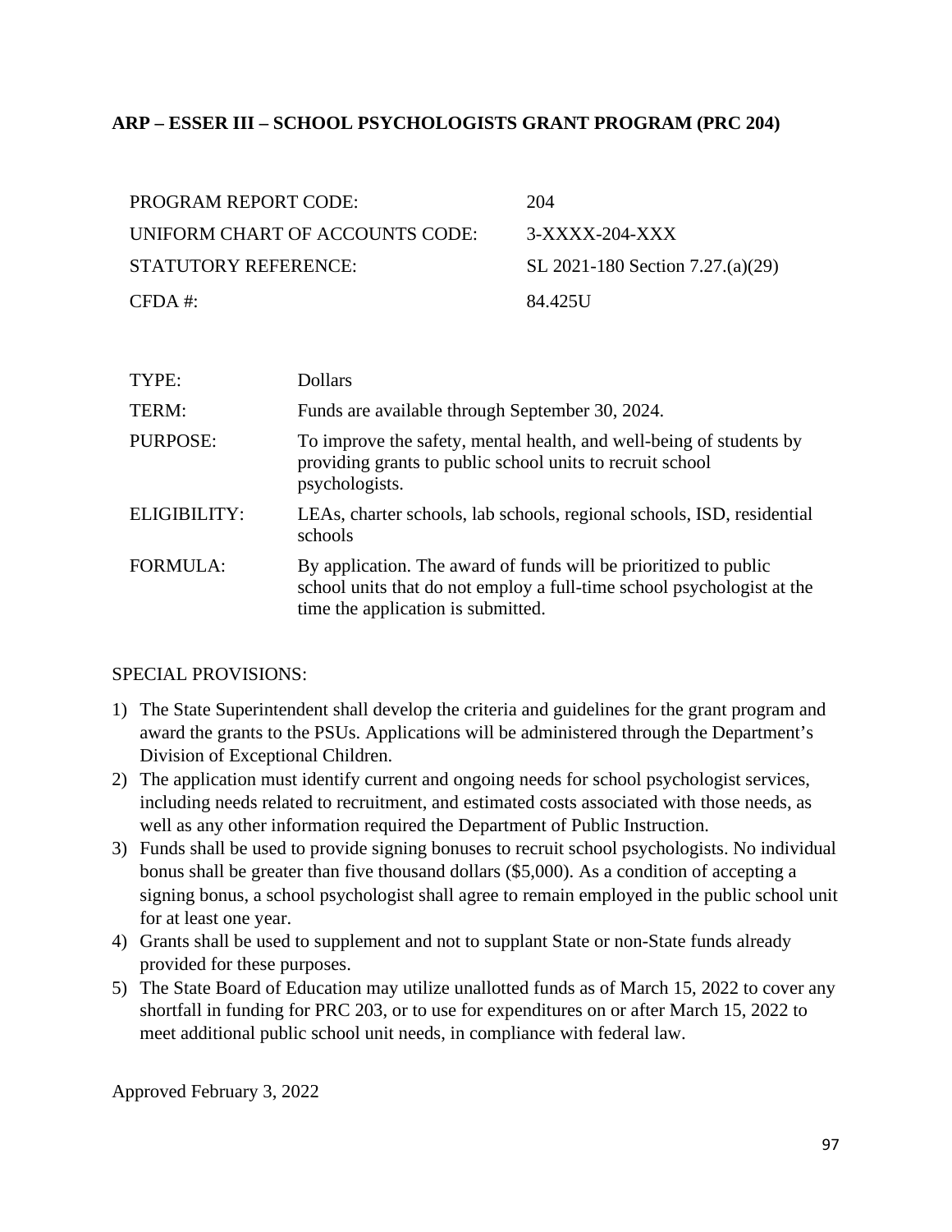## ARP – ESSER III – SCHOOL PSYCHOLOGISTS GRANT PROGRAM (PRC 204)

| | |
|---|---|
| PROGRAM REPORT CODE: | 204 |
| UNIFORM CHART OF ACCOUNTS CODE: | 3-XXXX-204-XXX |
| STATUTORY REFERENCE: | SL 2021-180 Section 7.27.(a)(29) |
| CFDA #: | 84.425U |

| | |
|---|---|
| TYPE: | Dollars |
| TERM: | Funds are available through September 30, 2024. |
| PURPOSE: | To improve the safety, mental health, and well-being of students by providing grants to public school units to recruit school psychologists. |
| ELIGIBILITY: | LEAs, charter schools, lab schools, regional schools, ISD, residential schools |
| FORMULA: | By application. The award of funds will be prioritized to public school units that do not employ a full-time school psychologist at the time the application is submitted. |

SPECIAL PROVISIONS:

1) The State Superintendent shall develop the criteria and guidelines for the grant program and award the grants to the PSUs. Applications will be administered through the Department's Division of Exceptional Children.
2) The application must identify current and ongoing needs for school psychologist services, including needs related to recruitment, and estimated costs associated with those needs, as well as any other information required the Department of Public Instruction.
3) Funds shall be used to provide signing bonuses to recruit school psychologists. No individual bonus shall be greater than five thousand dollars ($5,000). As a condition of accepting a signing bonus, a school psychologist shall agree to remain employed in the public school unit for at least one year.
4) Grants shall be used to supplement and not to supplant State or non-State funds already provided for these purposes.
5) The State Board of Education may utilize unallotted funds as of March 15, 2022 to cover any shortfall in funding for PRC 203, or to use for expenditures on or after March 15, 2022 to meet additional public school unit needs, in compliance with federal law.

Approved February 3, 2022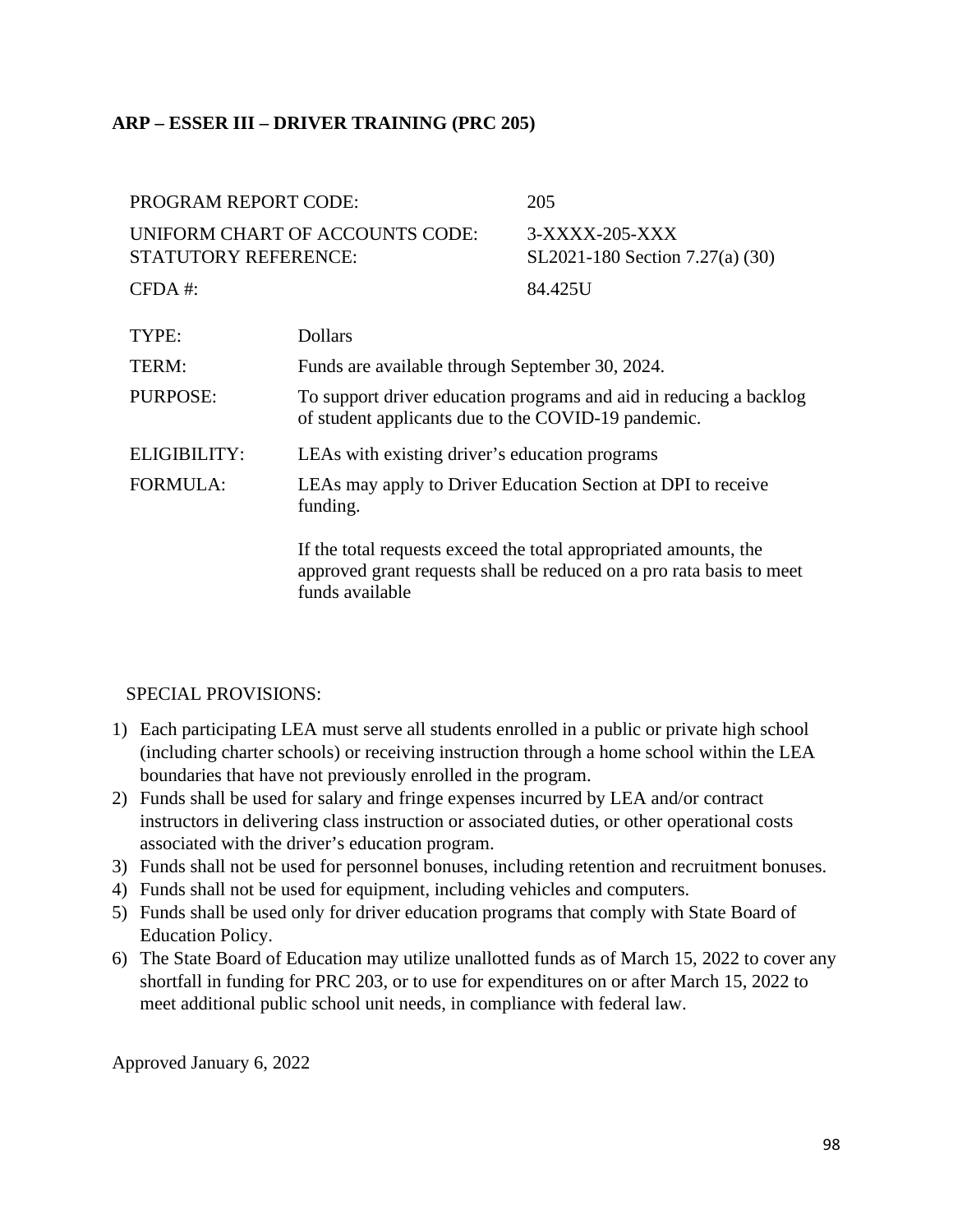## ARP – ESSER III – DRIVER TRAINING (PRC 205)

| | |
|---|---|
| PROGRAM REPORT CODE: | 205 |
| UNIFORM CHART OF ACCOUNTS CODE: | 3-XXXX-205-XXX |
| STATUTORY REFERENCE: | SL2021-180 Section 7.27(a) (30) |
| CFDA #: | 84.425U |

| | |
|---|---|
| TYPE: | Dollars |
| TERM: | Funds are available through September 30, 2024. |
| PURPOSE: | To support driver education programs and aid in reducing a backlog of student applicants due to the COVID-19 pandemic. |
| ELIGIBILITY: | LEAs with existing driver's education programs |
| FORMULA: | LEAs may apply to Driver Education Section at DPI to receive funding.<br><br>If the total requests exceed the total appropriated amounts, the approved grant requests shall be reduced on a pro rata basis to meet funds available |

SPECIAL PROVISIONS:

1) Each participating LEA must serve all students enrolled in a public or private high school (including charter schools) or receiving instruction through a home school within the LEA boundaries that have not previously enrolled in the program.
2) Funds shall be used for salary and fringe expenses incurred by LEA and/or contract instructors in delivering class instruction or associated duties, or other operational costs associated with the driver's education program.
3) Funds shall not be used for personnel bonuses, including retention and recruitment bonuses.
4) Funds shall not be used for equipment, including vehicles and computers.
5) Funds shall be used only for driver education programs that comply with State Board of Education Policy.
6) The State Board of Education may utilize unallotted funds as of March 15, 2022 to cover any shortfall in funding for PRC 203, or to use for expenditures on or after March 15, 2022 to meet additional public school unit needs, in compliance with federal law.

Approved January 6, 2022